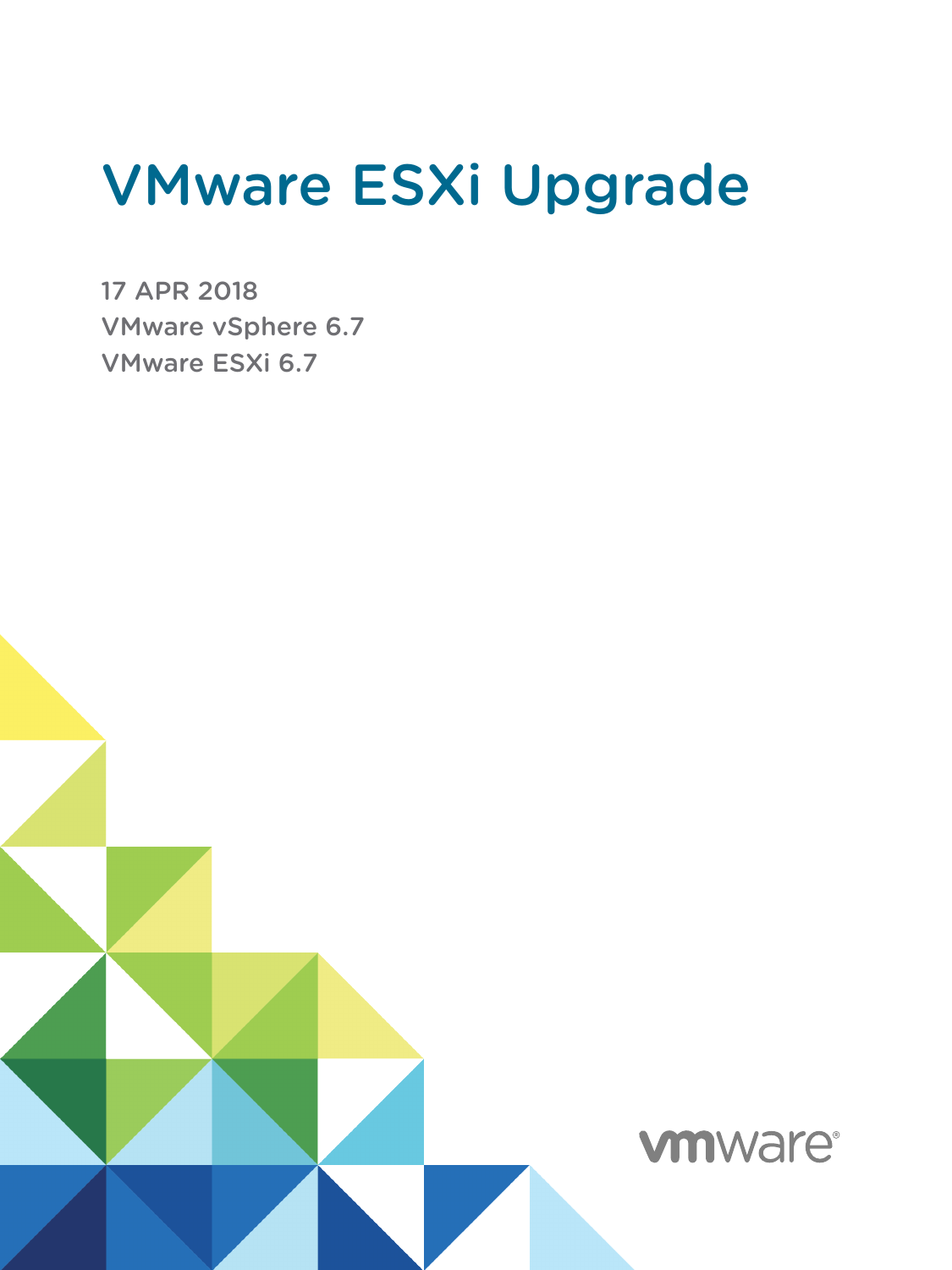# VMware ESXi Upgrade

17 APR 2018

VMware vSphere 6.7

VMware ESXi 6.7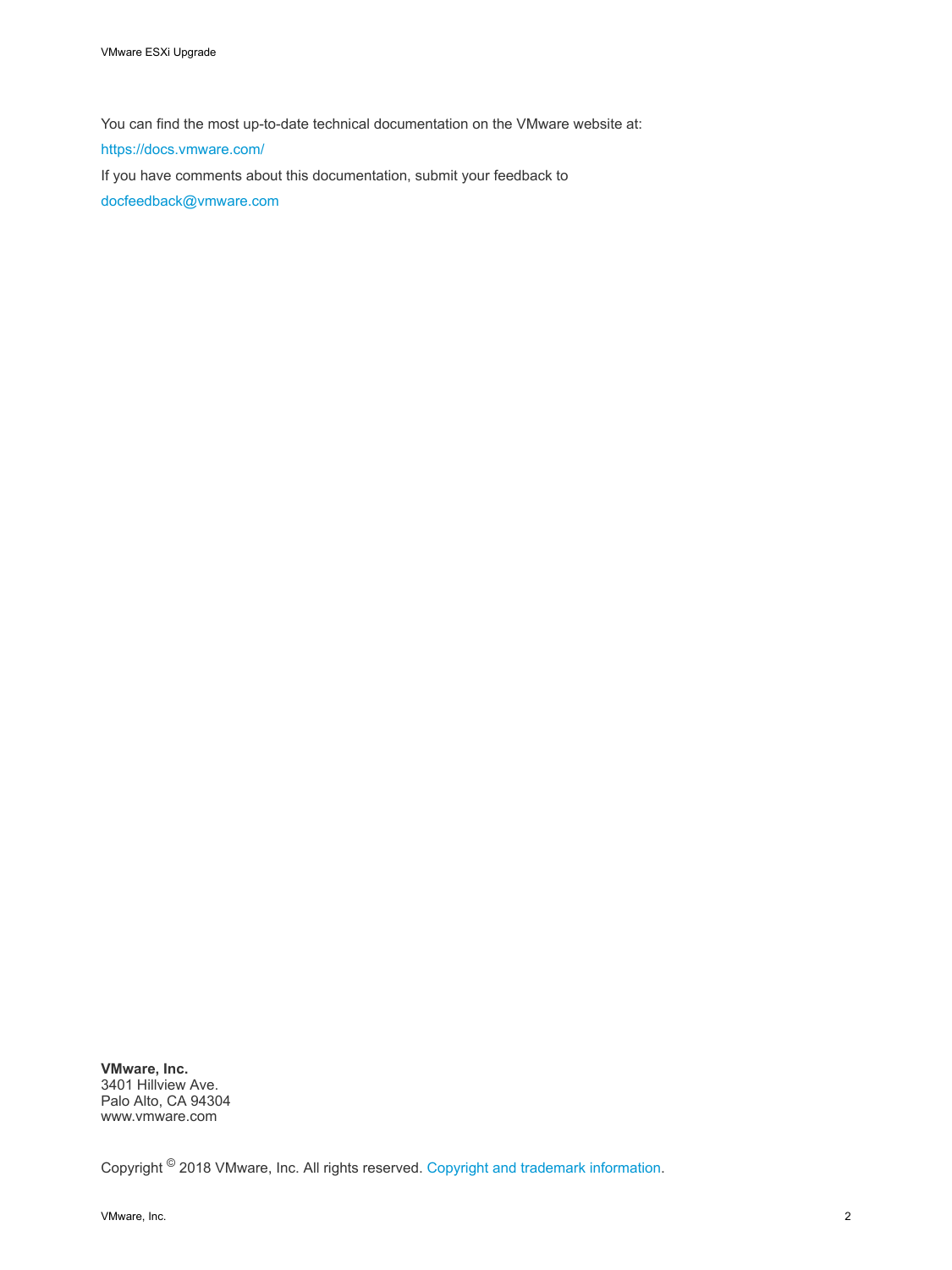You can find the most up-to-date technical documentation on the VMware website at:

https://docs.vmware.com/

If you have comments about this documentation, submit your feedback to

docfeedback@vmware.com

**VMware, Inc.**
3401 Hillview Ave.
Palo Alto, CA 94304
www.vmware.com

Copyright © 2018 VMware, Inc. All rights reserved. Copyright and trademark information.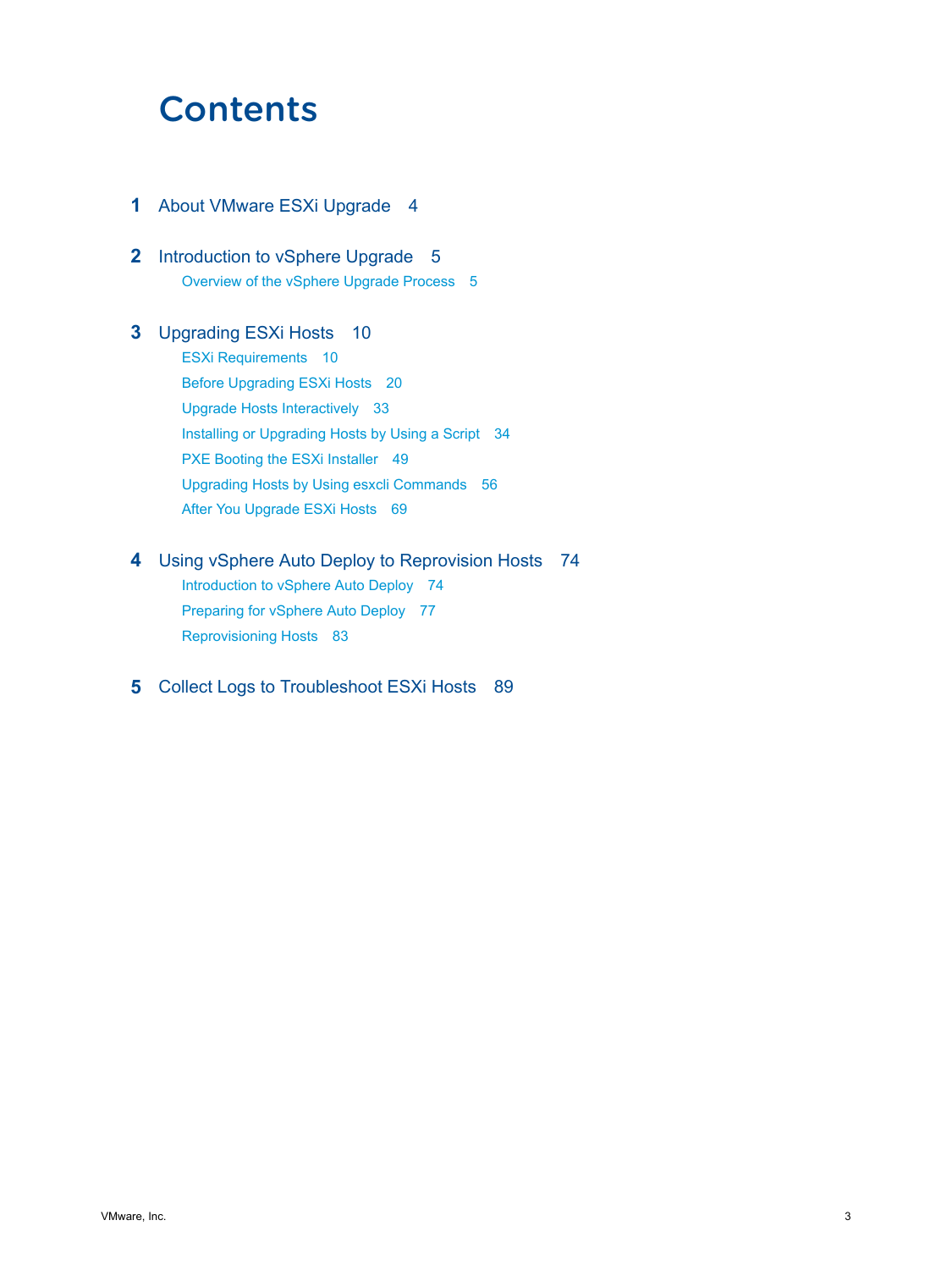# Contents

**1** About VMware ESXi Upgrade 4

**2** Introduction to vSphere Upgrade 5

- Overview of the vSphere Upgrade Process 5

**3** Upgrading ESXi Hosts 10

- ESXi Requirements 10
- Before Upgrading ESXi Hosts 20
- Upgrade Hosts Interactively 33
- Installing or Upgrading Hosts by Using a Script 34
- PXE Booting the ESXi Installer 49
- Upgrading Hosts by Using esxcli Commands 56
- After You Upgrade ESXi Hosts 69

**4** Using vSphere Auto Deploy to Reprovision Hosts 74

- Introduction to vSphere Auto Deploy 74
- Preparing for vSphere Auto Deploy 77
- Reprovisioning Hosts 83

**5** Collect Logs to Troubleshoot ESXi Hosts 89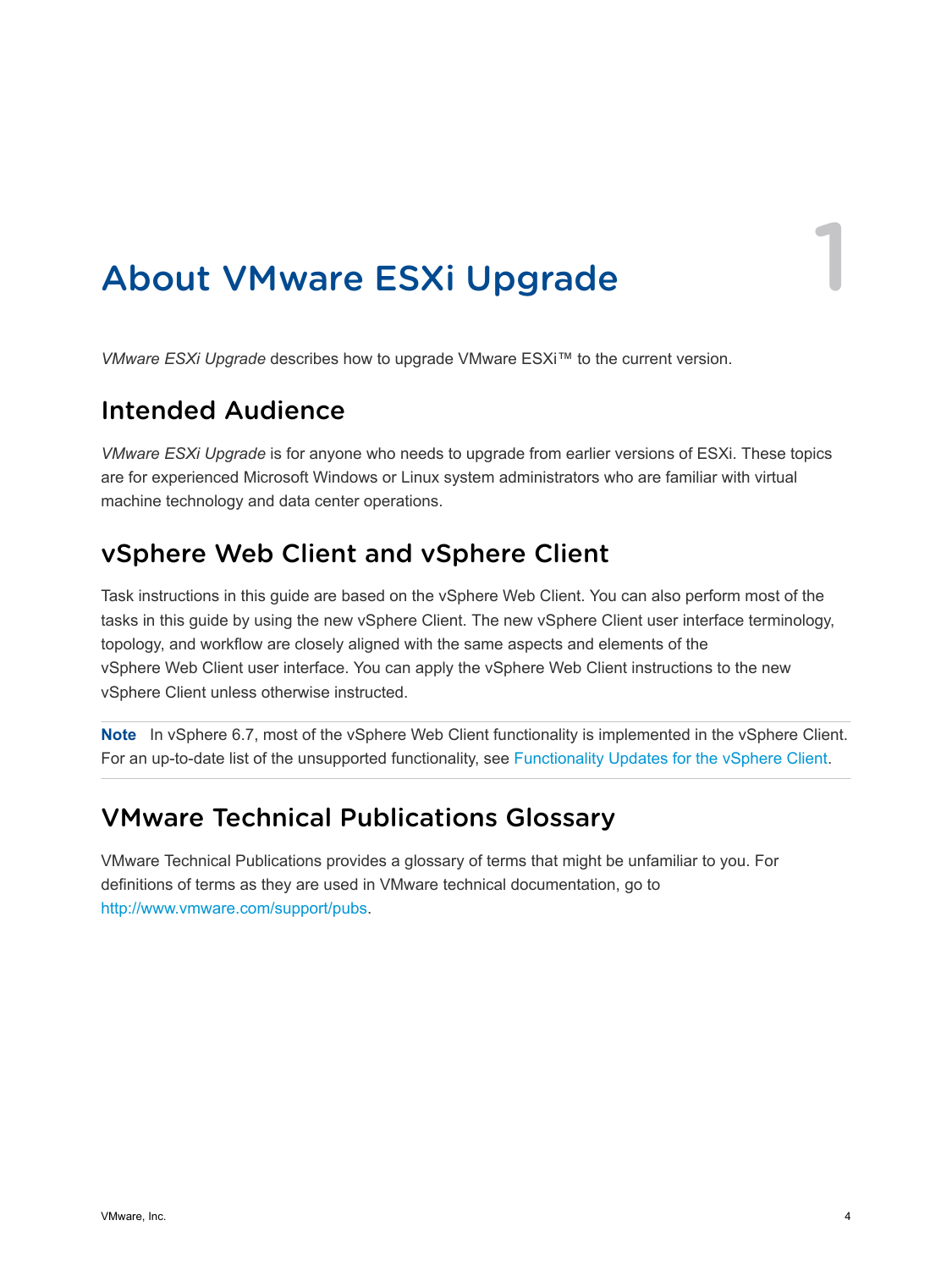# About VMware ESXi Upgrade

*VMware ESXi Upgrade* describes how to upgrade VMware ESXi™ to the current version.

## Intended Audience

*VMware ESXi Upgrade* is for anyone who needs to upgrade from earlier versions of ESXi. These topics are for experienced Microsoft Windows or Linux system administrators who are familiar with virtual machine technology and data center operations.

## vSphere Web Client and vSphere Client

Task instructions in this guide are based on the vSphere Web Client. You can also perform most of the tasks in this guide by using the new vSphere Client. The new vSphere Client user interface terminology, topology, and workflow are closely aligned with the same aspects and elements of the vSphere Web Client user interface. You can apply the vSphere Web Client instructions to the new vSphere Client unless otherwise instructed.

**Note** In vSphere 6.7, most of the vSphere Web Client functionality is implemented in the vSphere Client. For an up-to-date list of the unsupported functionality, see Functionality Updates for the vSphere Client.

## VMware Technical Publications Glossary

VMware Technical Publications provides a glossary of terms that might be unfamiliar to you. For definitions of terms as they are used in VMware technical documentation, go to http://www.vmware.com/support/pubs.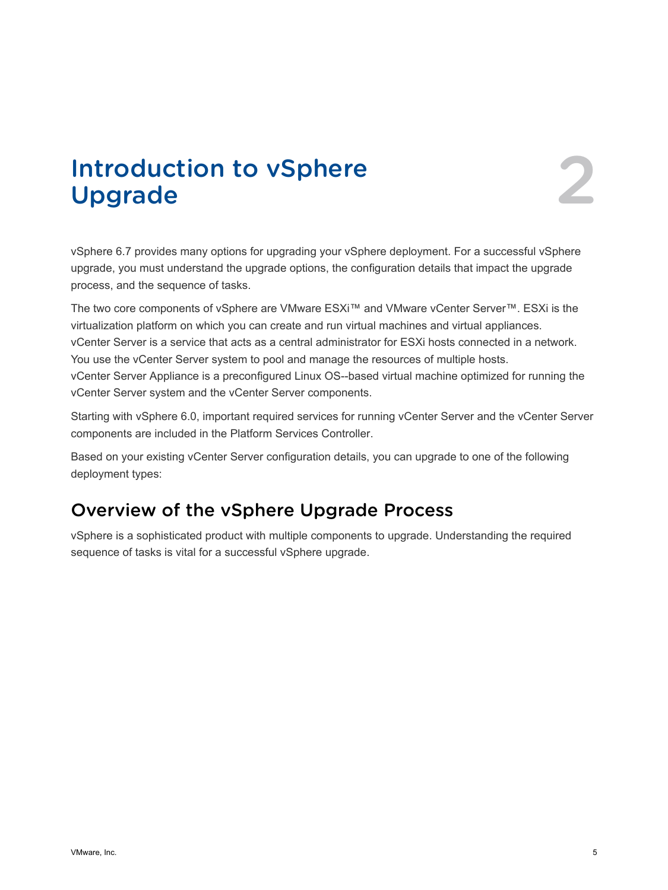# Introduction to vSphere Upgrade

2

vSphere 6.7 provides many options for upgrading your vSphere deployment. For a successful vSphere upgrade, you must understand the upgrade options, the configuration details that impact the upgrade process, and the sequence of tasks.

The two core components of vSphere are VMware ESXi™ and VMware vCenter Server™. ESXi is the virtualization platform on which you can create and run virtual machines and virtual appliances. vCenter Server is a service that acts as a central administrator for ESXi hosts connected in a network. You use the vCenter Server system to pool and manage the resources of multiple hosts. vCenter Server Appliance is a preconfigured Linux OS--based virtual machine optimized for running the vCenter Server system and the vCenter Server components.

Starting with vSphere 6.0, important required services for running vCenter Server and the vCenter Server components are included in the Platform Services Controller.

Based on your existing vCenter Server configuration details, you can upgrade to one of the following deployment types:

## Overview of the vSphere Upgrade Process

vSphere is a sophisticated product with multiple components to upgrade. Understanding the required sequence of tasks is vital for a successful vSphere upgrade.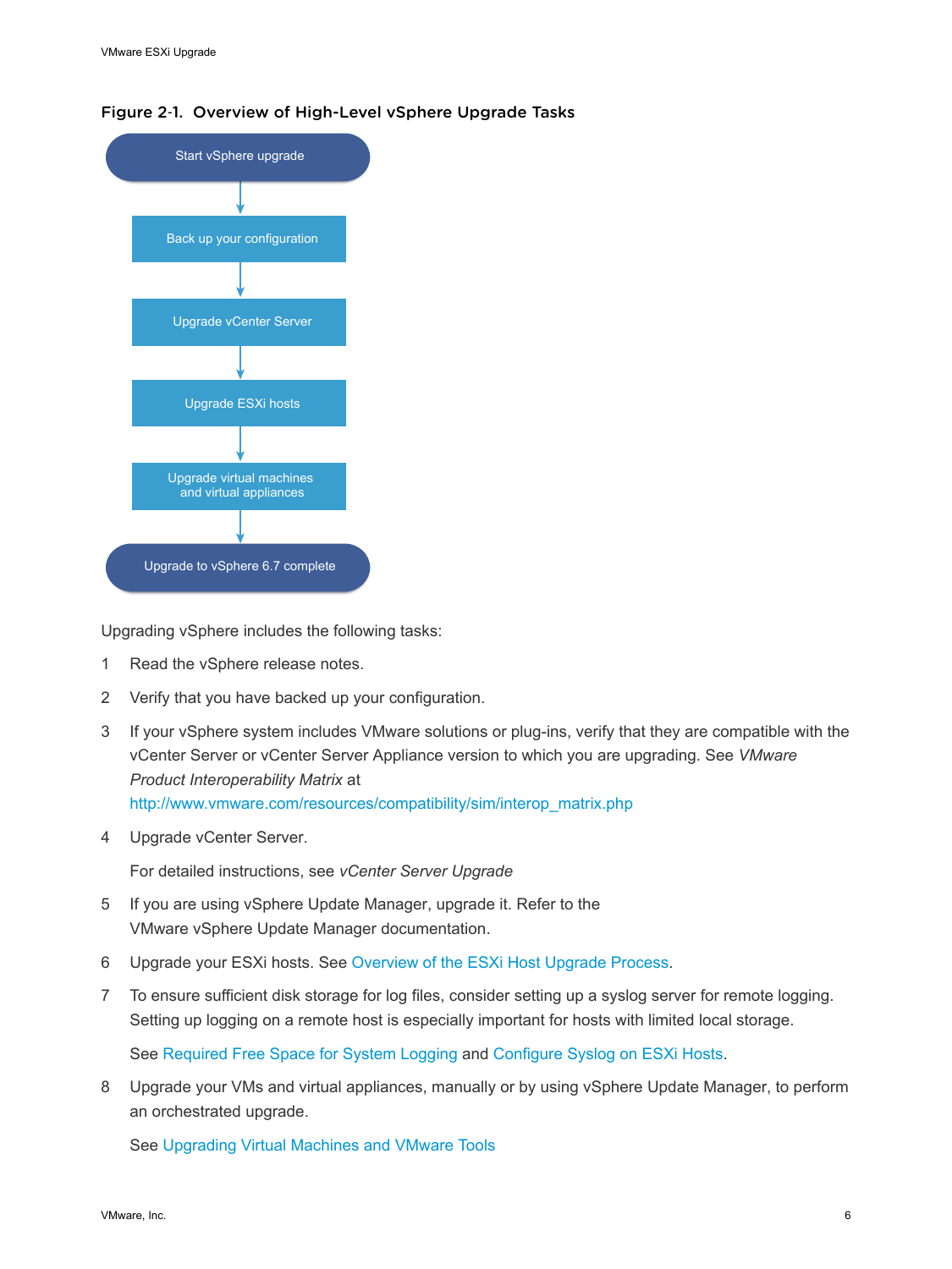Figure 2-1. Overview of High-Level vSphere Upgrade Tasks

Start vSphere upgrade

Back up your configuration

Upgrade vCenter Server

Upgrade ESXi hosts

Upgrade virtual machines and virtual appliances

Upgrade to vSphere 6.7 complete

Upgrading vSphere includes the following tasks:

1. Read the vSphere release notes.
2. Verify that you have backed up your configuration.
3. If your vSphere system includes VMware solutions or plug-ins, verify that they are compatible with the vCenter Server or vCenter Server Appliance version to which you are upgrading. See *VMware Product Interoperability Matrix* at http://www.vmware.com/resources/compatibility/sim/interop_matrix.php
4. Upgrade vCenter Server.

   For detailed instructions, see *vCenter Server Upgrade*
5. If you are using vSphere Update Manager, upgrade it. Refer to the VMware vSphere Update Manager documentation.
6. Upgrade your ESXi hosts. See Overview of the ESXi Host Upgrade Process.
7. To ensure sufficient disk storage for log files, consider setting up a syslog server for remote logging. Setting up logging on a remote host is especially important for hosts with limited local storage.

   See Required Free Space for System Logging and Configure Syslog on ESXi Hosts.
8. Upgrade your VMs and virtual appliances, manually or by using vSphere Update Manager, to perform an orchestrated upgrade.

   See Upgrading Virtual Machines and VMware Tools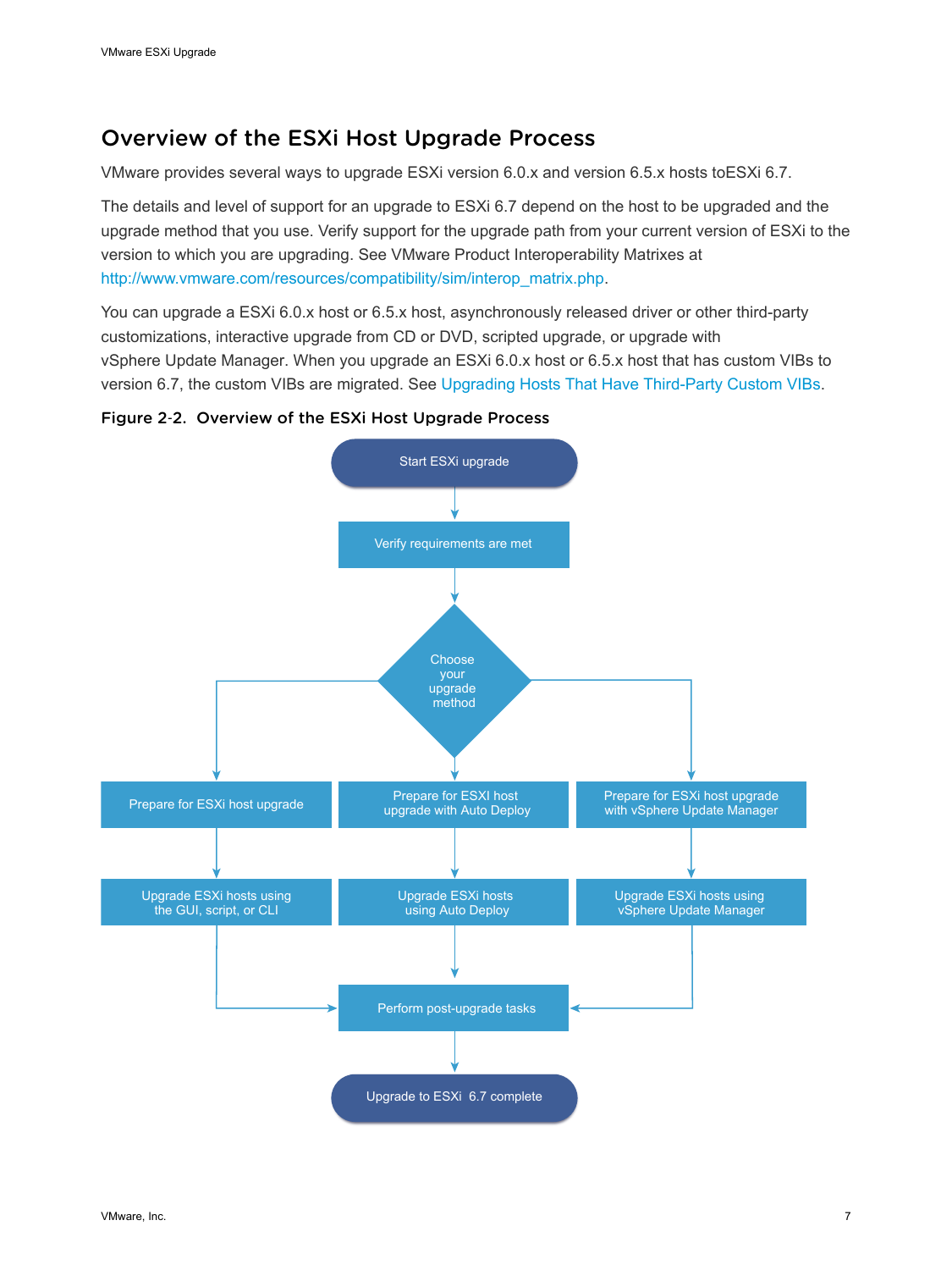## Overview of the ESXi Host Upgrade Process

VMware provides several ways to upgrade ESXi version 6.0.x and version 6.5.x hosts toESXi 6.7.

The details and level of support for an upgrade to ESXi 6.7 depend on the host to be upgraded and the upgrade method that you use. Verify support for the upgrade path from your current version of ESXi to the version to which you are upgrading. See VMware Product Interoperability Matrixes at http://www.vmware.com/resources/compatibility/sim/interop_matrix.php.

You can upgrade a ESXi 6.0.x host or 6.5.x host, asynchronously released driver or other third-party customizations, interactive upgrade from CD or DVD, scripted upgrade, or upgrade with vSphere Update Manager. When you upgrade an ESXi 6.0.x host or 6.5.x host that has custom VIBs to version 6.7, the custom VIBs are migrated. See Upgrading Hosts That Have Third-Party Custom VIBs.

**Figure 2-2. Overview of the ESXi Host Upgrade Process**

Start ESXi upgrade

Verify requirements are met

Choose your upgrade method

Prepare for ESXi host upgrade

Prepare for ESXI host upgrade with Auto Deploy

Prepare for ESXi host upgrade with vSphere Update Manager

Upgrade ESXi hosts using the GUI, script, or CLI

Upgrade ESXi hosts using Auto Deploy

Upgrade ESXi hosts using vSphere Update Manager

Perform post-upgrade tasks

Upgrade to ESXi 6.7 complete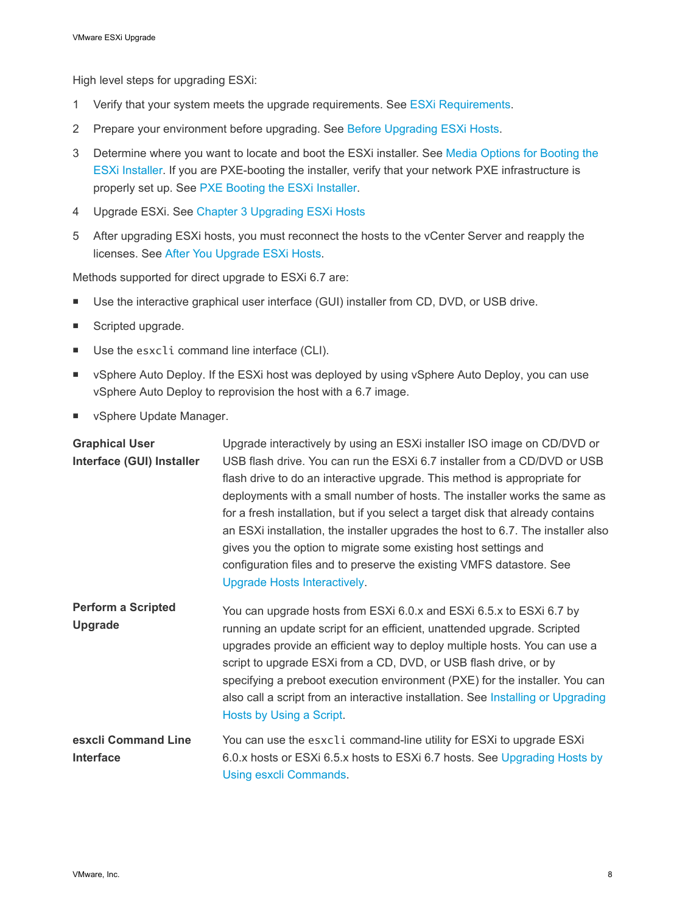High level steps for upgrading ESXi:

1. Verify that your system meets the upgrade requirements. See ESXi Requirements.
2. Prepare your environment before upgrading. See Before Upgrading ESXi Hosts.
3. Determine where you want to locate and boot the ESXi installer. See Media Options for Booting the ESXi Installer. If you are PXE-booting the installer, verify that your network PXE infrastructure is properly set up. See PXE Booting the ESXi Installer.
4. Upgrade ESXi. See Chapter 3 Upgrading ESXi Hosts
5. After upgrading ESXi hosts, you must reconnect the hosts to the vCenter Server and reapply the licenses. See After You Upgrade ESXi Hosts.

Methods supported for direct upgrade to ESXi 6.7 are:

- Use the interactive graphical user interface (GUI) installer from CD, DVD, or USB drive.
- Scripted upgrade.
- Use the `esxcli` command line interface (CLI).
- vSphere Auto Deploy. If the ESXi host was deployed by using vSphere Auto Deploy, you can use vSphere Auto Deploy to reprovision the host with a 6.7 image.
- vSphere Update Manager.

**Graphical User Interface (GUI) Installer**

Upgrade interactively by using an ESXi installer ISO image on CD/DVD or USB flash drive. You can run the ESXi 6.7 installer from a CD/DVD or USB flash drive to do an interactive upgrade. This method is appropriate for deployments with a small number of hosts. The installer works the same as for a fresh installation, but if you select a target disk that already contains an ESXi installation, the installer upgrades the host to 6.7. The installer also gives you the option to migrate some existing host settings and configuration files and to preserve the existing VMFS datastore. See Upgrade Hosts Interactively.

**Perform a Scripted Upgrade**

You can upgrade hosts from ESXi 6.0.x and ESXi 6.5.x to ESXi 6.7 by running an update script for an efficient, unattended upgrade. Scripted upgrades provide an efficient way to deploy multiple hosts. You can use a script to upgrade ESXi from a CD, DVD, or USB flash drive, or by specifying a preboot execution environment (PXE) for the installer. You can also call a script from an interactive installation. See Installing or Upgrading Hosts by Using a Script.

**esxcli Command Line Interface**

You can use the `esxcli` command-line utility for ESXi to upgrade ESXi 6.0.x hosts or ESXi 6.5.x hosts to ESXi 6.7 hosts. See Upgrading Hosts by Using esxcli Commands.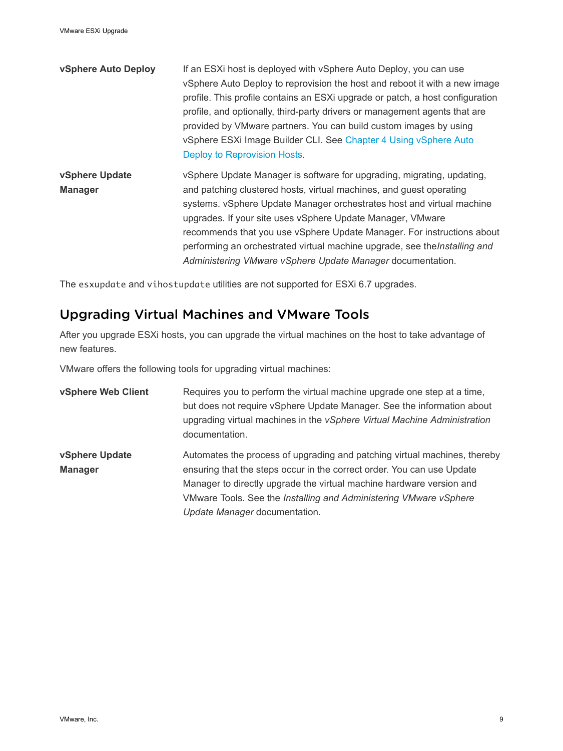**vSphere Auto Deploy**

If an ESXi host is deployed with vSphere Auto Deploy, you can use vSphere Auto Deploy to reprovision the host and reboot it with a new image profile. This profile contains an ESXi upgrade or patch, a host configuration profile, and optionally, third-party drivers or management agents that are provided by VMware partners. You can build custom images by using vSphere ESXi Image Builder CLI. See Chapter 4 Using vSphere Auto Deploy to Reprovision Hosts.

**vSphere Update Manager**

vSphere Update Manager is software for upgrading, migrating, updating, and patching clustered hosts, virtual machines, and guest operating systems. vSphere Update Manager orchestrates host and virtual machine upgrades. If your site uses vSphere Update Manager, VMware recommends that you use vSphere Update Manager. For instructions about performing an orchestrated virtual machine upgrade, see the*Installing and Administering VMware vSphere Update Manager* documentation.

The `esxupdate` and `vihostupdate` utilities are not supported for ESXi 6.7 upgrades.

## Upgrading Virtual Machines and VMware Tools

After you upgrade ESXi hosts, you can upgrade the virtual machines on the host to take advantage of new features.

VMware offers the following tools for upgrading virtual machines:

**vSphere Web Client**

Requires you to perform the virtual machine upgrade one step at a time, but does not require vSphere Update Manager. See the information about upgrading virtual machines in the *vSphere Virtual Machine Administration* documentation.

**vSphere Update Manager**

Automates the process of upgrading and patching virtual machines, thereby ensuring that the steps occur in the correct order. You can use Update Manager to directly upgrade the virtual machine hardware version and VMware Tools. See the *Installing and Administering VMware vSphere Update Manager* documentation.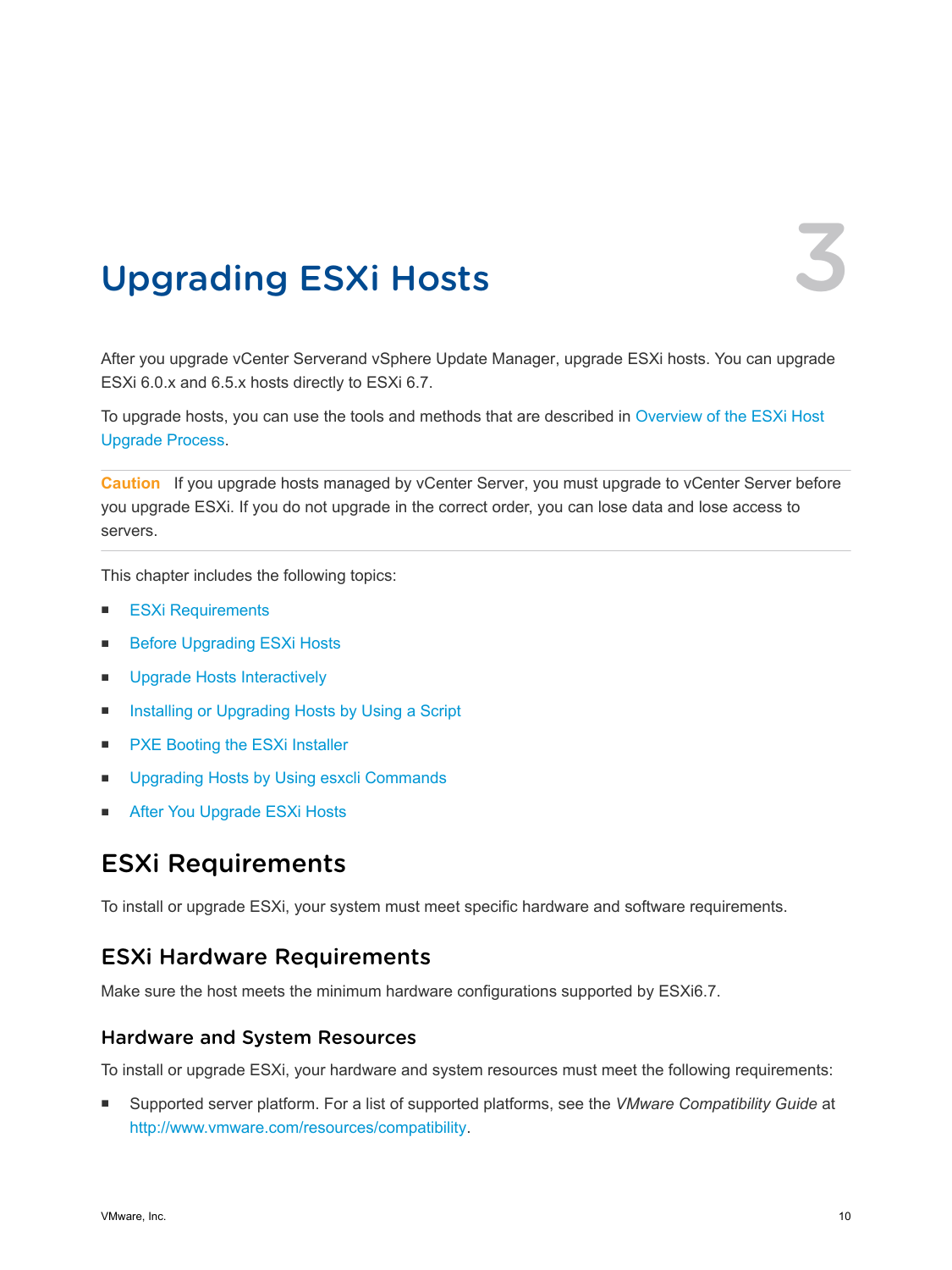# 3 Upgrading ESXi Hosts

After you upgrade vCenter Serverand vSphere Update Manager, upgrade ESXi hosts. You can upgrade ESXi 6.0.x and 6.5.x hosts directly to ESXi 6.7.

To upgrade hosts, you can use the tools and methods that are described in Overview of the ESXi Host Upgrade Process.

---

**Caution** If you upgrade hosts managed by vCenter Server, you must upgrade to vCenter Server before you upgrade ESXi. If you do not upgrade in the correct order, you can lose data and lose access to servers.

---

This chapter includes the following topics:

- ESXi Requirements
- Before Upgrading ESXi Hosts
- Upgrade Hosts Interactively
- Installing or Upgrading Hosts by Using a Script
- PXE Booting the ESXi Installer
- Upgrading Hosts by Using esxcli Commands
- After You Upgrade ESXi Hosts

## ESXi Requirements

To install or upgrade ESXi, your system must meet specific hardware and software requirements.

### ESXi Hardware Requirements

Make sure the host meets the minimum hardware configurations supported by ESXi6.7.

#### Hardware and System Resources

To install or upgrade ESXi, your hardware and system resources must meet the following requirements:

- Supported server platform. For a list of supported platforms, see the *VMware Compatibility Guide* at http://www.vmware.com/resources/compatibility.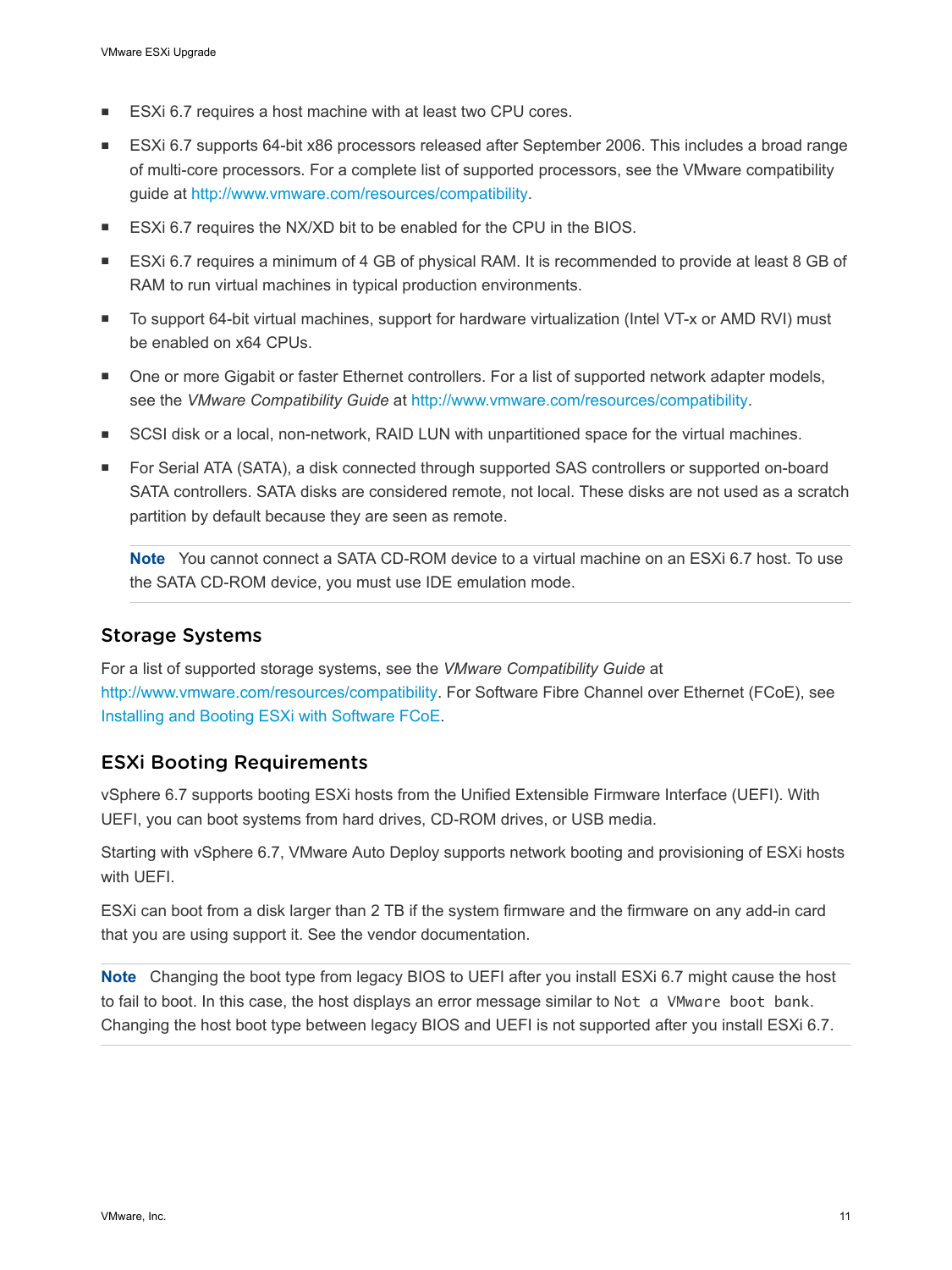- ESXi 6.7 requires a host machine with at least two CPU cores.
- ESXi 6.7 supports 64-bit x86 processors released after September 2006. This includes a broad range of multi-core processors. For a complete list of supported processors, see the VMware compatibility guide at http://www.vmware.com/resources/compatibility.
- ESXi 6.7 requires the NX/XD bit to be enabled for the CPU in the BIOS.
- ESXi 6.7 requires a minimum of 4 GB of physical RAM. It is recommended to provide at least 8 GB of RAM to run virtual machines in typical production environments.
- To support 64-bit virtual machines, support for hardware virtualization (Intel VT-x or AMD RVI) must be enabled on x64 CPUs.
- One or more Gigabit or faster Ethernet controllers. For a list of supported network adapter models, see the *VMware Compatibility Guide* at http://www.vmware.com/resources/compatibility.
- SCSI disk or a local, non-network, RAID LUN with unpartitioned space for the virtual machines.
- For Serial ATA (SATA), a disk connected through supported SAS controllers or supported on-board SATA controllers. SATA disks are considered remote, not local. These disks are not used as a scratch partition by default because they are seen as remote.

  **Note** You cannot connect a SATA CD-ROM device to a virtual machine on an ESXi 6.7 host. To use the SATA CD-ROM device, you must use IDE emulation mode.

## Storage Systems

For a list of supported storage systems, see the *VMware Compatibility Guide* at http://www.vmware.com/resources/compatibility. For Software Fibre Channel over Ethernet (FCoE), see Installing and Booting ESXi with Software FCoE.

## ESXi Booting Requirements

vSphere 6.7 supports booting ESXi hosts from the Unified Extensible Firmware Interface (UEFI). With UEFI, you can boot systems from hard drives, CD-ROM drives, or USB media.

Starting with vSphere 6.7, VMware Auto Deploy supports network booting and provisioning of ESXi hosts with UEFI.

ESXi can boot from a disk larger than 2 TB if the system firmware and the firmware on any add-in card that you are using support it. See the vendor documentation.

**Note** Changing the boot type from legacy BIOS to UEFI after you install ESXi 6.7 might cause the host to fail to boot. In this case, the host displays an error message similar to `Not a VMware boot bank`. Changing the host boot type between legacy BIOS and UEFI is not supported after you install ESXi 6.7.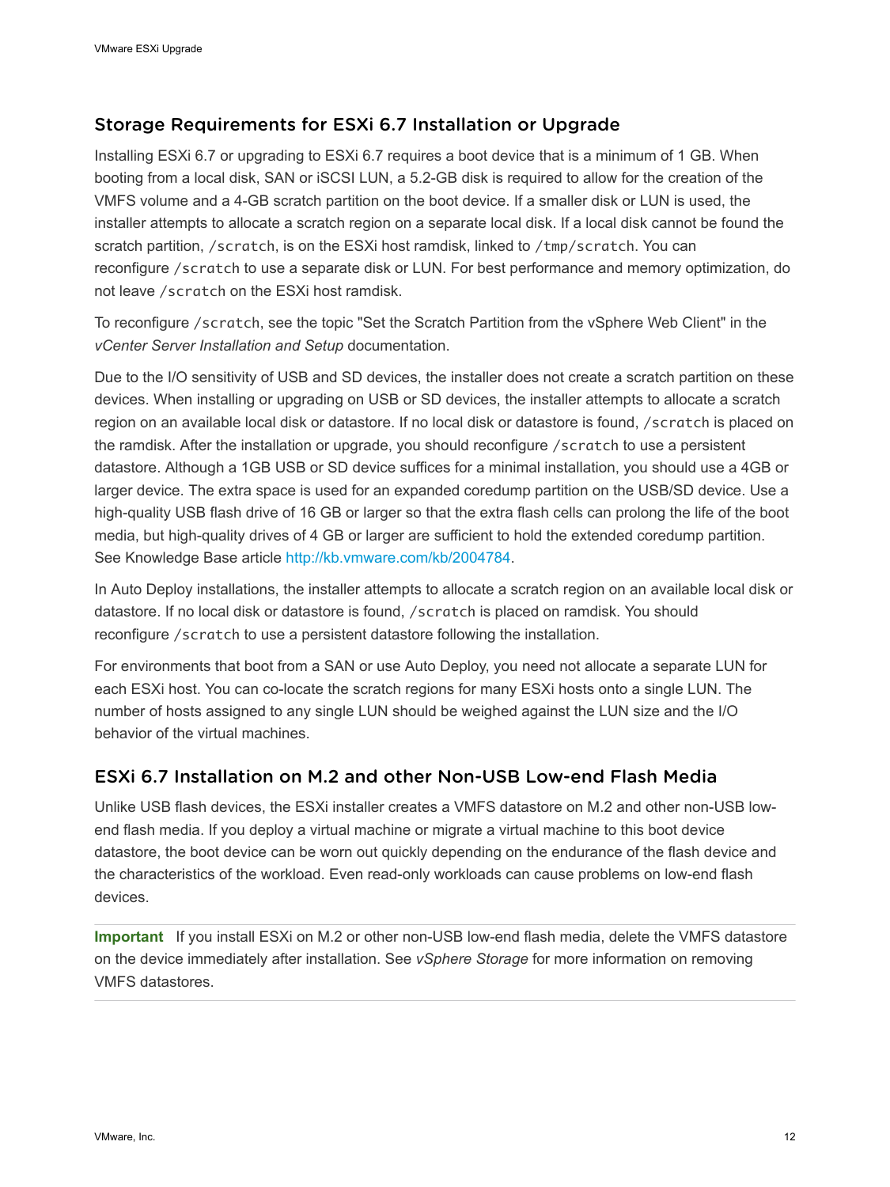## Storage Requirements for ESXi 6.7 Installation or Upgrade

Installing ESXi 6.7 or upgrading to ESXi 6.7 requires a boot device that is a minimum of 1 GB. When booting from a local disk, SAN or iSCSI LUN, a 5.2-GB disk is required to allow for the creation of the VMFS volume and a 4-GB scratch partition on the boot device. If a smaller disk or LUN is used, the installer attempts to allocate a scratch region on a separate local disk. If a local disk cannot be found the scratch partition, `/scratch`, is on the ESXi host ramdisk, linked to `/tmp/scratch`. You can reconfigure `/scratch` to use a separate disk or LUN. For best performance and memory optimization, do not leave `/scratch` on the ESXi host ramdisk.

To reconfigure `/scratch`, see the topic "Set the Scratch Partition from the vSphere Web Client" in the *vCenter Server Installation and Setup* documentation.

Due to the I/O sensitivity of USB and SD devices, the installer does not create a scratch partition on these devices. When installing or upgrading on USB or SD devices, the installer attempts to allocate a scratch region on an available local disk or datastore. If no local disk or datastore is found, `/scratch` is placed on the ramdisk. After the installation or upgrade, you should reconfigure `/scratch` to use a persistent datastore. Although a 1GB USB or SD device suffices for a minimal installation, you should use a 4GB or larger device. The extra space is used for an expanded coredump partition on the USB/SD device. Use a high-quality USB flash drive of 16 GB or larger so that the extra flash cells can prolong the life of the boot media, but high-quality drives of 4 GB or larger are sufficient to hold the extended coredump partition. See Knowledge Base article http://kb.vmware.com/kb/2004784.

In Auto Deploy installations, the installer attempts to allocate a scratch region on an available local disk or datastore. If no local disk or datastore is found, `/scratch` is placed on ramdisk. You should reconfigure `/scratch` to use a persistent datastore following the installation.

For environments that boot from a SAN or use Auto Deploy, you need not allocate a separate LUN for each ESXi host. You can co-locate the scratch regions for many ESXi hosts onto a single LUN. The number of hosts assigned to any single LUN should be weighed against the LUN size and the I/O behavior of the virtual machines.

## ESXi 6.7 Installation on M.2 and other Non-USB Low-end Flash Media

Unlike USB flash devices, the ESXi installer creates a VMFS datastore on M.2 and other non-USB low-end flash media. If you deploy a virtual machine or migrate a virtual machine to this boot device datastore, the boot device can be worn out quickly depending on the endurance of the flash device and the characteristics of the workload. Even read-only workloads can cause problems on low-end flash devices.

---

**Important** If you install ESXi on M.2 or other non-USB low-end flash media, delete the VMFS datastore on the device immediately after installation. See *vSphere Storage* for more information on removing VMFS datastores.

---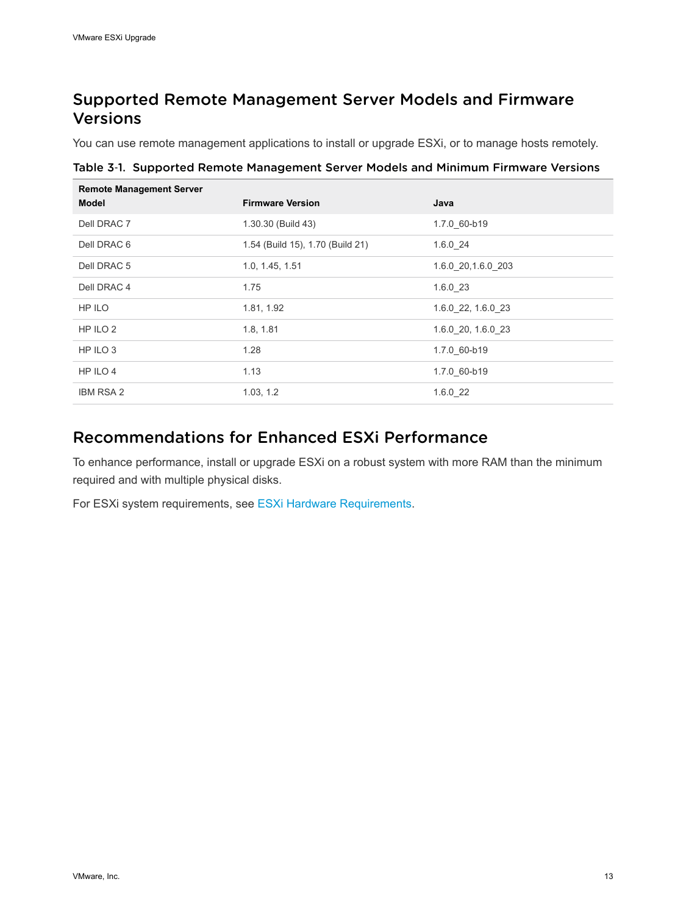## Supported Remote Management Server Models and Firmware Versions

You can use remote management applications to install or upgrade ESXi, or to manage hosts remotely.

**Table 3-1. Supported Remote Management Server Models and Minimum Firmware Versions**

| Remote Management Server Model | Firmware Version | Java |
|---|---|---|
| Dell DRAC 7 | 1.30.30 (Build 43) | 1.7.0_60-b19 |
| Dell DRAC 6 | 1.54 (Build 15), 1.70 (Build 21) | 1.6.0_24 |
| Dell DRAC 5 | 1.0, 1.45, 1.51 | 1.6.0_20,1.6.0_203 |
| Dell DRAC 4 | 1.75 | 1.6.0_23 |
| HP ILO | 1.81, 1.92 | 1.6.0_22, 1.6.0_23 |
| HP ILO 2 | 1.8, 1.81 | 1.6.0_20, 1.6.0_23 |
| HP ILO 3 | 1.28 | 1.7.0_60-b19 |
| HP ILO 4 | 1.13 | 1.7.0_60-b19 |
| IBM RSA 2 | 1.03, 1.2 | 1.6.0_22 |

## Recommendations for Enhanced ESXi Performance

To enhance performance, install or upgrade ESXi on a robust system with more RAM than the minimum required and with multiple physical disks.

For ESXi system requirements, see ESXi Hardware Requirements.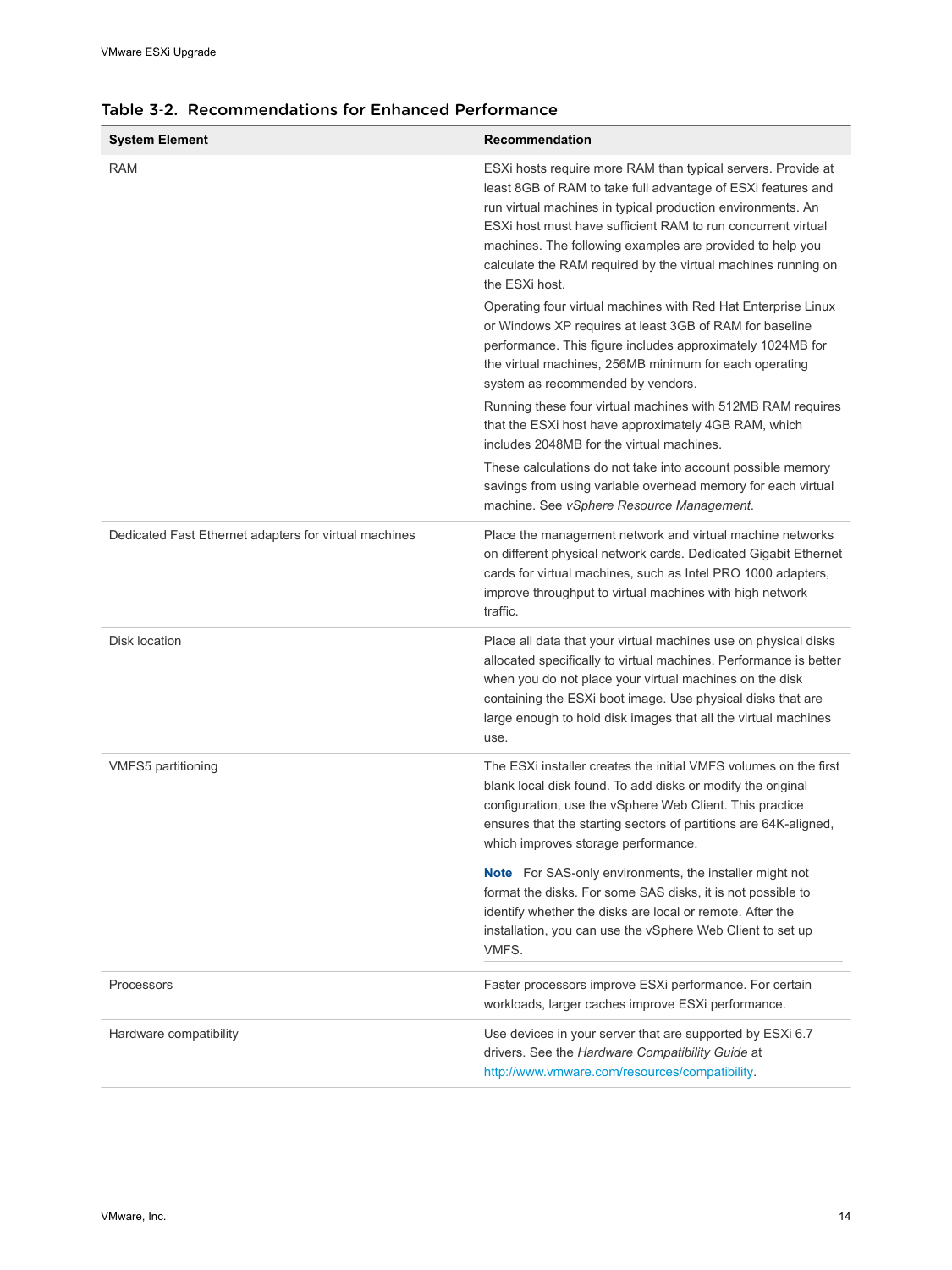Table 3-2. Recommendations for Enhanced Performance

| System Element | Recommendation |
| --- | --- |
| RAM | ESXi hosts require more RAM than typical servers. Provide at least 8GB of RAM to take full advantage of ESXi features and run virtual machines in typical production environments. An ESXi host must have sufficient RAM to run concurrent virtual machines. The following examples are provided to help you calculate the RAM required by the virtual machines running on the ESXi host.<br><br>Operating four virtual machines with Red Hat Enterprise Linux or Windows XP requires at least 3GB of RAM for baseline performance. This figure includes approximately 1024MB for the virtual machines, 256MB minimum for each operating system as recommended by vendors.<br><br>Running these four virtual machines with 512MB RAM requires that the ESXi host have approximately 4GB RAM, which includes 2048MB for the virtual machines.<br><br>These calculations do not take into account possible memory savings from using variable overhead memory for each virtual machine. See *vSphere Resource Management*. |
| Dedicated Fast Ethernet adapters for virtual machines | Place the management network and virtual machine networks on different physical network cards. Dedicated Gigabit Ethernet cards for virtual machines, such as Intel PRO 1000 adapters, improve throughput to virtual machines with high network traffic. |
| Disk location | Place all data that your virtual machines use on physical disks allocated specifically to virtual machines. Performance is better when you do not place your virtual machines on the disk containing the ESXi boot image. Use physical disks that are large enough to hold disk images that all the virtual machines use. |
| VMFS5 partitioning | The ESXi installer creates the initial VMFS volumes on the first blank local disk found. To add disks or modify the original configuration, use the vSphere Web Client. This practice ensures that the starting sectors of partitions are 64K-aligned, which improves storage performance.<br><br>**Note** For SAS-only environments, the installer might not format the disks. For some SAS disks, it is not possible to identify whether the disks are local or remote. After the installation, you can use the vSphere Web Client to set up VMFS. |
| Processors | Faster processors improve ESXi performance. For certain workloads, larger caches improve ESXi performance. |
| Hardware compatibility | Use devices in your server that are supported by ESXi 6.7 drivers. See the *Hardware Compatibility Guide* at http://www.vmware.com/resources/compatibility. |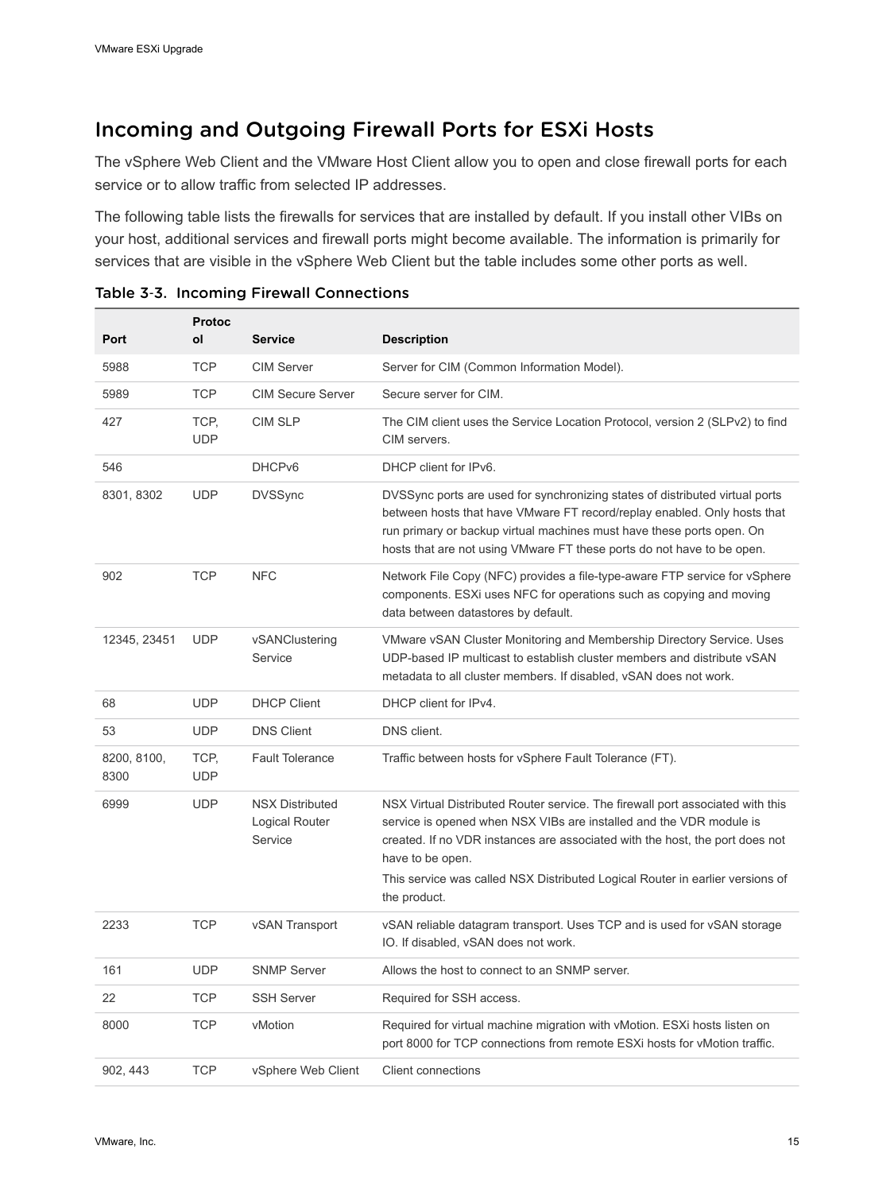## Incoming and Outgoing Firewall Ports for ESXi Hosts

The vSphere Web Client and the VMware Host Client allow you to open and close firewall ports for each service or to allow traffic from selected IP addresses.

The following table lists the firewalls for services that are installed by default. If you install other VIBs on your host, additional services and firewall ports might become available. The information is primarily for services that are visible in the vSphere Web Client but the table includes some other ports as well.

**Table 3-3. Incoming Firewall Connections**

| Port | Protocol | Service | Description |
|---|---|---|---|
| 5988 | TCP | CIM Server | Server for CIM (Common Information Model). |
| 5989 | TCP | CIM Secure Server | Secure server for CIM. |
| 427 | TCP, UDP | CIM SLP | The CIM client uses the Service Location Protocol, version 2 (SLPv2) to find CIM servers. |
| 546 | | DHCPv6 | DHCP client for IPv6. |
| 8301, 8302 | UDP | DVSSync | DVSSync ports are used for synchronizing states of distributed virtual ports between hosts that have VMware FT record/replay enabled. Only hosts that run primary or backup virtual machines must have these ports open. On hosts that are not using VMware FT these ports do not have to be open. |
| 902 | TCP | NFC | Network File Copy (NFC) provides a file-type-aware FTP service for vSphere components. ESXi uses NFC for operations such as copying and moving data between datastores by default. |
| 12345, 23451 | UDP | vSANClustering Service | VMware vSAN Cluster Monitoring and Membership Directory Service. Uses UDP-based IP multicast to establish cluster members and distribute vSAN metadata to all cluster members. If disabled, vSAN does not work. |
| 68 | UDP | DHCP Client | DHCP client for IPv4. |
| 53 | UDP | DNS Client | DNS client. |
| 8200, 8100, 8300 | TCP, UDP | Fault Tolerance | Traffic between hosts for vSphere Fault Tolerance (FT). |
| 6999 | UDP | NSX Distributed Logical Router Service | NSX Virtual Distributed Router service. The firewall port associated with this service is opened when NSX VIBs are installed and the VDR module is created. If no VDR instances are associated with the host, the port does not have to be open.<br>This service was called NSX Distributed Logical Router in earlier versions of the product. |
| 2233 | TCP | vSAN Transport | vSAN reliable datagram transport. Uses TCP and is used for vSAN storage IO. If disabled, vSAN does not work. |
| 161 | UDP | SNMP Server | Allows the host to connect to an SNMP server. |
| 22 | TCP | SSH Server | Required for SSH access. |
| 8000 | TCP | vMotion | Required for virtual machine migration with vMotion. ESXi hosts listen on port 8000 for TCP connections from remote ESXi hosts for vMotion traffic. |
| 902, 443 | TCP | vSphere Web Client | Client connections |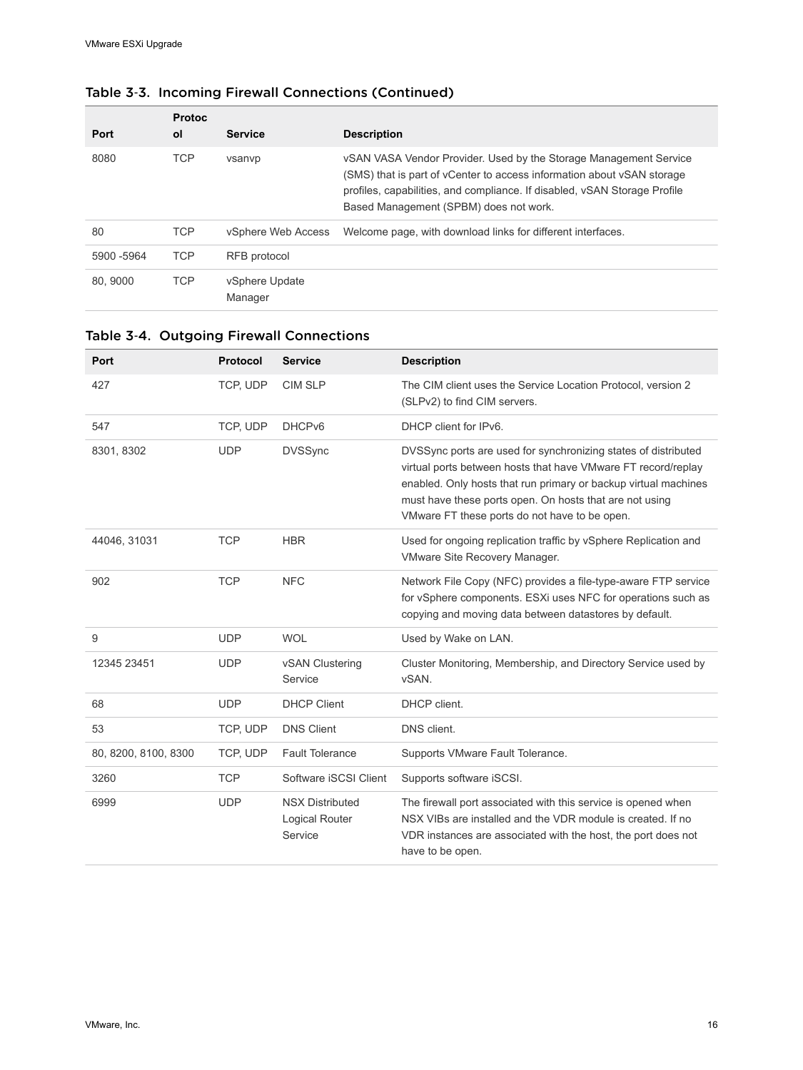## Table 3-3. Incoming Firewall Connections (Continued)

| Port | Protocol | Service | Description |
|---|---|---|---|
| 8080 | TCP | vsanvp | vSAN VASA Vendor Provider. Used by the Storage Management Service (SMS) that is part of vCenter to access information about vSAN storage profiles, capabilities, and compliance. If disabled, vSAN Storage Profile Based Management (SPBM) does not work. |
| 80 | TCP | vSphere Web Access | Welcome page, with download links for different interfaces. |
| 5900 -5964 | TCP | RFB protocol | |
| 80, 9000 | TCP | vSphere Update Manager | |

## Table 3-4. Outgoing Firewall Connections

| Port | Protocol | Service | Description |
|---|---|---|---|
| 427 | TCP, UDP | CIM SLP | The CIM client uses the Service Location Protocol, version 2 (SLPv2) to find CIM servers. |
| 547 | TCP, UDP | DHCPv6 | DHCP client for IPv6. |
| 8301, 8302 | UDP | DVSSync | DVSSync ports are used for synchronizing states of distributed virtual ports between hosts that have VMware FT record/replay enabled. Only hosts that run primary or backup virtual machines must have these ports open. On hosts that are not using VMware FT these ports do not have to be open. |
| 44046, 31031 | TCP | HBR | Used for ongoing replication traffic by vSphere Replication and VMware Site Recovery Manager. |
| 902 | TCP | NFC | Network File Copy (NFC) provides a file-type-aware FTP service for vSphere components. ESXi uses NFC for operations such as copying and moving data between datastores by default. |
| 9 | UDP | WOL | Used by Wake on LAN. |
| 12345 23451 | UDP | vSAN Clustering Service | Cluster Monitoring, Membership, and Directory Service used by vSAN. |
| 68 | UDP | DHCP Client | DHCP client. |
| 53 | TCP, UDP | DNS Client | DNS client. |
| 80, 8200, 8100, 8300 | TCP, UDP | Fault Tolerance | Supports VMware Fault Tolerance. |
| 3260 | TCP | Software iSCSI Client | Supports software iSCSI. |
| 6999 | UDP | NSX Distributed Logical Router Service | The firewall port associated with this service is opened when NSX VIBs are installed and the VDR module is created. If no VDR instances are associated with the host, the port does not have to be open. |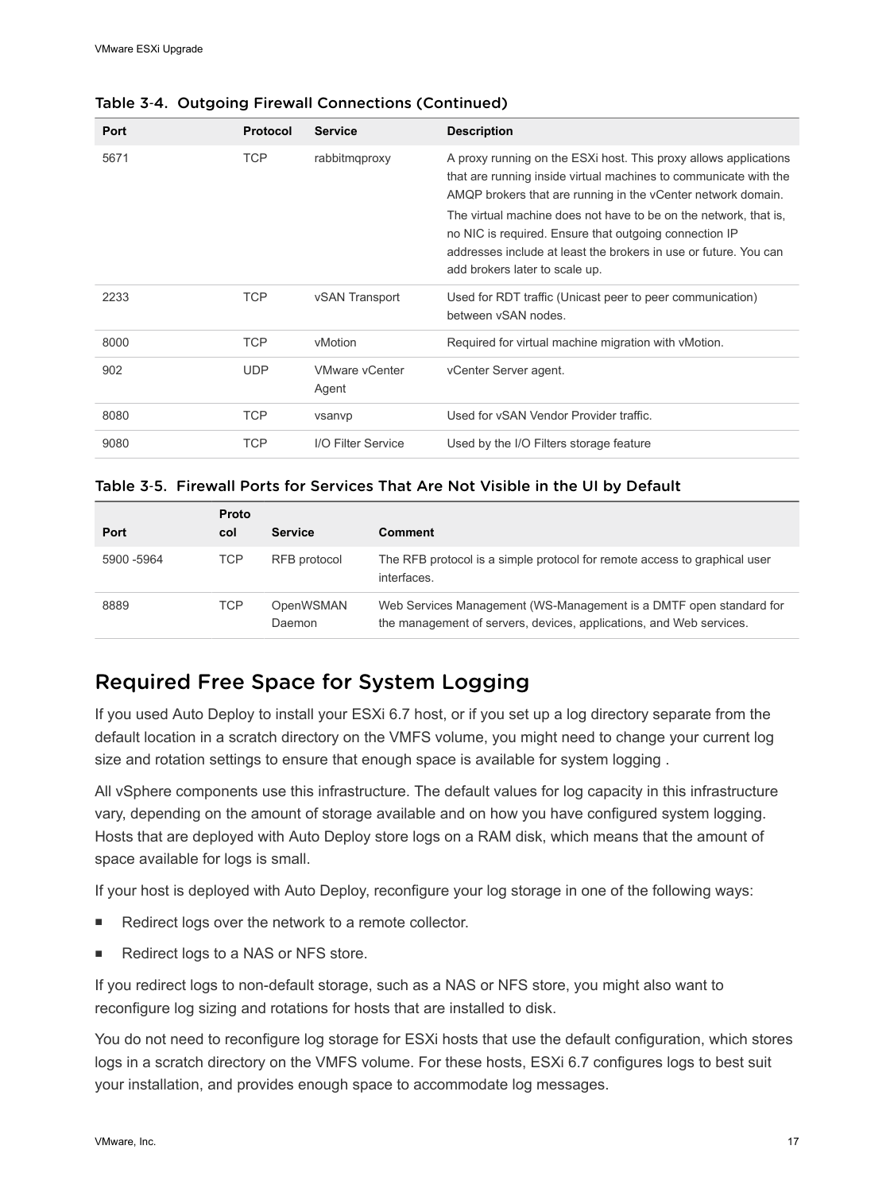Table 3-4. Outgoing Firewall Connections (Continued)

| Port | Protocol | Service | Description |
| --- | --- | --- | --- |
| 5671 | TCP | rabbitmqproxy | A proxy running on the ESXi host. This proxy allows applications that are running inside virtual machines to communicate with the AMQP brokers that are running in the vCenter network domain. The virtual machine does not have to be on the network, that is, no NIC is required. Ensure that outgoing connection IP addresses include at least the brokers in use or future. You can add brokers later to scale up. |
| 2233 | TCP | vSAN Transport | Used for RDT traffic (Unicast peer to peer communication) between vSAN nodes. |
| 8000 | TCP | vMotion | Required for virtual machine migration with vMotion. |
| 902 | UDP | VMware vCenter Agent | vCenter Server agent. |
| 8080 | TCP | vsanvp | Used for vSAN Vendor Provider traffic. |
| 9080 | TCP | I/O Filter Service | Used by the I/O Filters storage feature |

Table 3-5. Firewall Ports for Services That Are Not Visible in the UI by Default

| Port | Protocol | Service | Comment |
| --- | --- | --- | --- |
| 5900 -5964 | TCP | RFB protocol | The RFB protocol is a simple protocol for remote access to graphical user interfaces. |
| 8889 | TCP | OpenWSMAN Daemon | Web Services Management (WS-Management is a DMTF open standard for the management of servers, devices, applications, and Web services. |

## Required Free Space for System Logging

If you used Auto Deploy to install your ESXi 6.7 host, or if you set up a log directory separate from the default location in a scratch directory on the VMFS volume, you might need to change your current log size and rotation settings to ensure that enough space is available for system logging .

All vSphere components use this infrastructure. The default values for log capacity in this infrastructure vary, depending on the amount of storage available and on how you have configured system logging. Hosts that are deployed with Auto Deploy store logs on a RAM disk, which means that the amount of space available for logs is small.

If your host is deployed with Auto Deploy, reconfigure your log storage in one of the following ways:

- Redirect logs over the network to a remote collector.
- Redirect logs to a NAS or NFS store.

If you redirect logs to non-default storage, such as a NAS or NFS store, you might also want to reconfigure log sizing and rotations for hosts that are installed to disk.

You do not need to reconfigure log storage for ESXi hosts that use the default configuration, which stores logs in a scratch directory on the VMFS volume. For these hosts, ESXi 6.7 configures logs to best suit your installation, and provides enough space to accommodate log messages.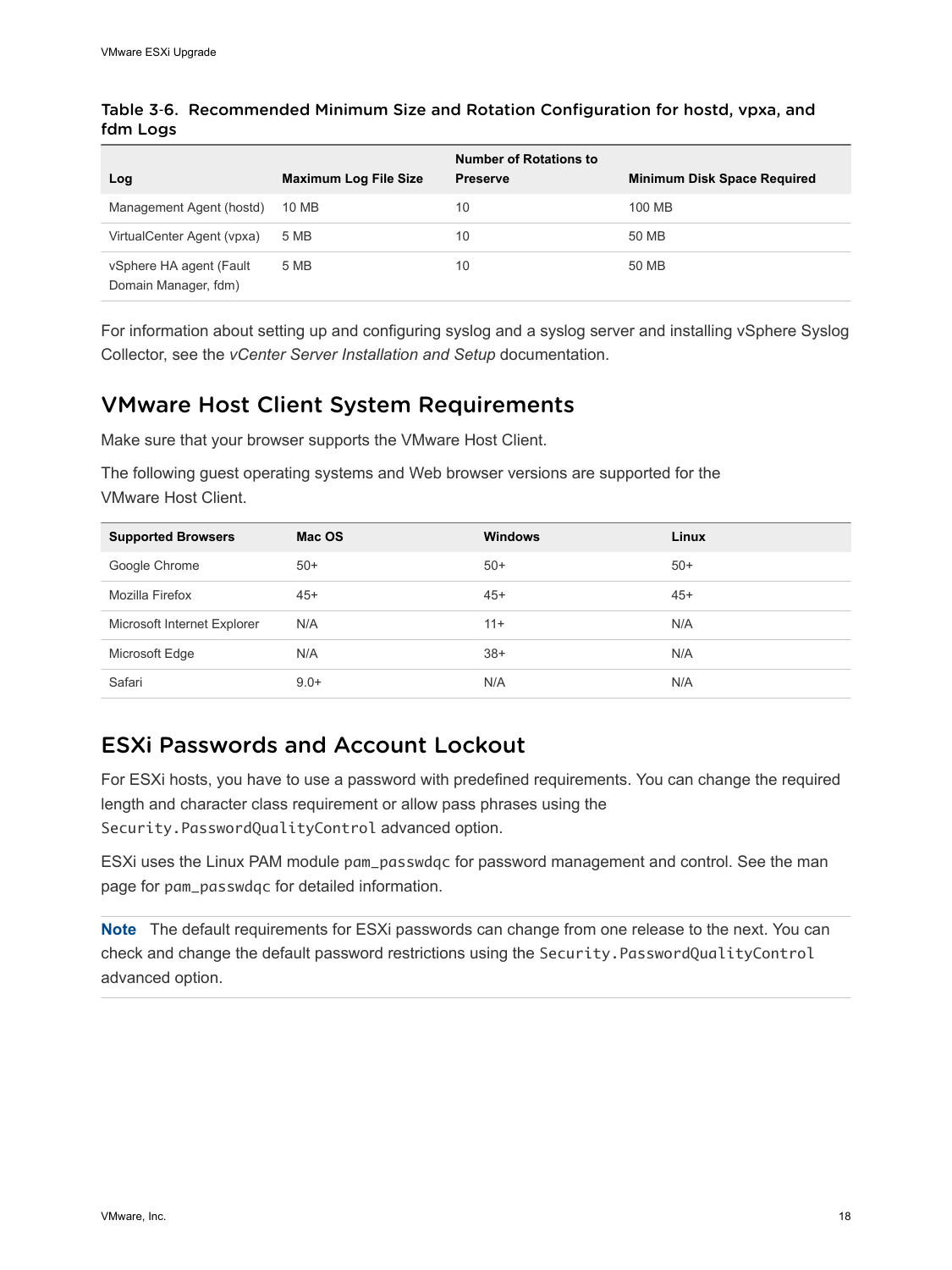Table 3-6. Recommended Minimum Size and Rotation Configuration for hostd, vpxa, and fdm Logs

| Log | Maximum Log File Size | Number of Rotations to Preserve | Minimum Disk Space Required |
| --- | --- | --- | --- |
| Management Agent (hostd) | 10 MB | 10 | 100 MB |
| VirtualCenter Agent (vpxa) | 5 MB | 10 | 50 MB |
| vSphere HA agent (Fault Domain Manager, fdm) | 5 MB | 10 | 50 MB |

For information about setting up and configuring syslog and a syslog server and installing vSphere Syslog Collector, see the *vCenter Server Installation and Setup* documentation.

## VMware Host Client System Requirements

Make sure that your browser supports the VMware Host Client.

The following guest operating systems and Web browser versions are supported for the VMware Host Client.

| Supported Browsers | Mac OS | Windows | Linux |
| --- | --- | --- | --- |
| Google Chrome | 50+ | 50+ | 50+ |
| Mozilla Firefox | 45+ | 45+ | 45+ |
| Microsoft Internet Explorer | N/A | 11+ | N/A |
| Microsoft Edge | N/A | 38+ | N/A |
| Safari | 9.0+ | N/A | N/A |

## ESXi Passwords and Account Lockout

For ESXi hosts, you have to use a password with predefined requirements. You can change the required length and character class requirement or allow pass phrases using the `Security.PasswordQualityControl` advanced option.

ESXi uses the Linux PAM module `pam_passwdqc` for password management and control. See the man page for `pam_passwdqc` for detailed information.

**Note** The default requirements for ESXi passwords can change from one release to the next. You can check and change the default password restrictions using the `Security.PasswordQualityControl` advanced option.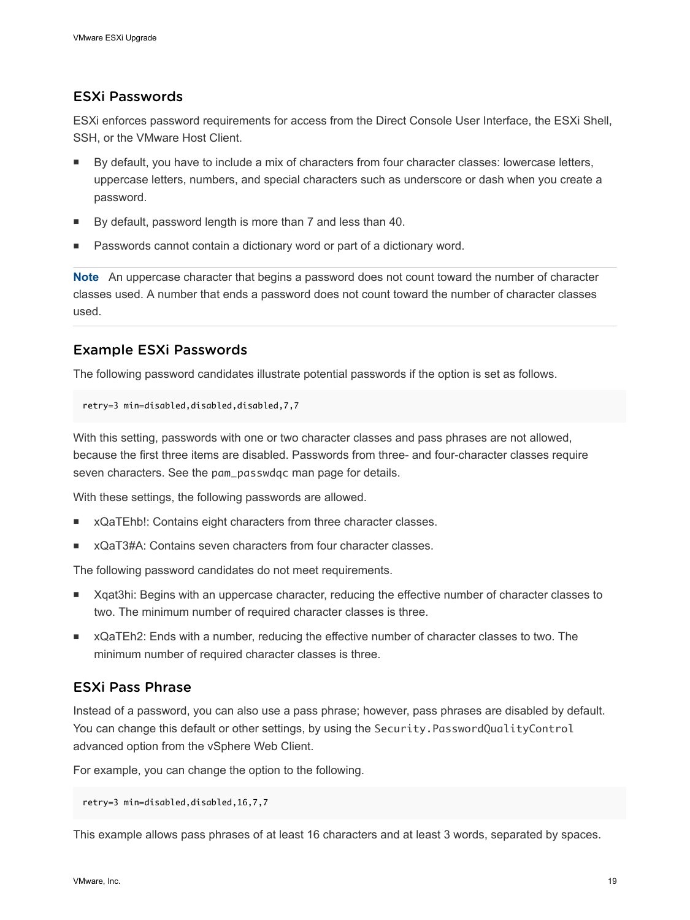## ESXi Passwords

ESXi enforces password requirements for access from the Direct Console User Interface, the ESXi Shell, SSH, or the VMware Host Client.

- By default, you have to include a mix of characters from four character classes: lowercase letters, uppercase letters, numbers, and special characters such as underscore or dash when you create a password.
- By default, password length is more than 7 and less than 40.
- Passwords cannot contain a dictionary word or part of a dictionary word.

**Note** An uppercase character that begins a password does not count toward the number of character classes used. A number that ends a password does not count toward the number of character classes used.

## Example ESXi Passwords

The following password candidates illustrate potential passwords if the option is set as follows.

```
retry=3 min=disabled,disabled,disabled,7,7
```

With this setting, passwords with one or two character classes and pass phrases are not allowed, because the first three items are disabled. Passwords from three- and four-character classes require seven characters. See the `pam_passwdqc` man page for details.

With these settings, the following passwords are allowed.

- xQaTEhb!: Contains eight characters from three character classes.
- xQaT3#A: Contains seven characters from four character classes.

The following password candidates do not meet requirements.

- Xqat3hi: Begins with an uppercase character, reducing the effective number of character classes to two. The minimum number of required character classes is three.
- xQaTEh2: Ends with a number, reducing the effective number of character classes to two. The minimum number of required character classes is three.

## ESXi Pass Phrase

Instead of a password, you can also use a pass phrase; however, pass phrases are disabled by default. You can change this default or other settings, by using the `Security.PasswordQualityControl` advanced option from the vSphere Web Client.

For example, you can change the option to the following.

```
retry=3 min=disabled,disabled,16,7,7
```

This example allows pass phrases of at least 16 characters and at least 3 words, separated by spaces.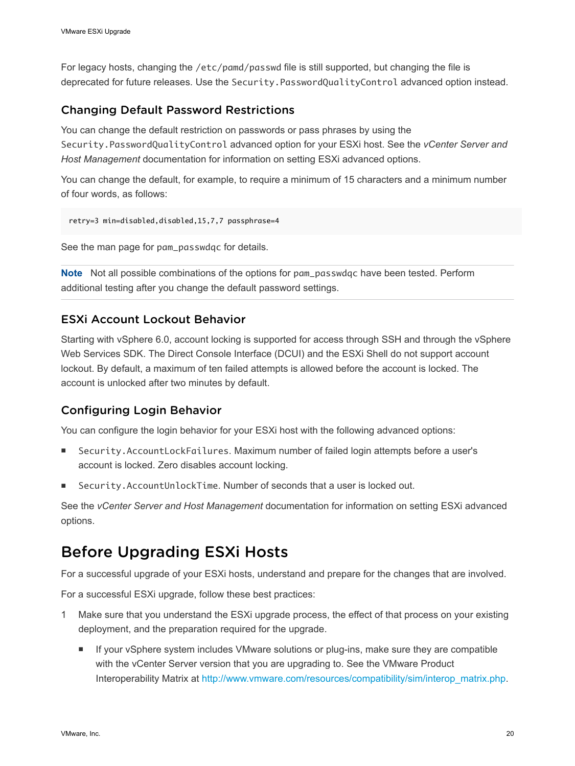For legacy hosts, changing the `/etc/pamd/passwd` file is still supported, but changing the file is deprecated for future releases. Use the `Security.PasswordQualityControl` advanced option instead.

### Changing Default Password Restrictions

You can change the default restriction on passwords or pass phrases by using the `Security.PasswordQualityControl` advanced option for your ESXi host. See the *vCenter Server and Host Management* documentation for information on setting ESXi advanced options.

You can change the default, for example, to require a minimum of 15 characters and a minimum number of four words, as follows:

```
retry=3 min=disabled,disabled,15,7,7 passphrase=4
```

See the man page for `pam_passwdqc` for details.

**Note** Not all possible combinations of the options for `pam_passwdqc` have been tested. Perform additional testing after you change the default password settings.

### ESXi Account Lockout Behavior

Starting with vSphere 6.0, account locking is supported for access through SSH and through the vSphere Web Services SDK. The Direct Console Interface (DCUI) and the ESXi Shell do not support account lockout. By default, a maximum of ten failed attempts is allowed before the account is locked. The account is unlocked after two minutes by default.

### Configuring Login Behavior

You can configure the login behavior for your ESXi host with the following advanced options:

- `Security.AccountLockFailures`. Maximum number of failed login attempts before a user's account is locked. Zero disables account locking.
- `Security.AccountUnlockTime`. Number of seconds that a user is locked out.

See the *vCenter Server and Host Management* documentation for information on setting ESXi advanced options.

## Before Upgrading ESXi Hosts

For a successful upgrade of your ESXi hosts, understand and prepare for the changes that are involved.

For a successful ESXi upgrade, follow these best practices:

1. Make sure that you understand the ESXi upgrade process, the effect of that process on your existing deployment, and the preparation required for the upgrade.
   - If your vSphere system includes VMware solutions or plug-ins, make sure they are compatible with the vCenter Server version that you are upgrading to. See the VMware Product Interoperability Matrix at http://www.vmware.com/resources/compatibility/sim/interop_matrix.php.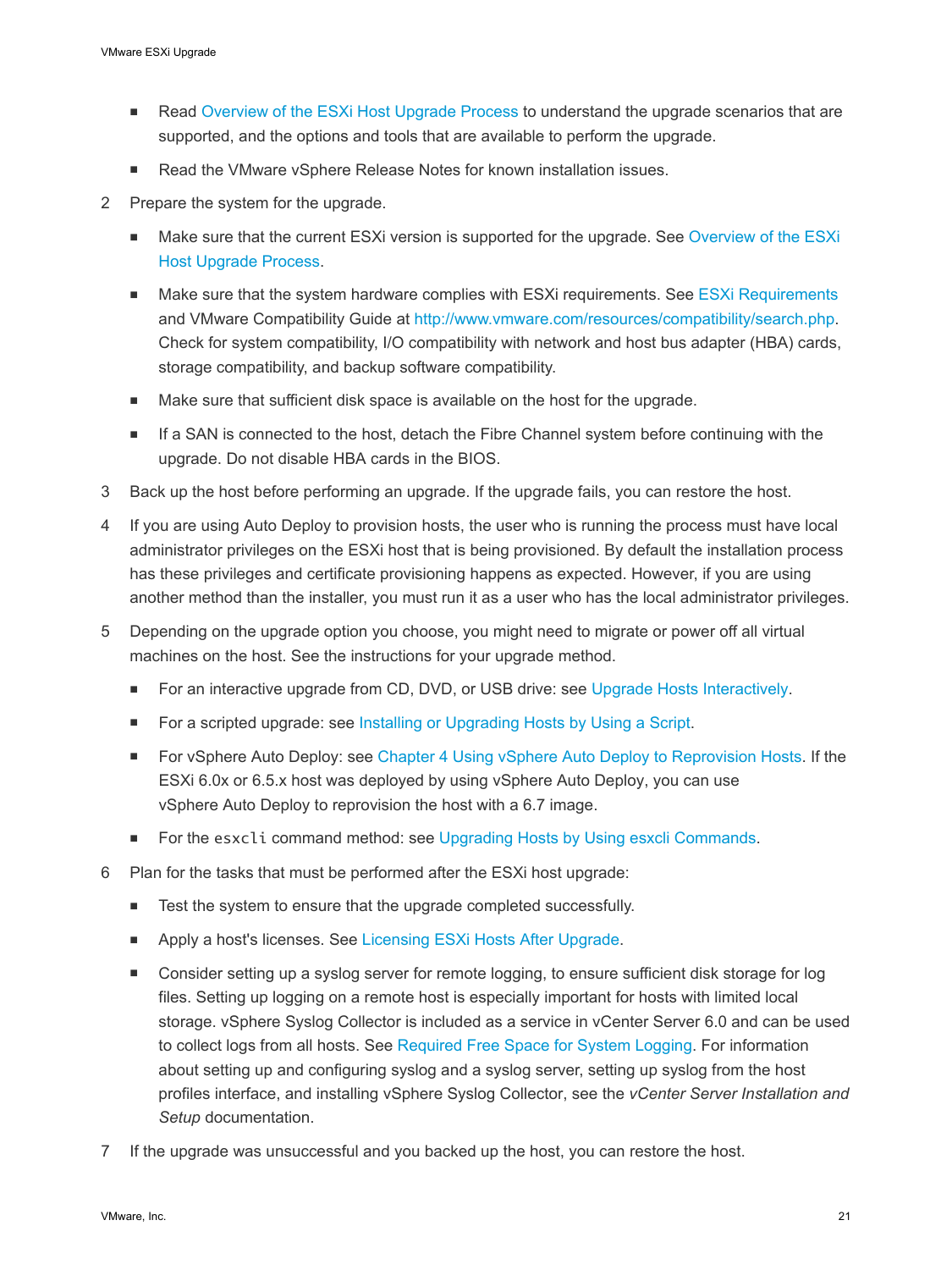- Read Overview of the ESXi Host Upgrade Process to understand the upgrade scenarios that are supported, and the options and tools that are available to perform the upgrade.
- Read the VMware vSphere Release Notes for known installation issues.

2 Prepare the system for the upgrade.

   - Make sure that the current ESXi version is supported for the upgrade. See Overview of the ESXi Host Upgrade Process.
   - Make sure that the system hardware complies with ESXi requirements. See ESXi Requirements and VMware Compatibility Guide at http://www.vmware.com/resources/compatibility/search.php. Check for system compatibility, I/O compatibility with network and host bus adapter (HBA) cards, storage compatibility, and backup software compatibility.
   - Make sure that sufficient disk space is available on the host for the upgrade.
   - If a SAN is connected to the host, detach the Fibre Channel system before continuing with the upgrade. Do not disable HBA cards in the BIOS.

3 Back up the host before performing an upgrade. If the upgrade fails, you can restore the host.

4 If you are using Auto Deploy to provision hosts, the user who is running the process must have local administrator privileges on the ESXi host that is being provisioned. By default the installation process has these privileges and certificate provisioning happens as expected. However, if you are using another method than the installer, you must run it as a user who has the local administrator privileges.

5 Depending on the upgrade option you choose, you might need to migrate or power off all virtual machines on the host. See the instructions for your upgrade method.

   - For an interactive upgrade from CD, DVD, or USB drive: see Upgrade Hosts Interactively.
   - For a scripted upgrade: see Installing or Upgrading Hosts by Using a Script.
   - For vSphere Auto Deploy: see Chapter 4 Using vSphere Auto Deploy to Reprovision Hosts. If the ESXi 6.0x or 6.5.x host was deployed by using vSphere Auto Deploy, you can use vSphere Auto Deploy to reprovision the host with a 6.7 image.
   - For the `esxcli` command method: see Upgrading Hosts by Using esxcli Commands.

6 Plan for the tasks that must be performed after the ESXi host upgrade:

   - Test the system to ensure that the upgrade completed successfully.
   - Apply a host's licenses. See Licensing ESXi Hosts After Upgrade.
   - Consider setting up a syslog server for remote logging, to ensure sufficient disk storage for log files. Setting up logging on a remote host is especially important for hosts with limited local storage. vSphere Syslog Collector is included as a service in vCenter Server 6.0 and can be used to collect logs from all hosts. See Required Free Space for System Logging. For information about setting up and configuring syslog and a syslog server, setting up syslog from the host profiles interface, and installing vSphere Syslog Collector, see the *vCenter Server Installation and Setup* documentation.

7 If the upgrade was unsuccessful and you backed up the host, you can restore the host.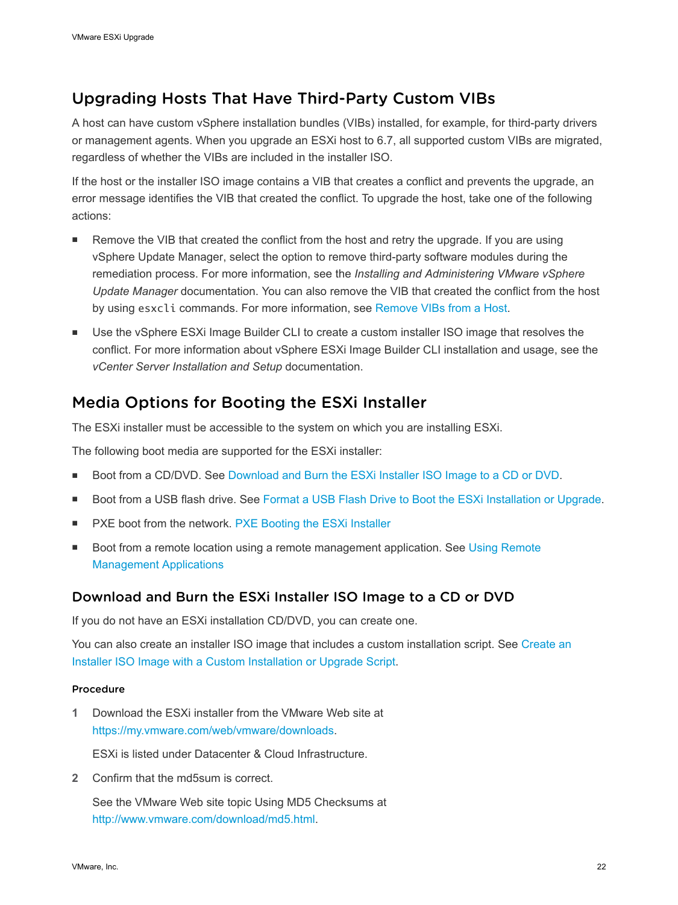## Upgrading Hosts That Have Third-Party Custom VIBs

A host can have custom vSphere installation bundles (VIBs) installed, for example, for third-party drivers or management agents. When you upgrade an ESXi host to 6.7, all supported custom VIBs are migrated, regardless of whether the VIBs are included in the installer ISO.

If the host or the installer ISO image contains a VIB that creates a conflict and prevents the upgrade, an error message identifies the VIB that created the conflict. To upgrade the host, take one of the following actions:

- Remove the VIB that created the conflict from the host and retry the upgrade. If you are using vSphere Update Manager, select the option to remove third-party software modules during the remediation process. For more information, see the *Installing and Administering VMware vSphere Update Manager* documentation. You can also remove the VIB that created the conflict from the host by using `esxcli` commands. For more information, see Remove VIBs from a Host.
- Use the vSphere ESXi Image Builder CLI to create a custom installer ISO image that resolves the conflict. For more information about vSphere ESXi Image Builder CLI installation and usage, see the *vCenter Server Installation and Setup* documentation.

## Media Options for Booting the ESXi Installer

The ESXi installer must be accessible to the system on which you are installing ESXi.

The following boot media are supported for the ESXi installer:

- Boot from a CD/DVD. See Download and Burn the ESXi Installer ISO Image to a CD or DVD.
- Boot from a USB flash drive. See Format a USB Flash Drive to Boot the ESXi Installation or Upgrade.
- PXE boot from the network. PXE Booting the ESXi Installer
- Boot from a remote location using a remote management application. See Using Remote Management Applications

### Download and Burn the ESXi Installer ISO Image to a CD or DVD

If you do not have an ESXi installation CD/DVD, you can create one.

You can also create an installer ISO image that includes a custom installation script. See Create an Installer ISO Image with a Custom Installation or Upgrade Script.

#### Procedure

1. Download the ESXi installer from the VMware Web site at https://my.vmware.com/web/vmware/downloads.

   ESXi is listed under Datacenter & Cloud Infrastructure.

2. Confirm that the md5sum is correct.

   See the VMware Web site topic Using MD5 Checksums at http://www.vmware.com/download/md5.html.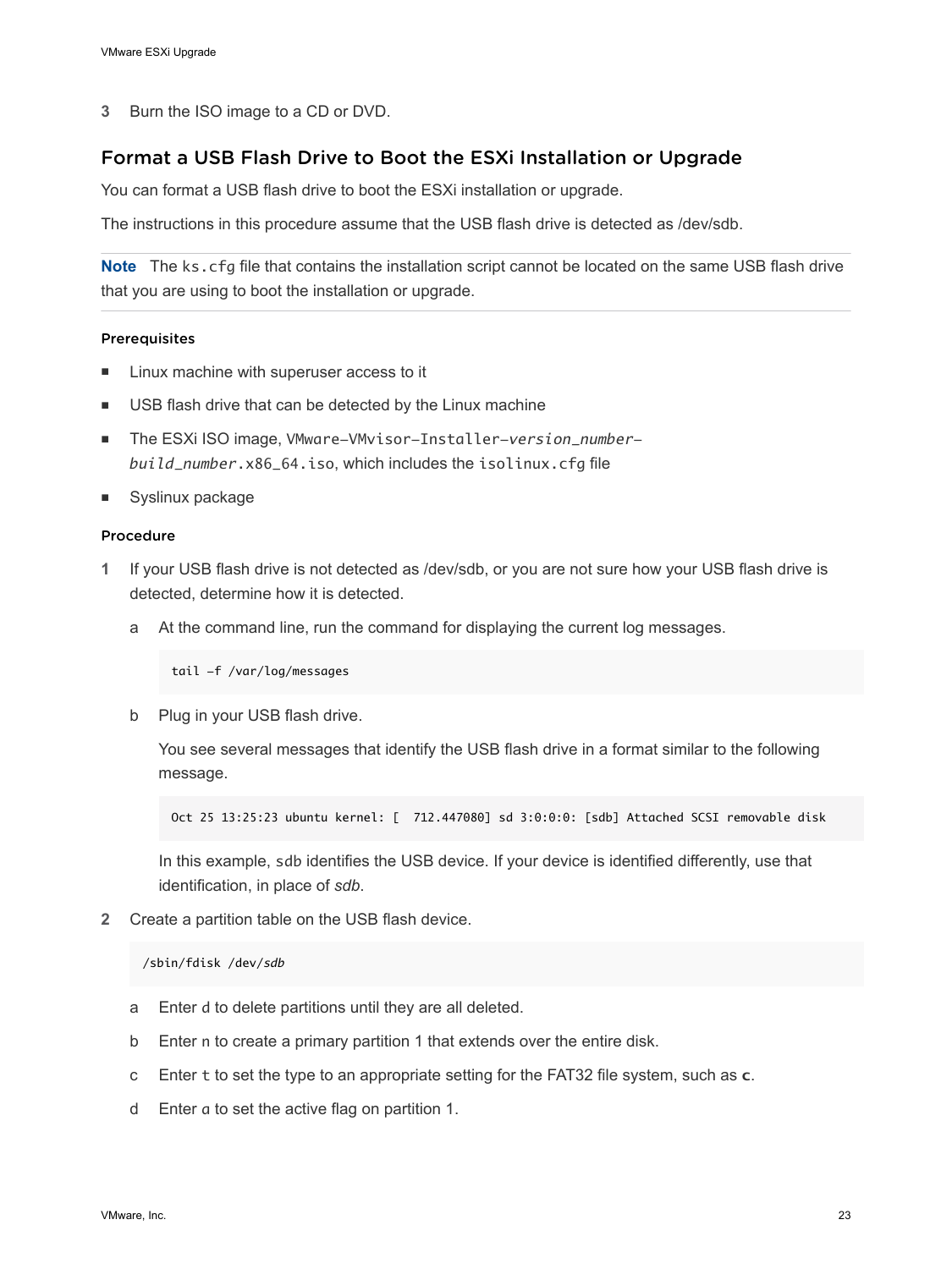3 Burn the ISO image to a CD or DVD.

## Format a USB Flash Drive to Boot the ESXi Installation or Upgrade

You can format a USB flash drive to boot the ESXi installation or upgrade.

The instructions in this procedure assume that the USB flash drive is detected as /dev/sdb.

**Note** The `ks.cfg` file that contains the installation script cannot be located on the same USB flash drive that you are using to boot the installation or upgrade.

### Prerequisites

- Linux machine with superuser access to it
- USB flash drive that can be detected by the Linux machine
- The ESXi ISO image, `VMware-VMvisor-Installer-`*`version_number-build_number`*`.x86_64.iso`, which includes the `isolinux.cfg` file
- Syslinux package

### Procedure

1 If your USB flash drive is not detected as /dev/sdb, or you are not sure how your USB flash drive is detected, determine how it is detected.

   a At the command line, run the command for displaying the current log messages.

   ```
   tail -f /var/log/messages
   ```

   b Plug in your USB flash drive.

   You see several messages that identify the USB flash drive in a format similar to the following message.

   ```
   Oct 25 13:25:23 ubuntu kernel: [  712.447080] sd 3:0:0:0: [sdb] Attached SCSI removable disk
   ```

   In this example, `sdb` identifies the USB device. If your device is identified differently, use that identification, in place of *sdb*.

2 Create a partition table on the USB flash device.

   ```
   /sbin/fdisk /dev/sdb
   ```

   a Enter `d` to delete partitions until they are all deleted.

   b Enter `n` to create a primary partition 1 that extends over the entire disk.

   c Enter `t` to set the type to an appropriate setting for the FAT32 file system, such as **c**.

   d Enter `a` to set the active flag on partition 1.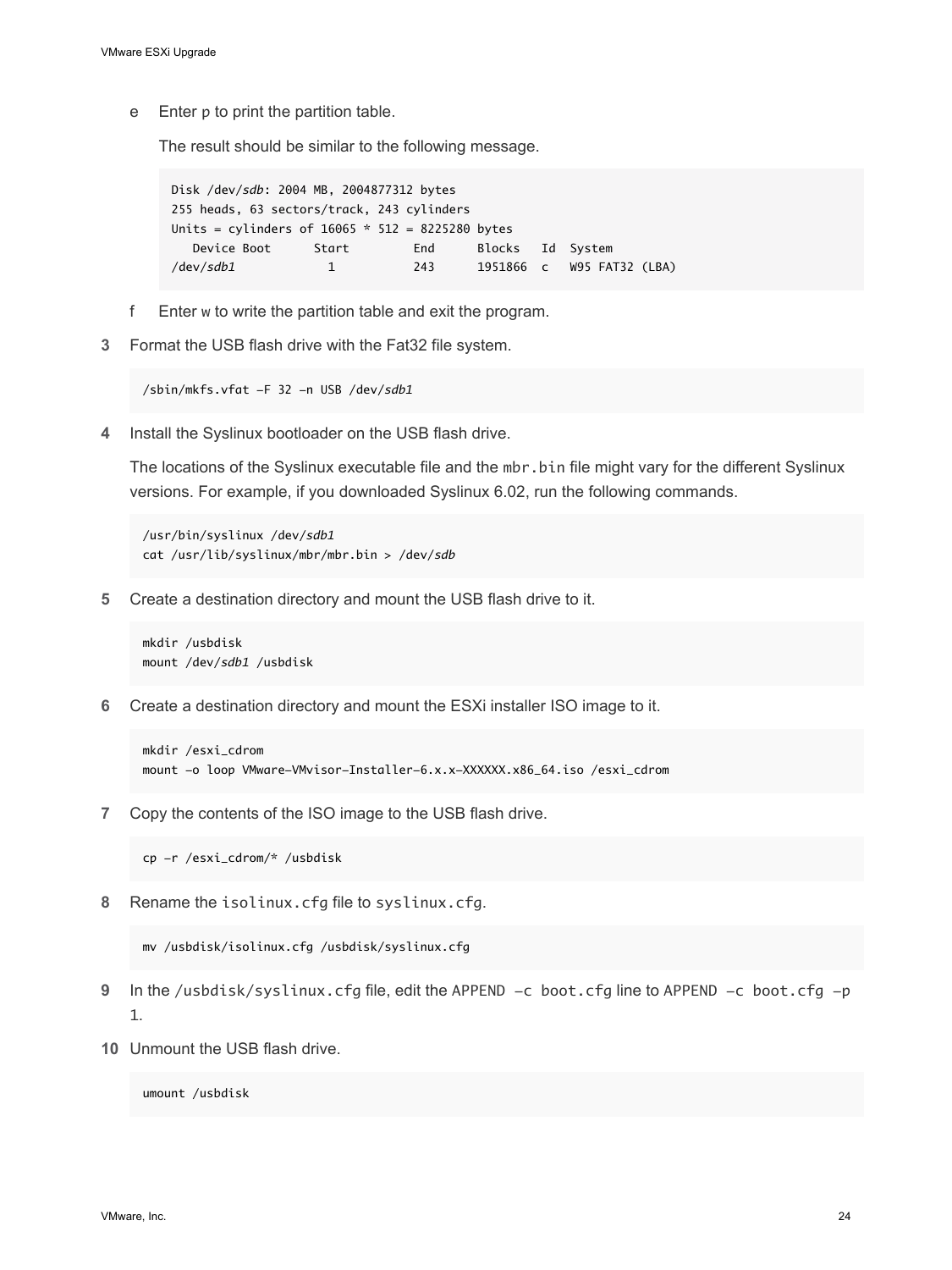e Enter p to print the partition table.

The result should be similar to the following message.

```
Disk /dev/sdb: 2004 MB, 2004877312 bytes
255 heads, 63 sectors/track, 243 cylinders
Units = cylinders of 16065 * 512 = 8225280 bytes
   Device Boot      Start         End      Blocks   Id  System
/dev/sdb1             1           243      1951866  c   W95 FAT32 (LBA)
```

f Enter w to write the partition table and exit the program.

3 Format the USB flash drive with the Fat32 file system.

```
/sbin/mkfs.vfat -F 32 -n USB /dev/sdb1
```

4 Install the Syslinux bootloader on the USB flash drive.

The locations of the Syslinux executable file and the `mbr.bin` file might vary for the different Syslinux versions. For example, if you downloaded Syslinux 6.02, run the following commands.

```
/usr/bin/syslinux /dev/sdb1
cat /usr/lib/syslinux/mbr/mbr.bin > /dev/sdb
```

5 Create a destination directory and mount the USB flash drive to it.

```
mkdir /usbdisk
mount /dev/sdb1 /usbdisk
```

6 Create a destination directory and mount the ESXi installer ISO image to it.

```
mkdir /esxi_cdrom
mount -o loop VMware-VMvisor-Installer-6.x.x-XXXXXX.x86_64.iso /esxi_cdrom
```

7 Copy the contents of the ISO image to the USB flash drive.

```
cp -r /esxi_cdrom/* /usbdisk
```

8 Rename the `isolinux.cfg` file to `syslinux.cfg`.

```
mv /usbdisk/isolinux.cfg /usbdisk/syslinux.cfg
```

9 In the `/usbdisk/syslinux.cfg` file, edit the `APPEND -c boot.cfg` line to `APPEND -c boot.cfg -p 1`.

10 Unmount the USB flash drive.

```
umount /usbdisk
```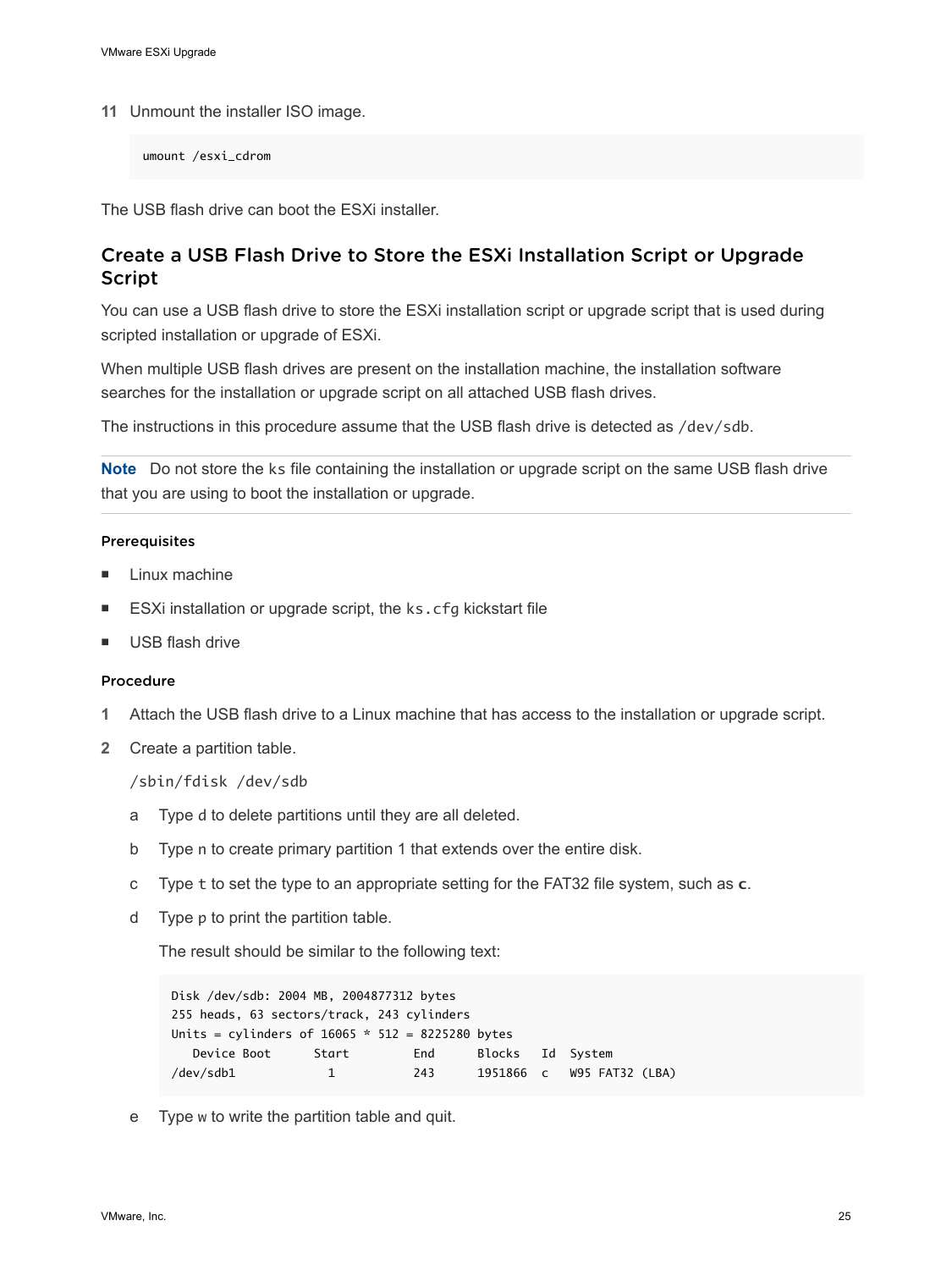11 Unmount the installer ISO image.

```
umount /esxi_cdrom
```

The USB flash drive can boot the ESXi installer.

## Create a USB Flash Drive to Store the ESXi Installation Script or Upgrade Script

You can use a USB flash drive to store the ESXi installation script or upgrade script that is used during scripted installation or upgrade of ESXi.

When multiple USB flash drives are present on the installation machine, the installation software searches for the installation or upgrade script on all attached USB flash drives.

The instructions in this procedure assume that the USB flash drive is detected as `/dev/sdb`.

**Note** Do not store the `ks` file containing the installation or upgrade script on the same USB flash drive that you are using to boot the installation or upgrade.

#### Prerequisites

- Linux machine
- ESXi installation or upgrade script, the `ks.cfg` kickstart file
- USB flash drive

#### Procedure

1 Attach the USB flash drive to a Linux machine that has access to the installation or upgrade script.

2 Create a partition table.

   `/sbin/fdisk /dev/sdb`

   a Type d to delete partitions until they are all deleted.

   b Type n to create primary partition 1 that extends over the entire disk.

   c Type `t` to set the type to an appropriate setting for the FAT32 file system, such as **c**.

   d Type p to print the partition table.

   The result should be similar to the following text:

   ```
   Disk /dev/sdb: 2004 MB, 2004877312 bytes
   255 heads, 63 sectors/track, 243 cylinders
   Units = cylinders of 16065 * 512 = 8225280 bytes
      Device Boot      Start         End      Blocks   Id  System
   /dev/sdb1             1           243      1951866  c   W95 FAT32 (LBA)
   ```

   e Type w to write the partition table and quit.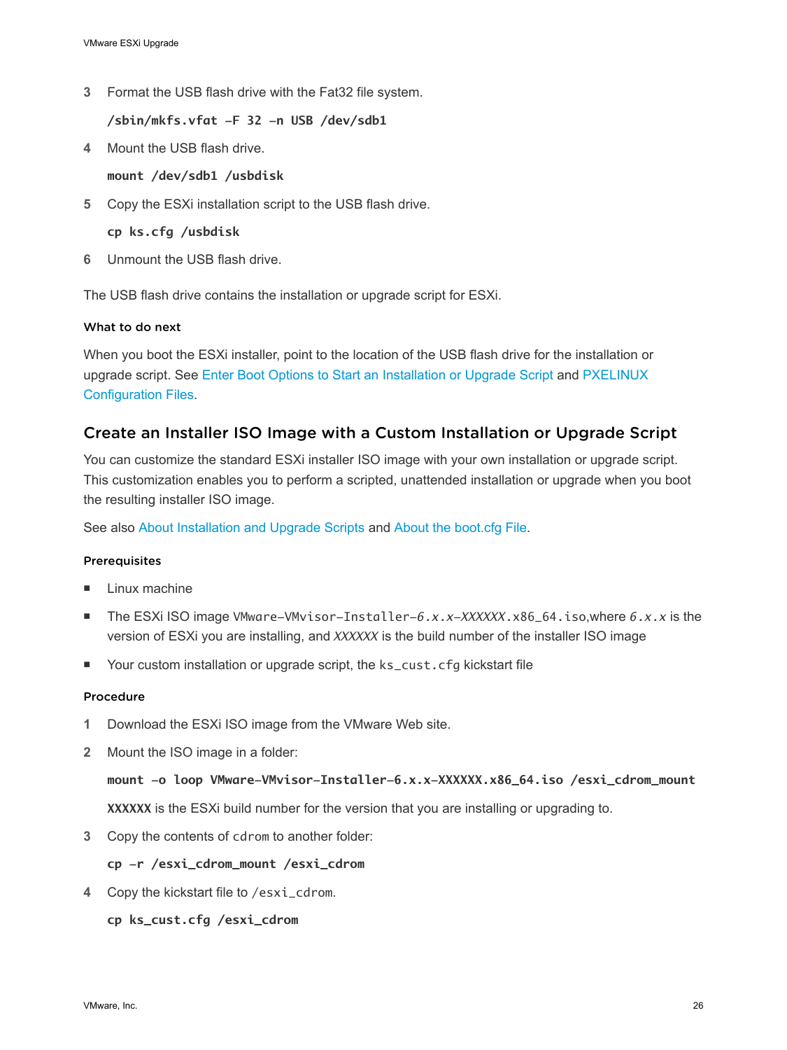3 Format the USB flash drive with the Fat32 file system.

```
/sbin/mkfs.vfat -F 32 -n USB /dev/sdb1
```

4 Mount the USB flash drive.

```
mount /dev/sdb1 /usbdisk
```

5 Copy the ESXi installation script to the USB flash drive.

```
cp ks.cfg /usbdisk
```

6 Unmount the USB flash drive.

The USB flash drive contains the installation or upgrade script for ESXi.

#### What to do next

When you boot the ESXi installer, point to the location of the USB flash drive for the installation or upgrade script. See Enter Boot Options to Start an Installation or Upgrade Script and PXELINUX Configuration Files.

## Create an Installer ISO Image with a Custom Installation or Upgrade Script

You can customize the standard ESXi installer ISO image with your own installation or upgrade script. This customization enables you to perform a scripted, unattended installation or upgrade when you boot the resulting installer ISO image.

See also About Installation and Upgrade Scripts and About the boot.cfg File.

#### Prerequisites

- Linux machine
- The ESXi ISO image VMware-VMvisor-Installer-*6.x.x-XXXXXX*.x86_64.iso,where *6.x.x* is the version of ESXi you are installing, and *XXXXXX* is the build number of the installer ISO image
- Your custom installation or upgrade script, the ks_cust.cfg kickstart file

#### Procedure

1 Download the ESXi ISO image from the VMware Web site.

2 Mount the ISO image in a folder:

```
mount -o loop VMware-VMvisor-Installer-6.x.x-XXXXXX.x86_64.iso /esxi_cdrom_mount
```

**XXXXXX** is the ESXi build number for the version that you are installing or upgrading to.

3 Copy the contents of cdrom to another folder:

```
cp -r /esxi_cdrom_mount /esxi_cdrom
```

4 Copy the kickstart file to /esxi_cdrom.

```
cp ks_cust.cfg /esxi_cdrom
```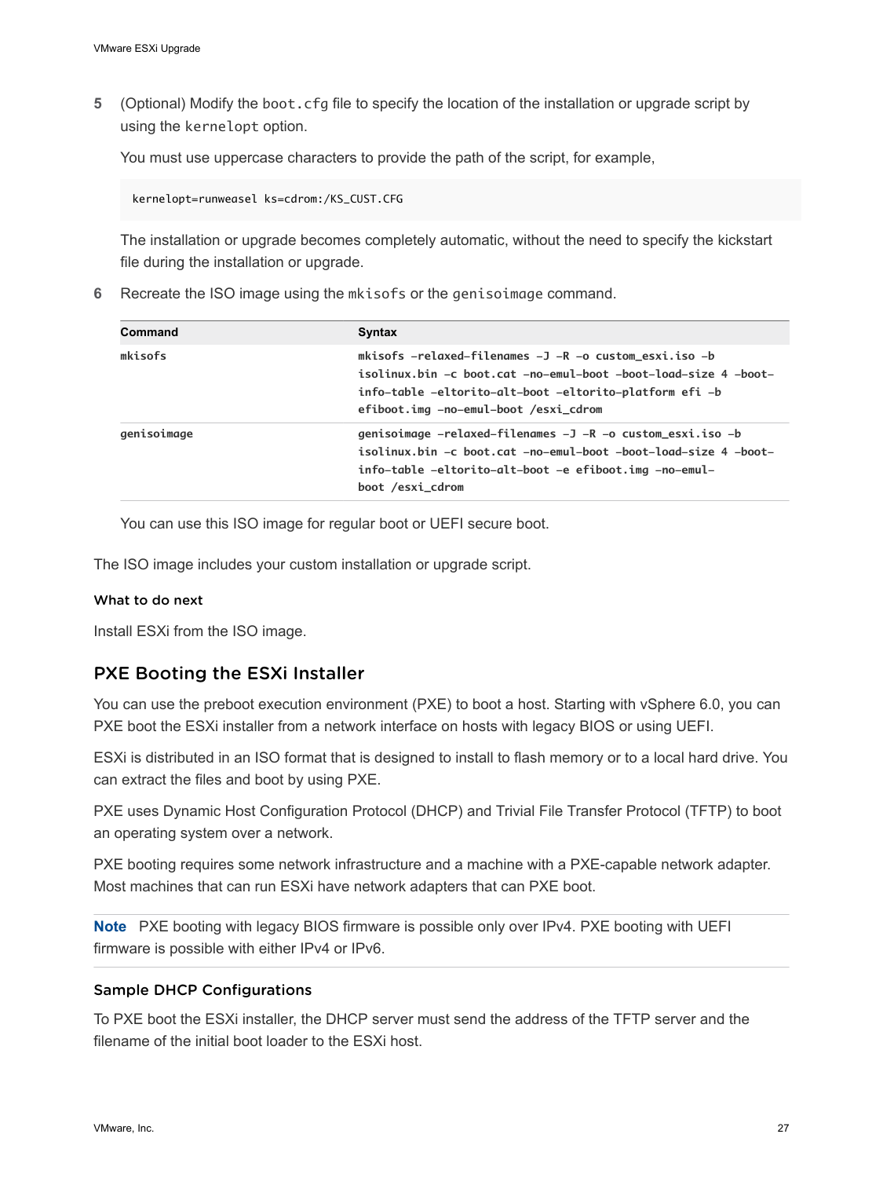5 (Optional) Modify the `boot.cfg` file to specify the location of the installation or upgrade script by using the `kernelopt` option.

   You must use uppercase characters to provide the path of the script, for example,

```
kernelopt=runweasel ks=cdrom:/KS_CUST.CFG
```

   The installation or upgrade becomes completely automatic, without the need to specify the kickstart file during the installation or upgrade.

6 Recreate the ISO image using the `mkisofs` or the `genisoimage` command.

| Command | Syntax |
| --- | --- |
| `mkisofs` | `mkisofs -relaxed-filenames -J -R -o custom_esxi.iso -b isolinux.bin -c boot.cat -no-emul-boot -boot-load-size 4 -boot-info-table -eltorito-alt-boot -eltorito-platform efi -b efiboot.img -no-emul-boot /esxi_cdrom` |
| `genisoimage` | `genisoimage -relaxed-filenames -J -R -o custom_esxi.iso -b isolinux.bin -c boot.cat -no-emul-boot -boot-load-size 4 -boot-info-table -eltorito-alt-boot -e efiboot.img -no-emul-boot /esxi_cdrom` |

   You can use this ISO image for regular boot or UEFI secure boot.

The ISO image includes your custom installation or upgrade script.

#### What to do next

Install ESXi from the ISO image.

## PXE Booting the ESXi Installer

You can use the preboot execution environment (PXE) to boot a host. Starting with vSphere 6.0, you can PXE boot the ESXi installer from a network interface on hosts with legacy BIOS or using UEFI.

ESXi is distributed in an ISO format that is designed to install to flash memory or to a local hard drive. You can extract the files and boot by using PXE.

PXE uses Dynamic Host Configuration Protocol (DHCP) and Trivial File Transfer Protocol (TFTP) to boot an operating system over a network.

PXE booting requires some network infrastructure and a machine with a PXE-capable network adapter. Most machines that can run ESXi have network adapters that can PXE boot.

**Note** PXE booting with legacy BIOS firmware is possible only over IPv4. PXE booting with UEFI firmware is possible with either IPv4 or IPv6.

### Sample DHCP Configurations

To PXE boot the ESXi installer, the DHCP server must send the address of the TFTP server and the filename of the initial boot loader to the ESXi host.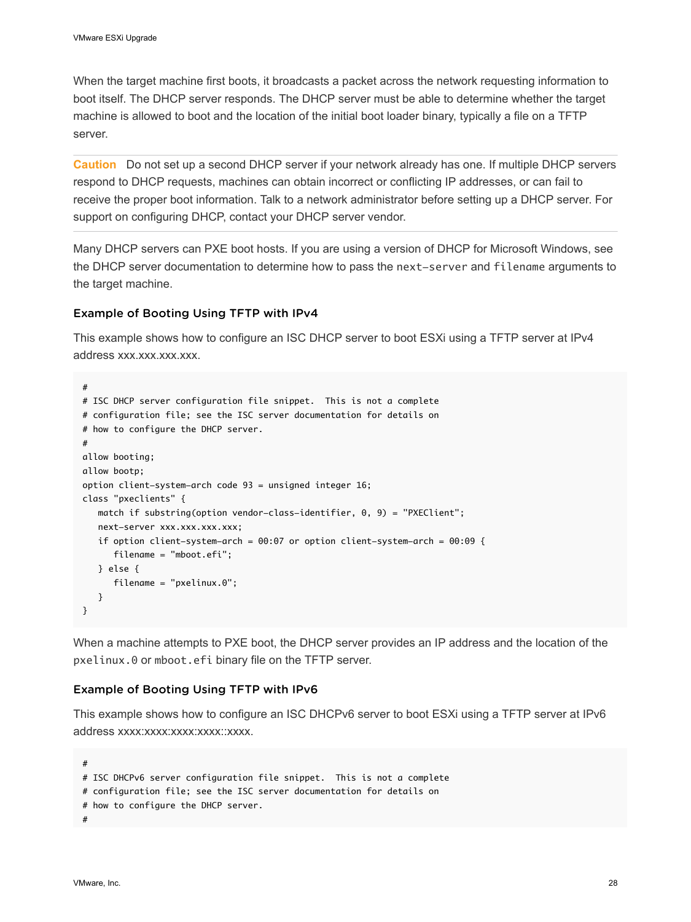When the target machine first boots, it broadcasts a packet across the network requesting information to boot itself. The DHCP server responds. The DHCP server must be able to determine whether the target machine is allowed to boot and the location of the initial boot loader binary, typically a file on a TFTP server.

**Caution** Do not set up a second DHCP server if your network already has one. If multiple DHCP servers respond to DHCP requests, machines can obtain incorrect or conflicting IP addresses, or can fail to receive the proper boot information. Talk to a network administrator before setting up a DHCP server. For support on configuring DHCP, contact your DHCP server vendor.

Many DHCP servers can PXE boot hosts. If you are using a version of DHCP for Microsoft Windows, see the DHCP server documentation to determine how to pass the `next-server` and `filename` arguments to the target machine.

### Example of Booting Using TFTP with IPv4

This example shows how to configure an ISC DHCP server to boot ESXi using a TFTP server at IPv4 address xxx.xxx.xxx.xxx.

```
#
# ISC DHCP server configuration file snippet.  This is not a complete
# configuration file; see the ISC server documentation for details on
# how to configure the DHCP server.
#
allow booting;
allow bootp;
option client-system-arch code 93 = unsigned integer 16;
class "pxeclients" {
   match if substring(option vendor-class-identifier, 0, 9) = "PXEClient";
   next-server xxx.xxx.xxx.xxx;
   if option client-system-arch = 00:07 or option client-system-arch = 00:09 {
      filename = "mboot.efi";
   } else {
      filename = "pxelinux.0";
   }
}
```

When a machine attempts to PXE boot, the DHCP server provides an IP address and the location of the `pxelinux.0` or `mboot.efi` binary file on the TFTP server.

### Example of Booting Using TFTP with IPv6

This example shows how to configure an ISC DHCPv6 server to boot ESXi using a TFTP server at IPv6 address xxxx:xxxx:xxxx:xxxx::xxxx.

```
#
# ISC DHCPv6 server configuration file snippet.  This is not a complete
# configuration file; see the ISC server documentation for details on
# how to configure the DHCP server.
#
```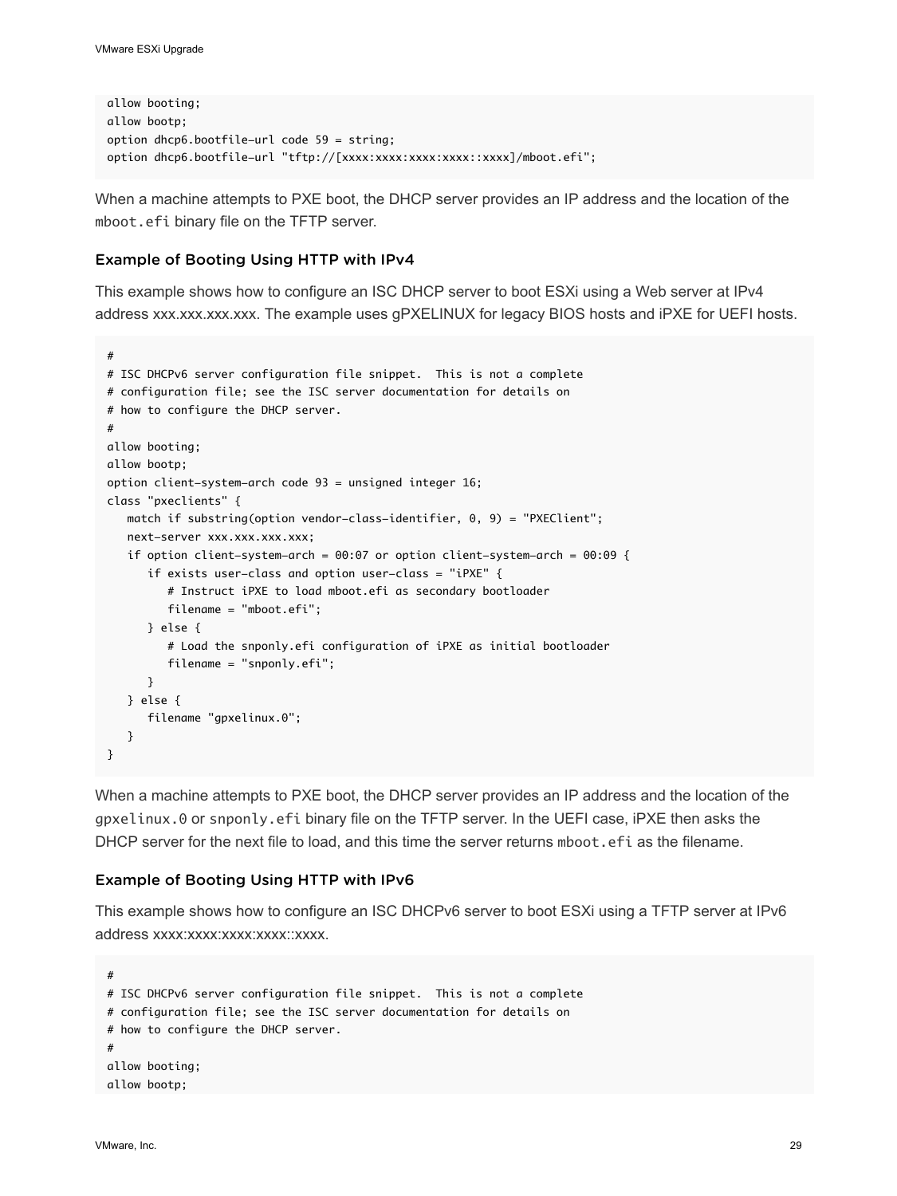```
allow booting;
allow bootp;
option dhcp6.bootfile-url code 59 = string;
option dhcp6.bootfile-url "tftp://[xxxx:xxxx:xxxx:xxxx::xxxx]/mboot.efi";
```

When a machine attempts to PXE boot, the DHCP server provides an IP address and the location of the `mboot.efi` binary file on the TFTP server.

### Example of Booting Using HTTP with IPv4

This example shows how to configure an ISC DHCP server to boot ESXi using a Web server at IPv4 address xxx.xxx.xxx.xxx. The example uses gPXELINUX for legacy BIOS hosts and iPXE for UEFI hosts.

```
#
# ISC DHCPv6 server configuration file snippet.  This is not a complete
# configuration file; see the ISC server documentation for details on
# how to configure the DHCP server.
#
allow booting;
allow bootp;
option client-system-arch code 93 = unsigned integer 16;
class "pxeclients" {
   match if substring(option vendor-class-identifier, 0, 9) = "PXEClient";
   next-server xxx.xxx.xxx.xxx;
   if option client-system-arch = 00:07 or option client-system-arch = 00:09 {
      if exists user-class and option user-class = "iPXE" {
         # Instruct iPXE to load mboot.efi as secondary bootloader
         filename = "mboot.efi";
      } else {
         # Load the snponly.efi configuration of iPXE as initial bootloader
         filename = "snponly.efi";
      }
   } else {
      filename "gpxelinux.0";
   }
}
```

When a machine attempts to PXE boot, the DHCP server provides an IP address and the location of the `gpxelinux.0` or `snponly.efi` binary file on the TFTP server. In the UEFI case, iPXE then asks the DHCP server for the next file to load, and this time the server returns `mboot.efi` as the filename.

### Example of Booting Using HTTP with IPv6

This example shows how to configure an ISC DHCPv6 server to boot ESXi using a TFTP server at IPv6 address xxxx:xxxx:xxxx:xxxx::xxxx.

```
#
# ISC DHCPv6 server configuration file snippet.  This is not a complete
# configuration file; see the ISC server documentation for details on
# how to configure the DHCP server.
#
allow booting;
allow bootp;
```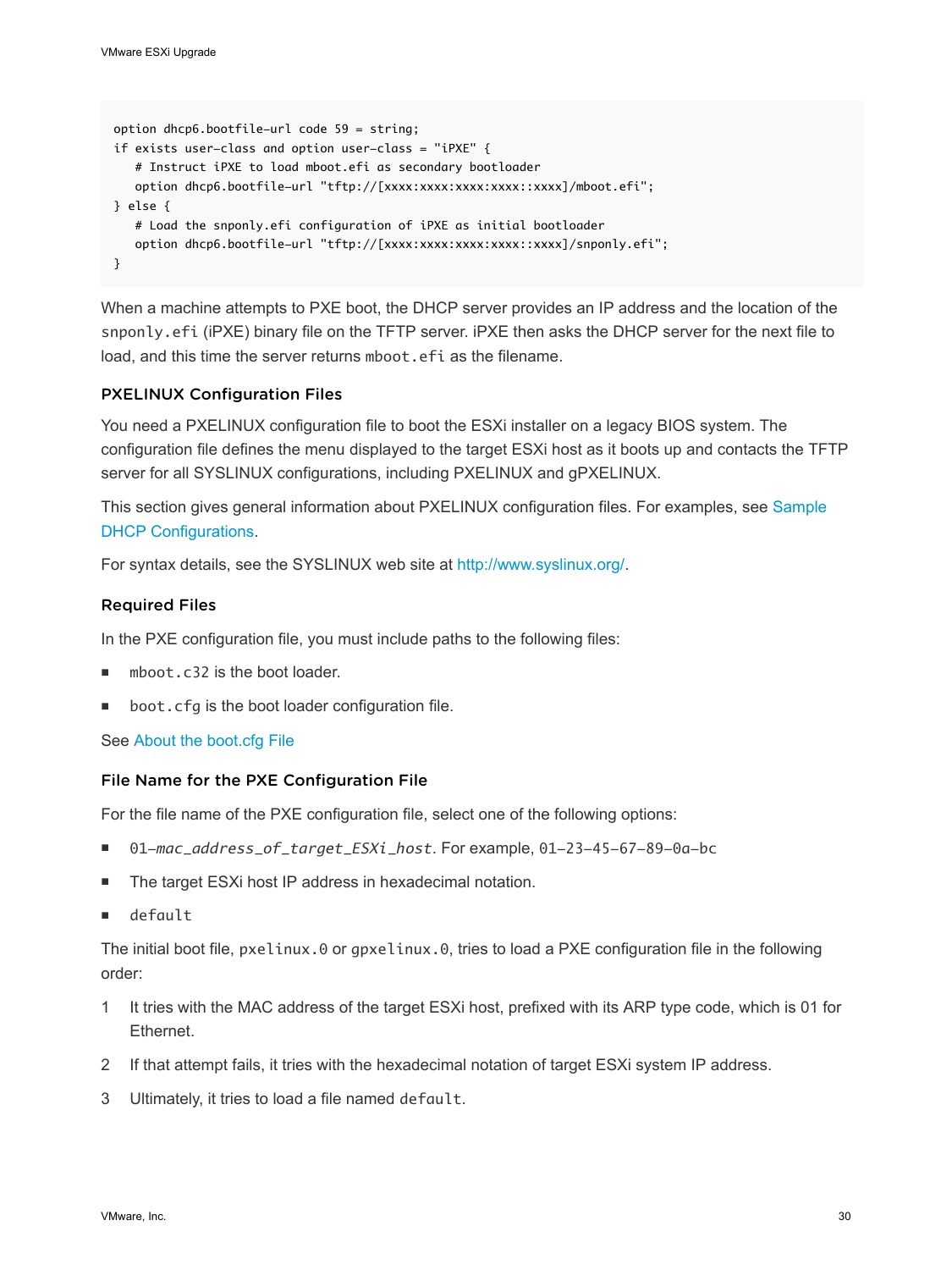```
option dhcp6.bootfile-url code 59 = string;
if exists user-class and option user-class = "iPXE" {
   # Instruct iPXE to load mboot.efi as secondary bootloader
   option dhcp6.bootfile-url "tftp://[xxxx:xxxx:xxxx:xxxx::xxxx]/mboot.efi";
} else {
   # Load the snponly.efi configuration of iPXE as initial bootloader
   option dhcp6.bootfile-url "tftp://[xxxx:xxxx:xxxx:xxxx::xxxx]/snponly.efi";
}
```

When a machine attempts to PXE boot, the DHCP server provides an IP address and the location of the `snponly.efi` (iPXE) binary file on the TFTP server. iPXE then asks the DHCP server for the next file to load, and this time the server returns `mboot.efi` as the filename.

### PXELINUX Configuration Files

You need a PXELINUX configuration file to boot the ESXi installer on a legacy BIOS system. The configuration file defines the menu displayed to the target ESXi host as it boots up and contacts the TFTP server for all SYSLINUX configurations, including PXELINUX and gPXELINUX.

This section gives general information about PXELINUX configuration files. For examples, see Sample DHCP Configurations.

For syntax details, see the SYSLINUX web site at http://www.syslinux.org/.

#### Required Files

In the PXE configuration file, you must include paths to the following files:

- `mboot.c32` is the boot loader.
- `boot.cfg` is the boot loader configuration file.

See About the boot.cfg File

#### File Name for the PXE Configuration File

For the file name of the PXE configuration file, select one of the following options:

- `01-`*`mac_address_of_target_ESXi_host`*. For example, `01-23-45-67-89-0a-bc`
- The target ESXi host IP address in hexadecimal notation.
- `default`

The initial boot file, `pxelinux.0` or `gpxelinux.0`, tries to load a PXE configuration file in the following order:

1. It tries with the MAC address of the target ESXi host, prefixed with its ARP type code, which is 01 for Ethernet.
2. If that attempt fails, it tries with the hexadecimal notation of target ESXi system IP address.
3. Ultimately, it tries to load a file named `default`.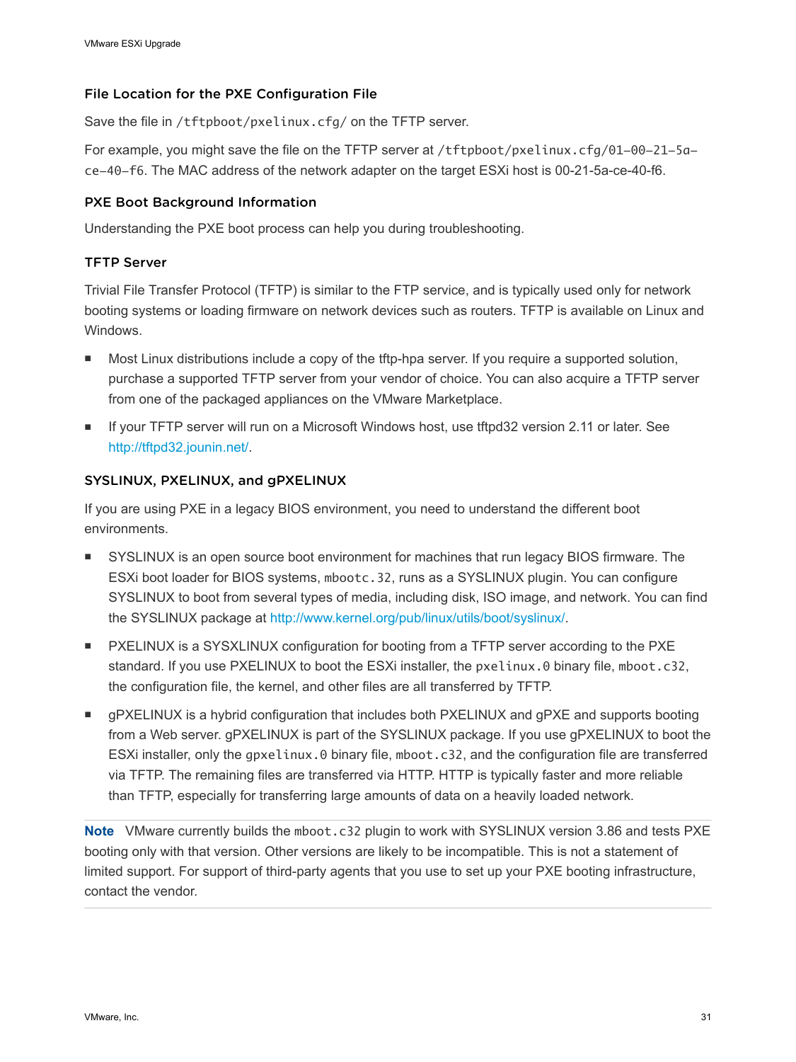### File Location for the PXE Configuration File

Save the file in `/tftpboot/pxelinux.cfg/` on the TFTP server.

For example, you might save the file on the TFTP server at `/tftpboot/pxelinux.cfg/01-00-21-5a-ce-40-f6`. The MAC address of the network adapter on the target ESXi host is 00-21-5a-ce-40-f6.

### PXE Boot Background Information

Understanding the PXE boot process can help you during troubleshooting.

### TFTP Server

Trivial File Transfer Protocol (TFTP) is similar to the FTP service, and is typically used only for network booting systems or loading firmware on network devices such as routers. TFTP is available on Linux and Windows.

- Most Linux distributions include a copy of the tftp-hpa server. If you require a supported solution, purchase a supported TFTP server from your vendor of choice. You can also acquire a TFTP server from one of the packaged appliances on the VMware Marketplace.
- If your TFTP server will run on a Microsoft Windows host, use tftpd32 version 2.11 or later. See http://tftpd32.jounin.net/.

### SYSLINUX, PXELINUX, and gPXELINUX

If you are using PXE in a legacy BIOS environment, you need to understand the different boot environments.

- SYSLINUX is an open source boot environment for machines that run legacy BIOS firmware. The ESXi boot loader for BIOS systems, `mbootc.32`, runs as a SYSLINUX plugin. You can configure SYSLINUX to boot from several types of media, including disk, ISO image, and network. You can find the SYSLINUX package at http://www.kernel.org/pub/linux/utils/boot/syslinux/.
- PXELINUX is a SYSXLINUX configuration for booting from a TFTP server according to the PXE standard. If you use PXELINUX to boot the ESXi installer, the `pxelinux.0` binary file, `mboot.c32`, the configuration file, the kernel, and other files are all transferred by TFTP.
- gPXELINUX is a hybrid configuration that includes both PXELINUX and gPXE and supports booting from a Web server. gPXELINUX is part of the SYSLINUX package. If you use gPXELINUX to boot the ESXi installer, only the `gpxelinux.0` binary file, `mboot.c32`, and the configuration file are transferred via TFTP. The remaining files are transferred via HTTP. HTTP is typically faster and more reliable than TFTP, especially for transferring large amounts of data on a heavily loaded network.

**Note** VMware currently builds the `mboot.c32` plugin to work with SYSLINUX version 3.86 and tests PXE booting only with that version. Other versions are likely to be incompatible. This is not a statement of limited support. For support of third-party agents that you use to set up your PXE booting infrastructure, contact the vendor.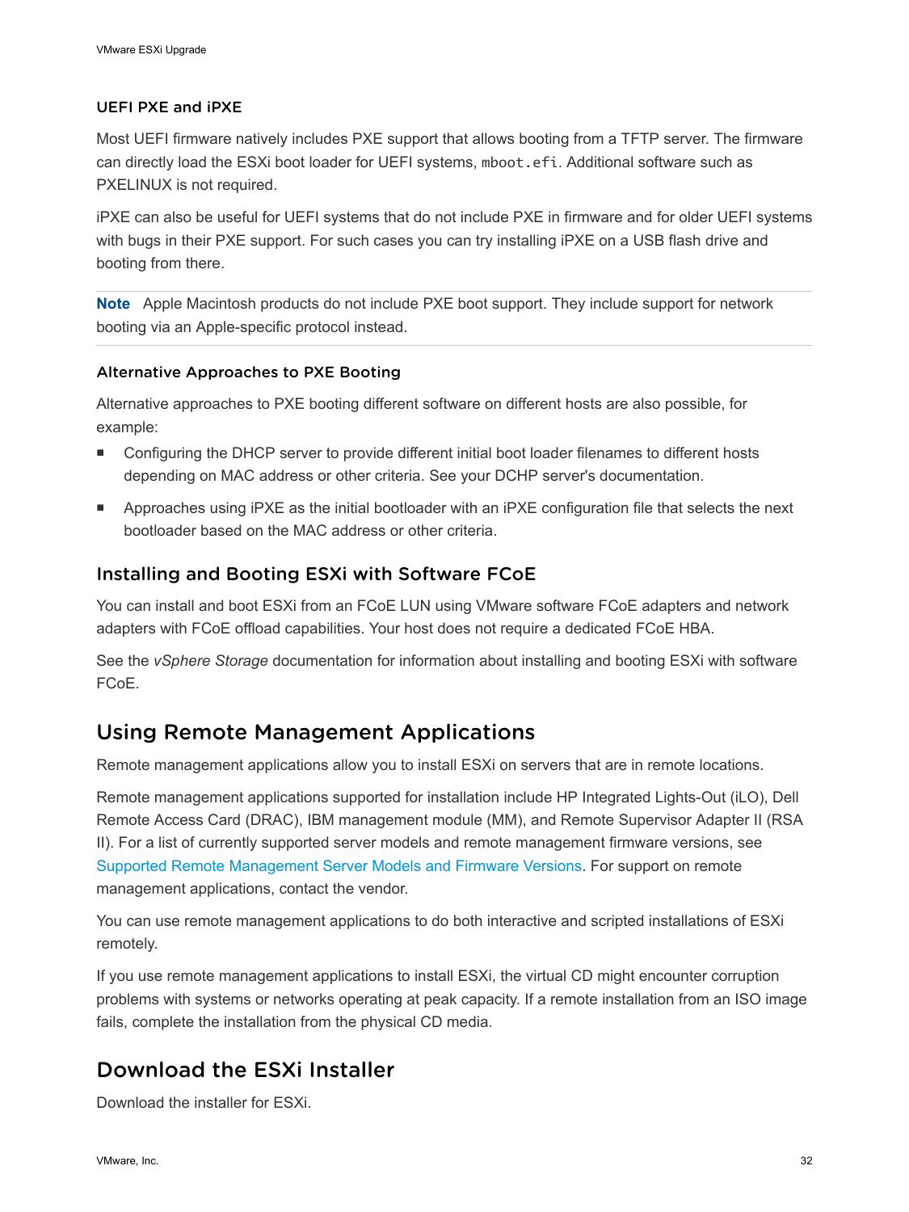### UEFI PXE and iPXE

Most UEFI firmware natively includes PXE support that allows booting from a TFTP server. The firmware can directly load the ESXi boot loader for UEFI systems, `mboot.efi`. Additional software such as PXELINUX is not required.

iPXE can also be useful for UEFI systems that do not include PXE in firmware and for older UEFI systems with bugs in their PXE support. For such cases you can try installing iPXE on a USB flash drive and booting from there.

**Note** Apple Macintosh products do not include PXE boot support. They include support for network booting via an Apple-specific protocol instead.

### Alternative Approaches to PXE Booting

Alternative approaches to PXE booting different software on different hosts are also possible, for example:

- Configuring the DHCP server to provide different initial boot loader filenames to different hosts depending on MAC address or other criteria. See your DCHP server's documentation.
- Approaches using iPXE as the initial bootloader with an iPXE configuration file that selects the next bootloader based on the MAC address or other criteria.

## Installing and Booting ESXi with Software FCoE

You can install and boot ESXi from an FCoE LUN using VMware software FCoE adapters and network adapters with FCoE offload capabilities. Your host does not require a dedicated FCoE HBA.

See the *vSphere Storage* documentation for information about installing and booting ESXi with software FCoE.

# Using Remote Management Applications

Remote management applications allow you to install ESXi on servers that are in remote locations.

Remote management applications supported for installation include HP Integrated Lights-Out (iLO), Dell Remote Access Card (DRAC), IBM management module (MM), and Remote Supervisor Adapter II (RSA II). For a list of currently supported server models and remote management firmware versions, see Supported Remote Management Server Models and Firmware Versions. For support on remote management applications, contact the vendor.

You can use remote management applications to do both interactive and scripted installations of ESXi remotely.

If you use remote management applications to install ESXi, the virtual CD might encounter corruption problems with systems or networks operating at peak capacity. If a remote installation from an ISO image fails, complete the installation from the physical CD media.

# Download the ESXi Installer

Download the installer for ESXi.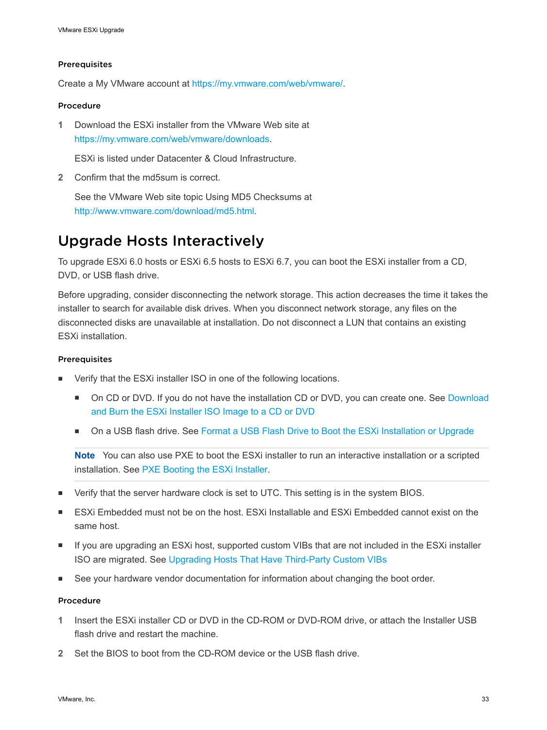### Prerequisites

Create a My VMware account at https://my.vmware.com/web/vmware/.

### Procedure

1 Download the ESXi installer from the VMware Web site at https://my.vmware.com/web/vmware/downloads.

   ESXi is listed under Datacenter & Cloud Infrastructure.

2 Confirm that the md5sum is correct.

   See the VMware Web site topic Using MD5 Checksums at http://www.vmware.com/download/md5.html.

## Upgrade Hosts Interactively

To upgrade ESXi 6.0 hosts or ESXi 6.5 hosts to ESXi 6.7, you can boot the ESXi installer from a CD, DVD, or USB flash drive.

Before upgrading, consider disconnecting the network storage. This action decreases the time it takes the installer to search for available disk drives. When you disconnect network storage, any files on the disconnected disks are unavailable at installation. Do not disconnect a LUN that contains an existing ESXi installation.

### Prerequisites

- Verify that the ESXi installer ISO in one of the following locations.
  - On CD or DVD. If you do not have the installation CD or DVD, you can create one. See Download and Burn the ESXi Installer ISO Image to a CD or DVD
  - On a USB flash drive. See Format a USB Flash Drive to Boot the ESXi Installation or Upgrade

  **Note** You can also use PXE to boot the ESXi installer to run an interactive installation or a scripted installation. See PXE Booting the ESXi Installer.

- Verify that the server hardware clock is set to UTC. This setting is in the system BIOS.
- ESXi Embedded must not be on the host. ESXi Installable and ESXi Embedded cannot exist on the same host.
- If you are upgrading an ESXi host, supported custom VIBs that are not included in the ESXi installer ISO are migrated. See Upgrading Hosts That Have Third-Party Custom VIBs
- See your hardware vendor documentation for information about changing the boot order.

### Procedure

1 Insert the ESXi installer CD or DVD in the CD-ROM or DVD-ROM drive, or attach the Installer USB flash drive and restart the machine.

2 Set the BIOS to boot from the CD-ROM device or the USB flash drive.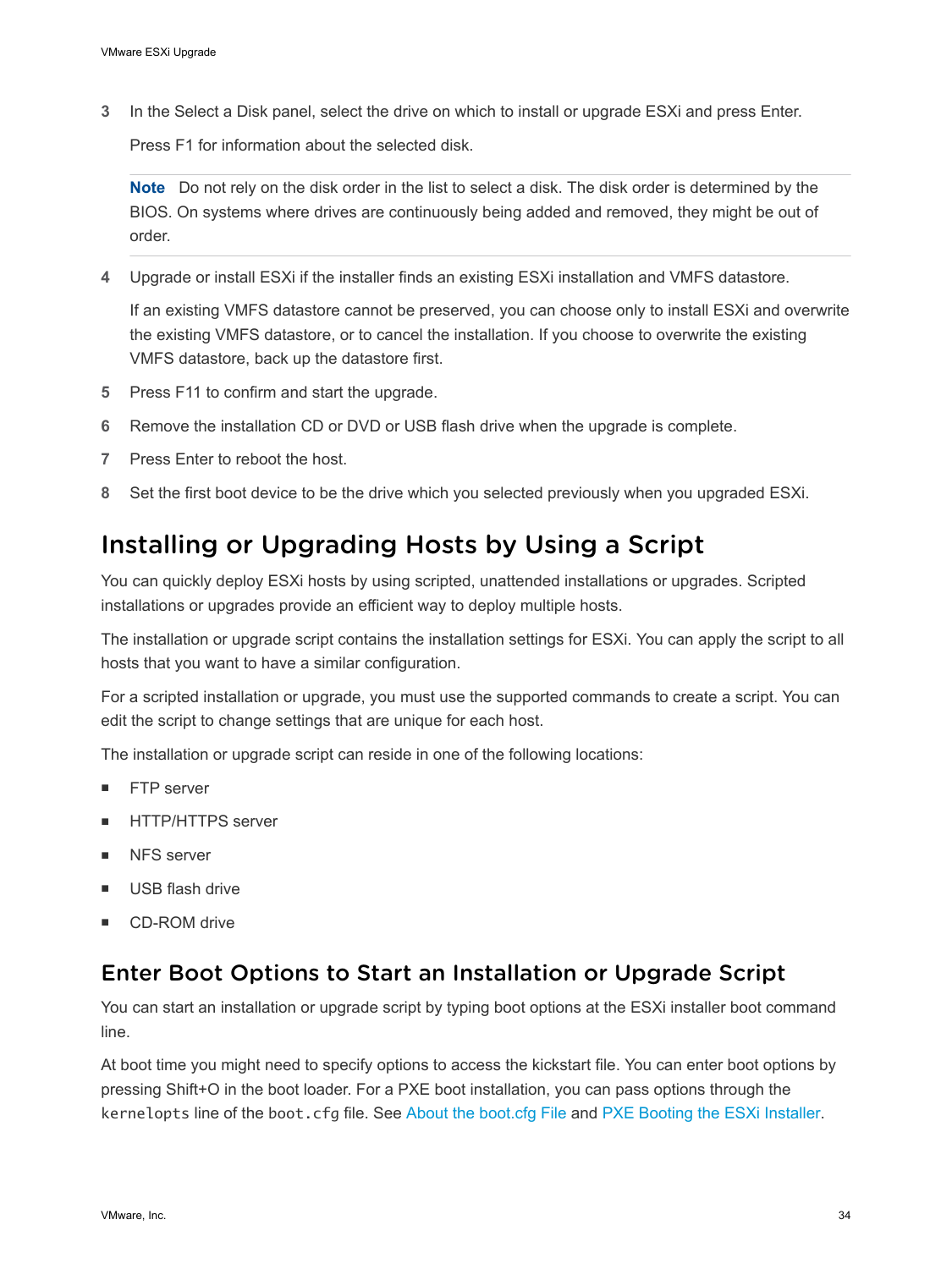3 In the Select a Disk panel, select the drive on which to install or upgrade ESXi and press Enter.

   Press F1 for information about the selected disk.

   **Note** Do not rely on the disk order in the list to select a disk. The disk order is determined by the BIOS. On systems where drives are continuously being added and removed, they might be out of order.

4 Upgrade or install ESXi if the installer finds an existing ESXi installation and VMFS datastore.

   If an existing VMFS datastore cannot be preserved, you can choose only to install ESXi and overwrite the existing VMFS datastore, or to cancel the installation. If you choose to overwrite the existing VMFS datastore, back up the datastore first.

5 Press F11 to confirm and start the upgrade.

6 Remove the installation CD or DVD or USB flash drive when the upgrade is complete.

7 Press Enter to reboot the host.

8 Set the first boot device to be the drive which you selected previously when you upgraded ESXi.

## Installing or Upgrading Hosts by Using a Script

You can quickly deploy ESXi hosts by using scripted, unattended installations or upgrades. Scripted installations or upgrades provide an efficient way to deploy multiple hosts.

The installation or upgrade script contains the installation settings for ESXi. You can apply the script to all hosts that you want to have a similar configuration.

For a scripted installation or upgrade, you must use the supported commands to create a script. You can edit the script to change settings that are unique for each host.

The installation or upgrade script can reside in one of the following locations:

- FTP server
- HTTP/HTTPS server
- NFS server
- USB flash drive
- CD-ROM drive

### Enter Boot Options to Start an Installation or Upgrade Script

You can start an installation or upgrade script by typing boot options at the ESXi installer boot command line.

At boot time you might need to specify options to access the kickstart file. You can enter boot options by pressing Shift+O in the boot loader. For a PXE boot installation, you can pass options through the `kernelopts` line of the `boot.cfg` file. See About the boot.cfg File and PXE Booting the ESXi Installer.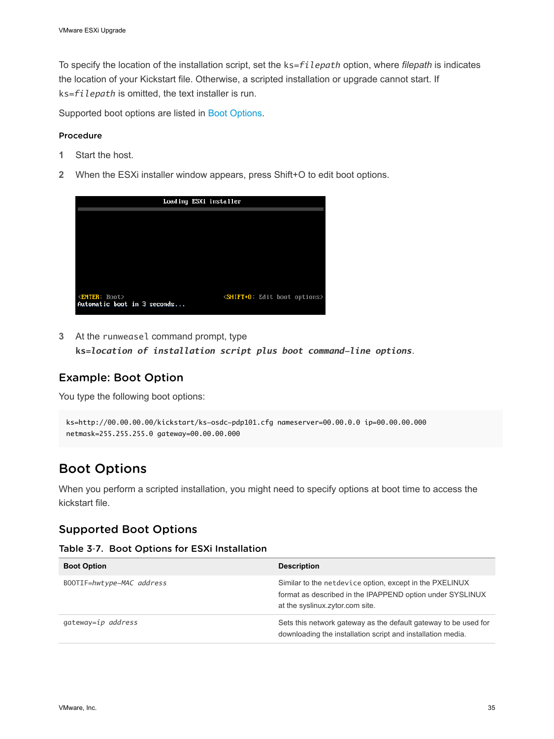To specify the location of the installation script, set the `ks=filepath` option, where *filepath* is indicates the location of your Kickstart file. Otherwise, a scripted installation or upgrade cannot start. If `ks=filepath` is omitted, the text installer is run.

Supported boot options are listed in Boot Options.

#### Procedure

1. Start the host.
2. When the ESXi installer window appears, press Shift+O to edit boot options.

```
Loading ESXi installer

<ENTER: Boot>                                <SHIFT+O: Edit boot options>
Automatic boot in 3 seconds...
```

3. At the `runweasel` command prompt, type
   **`ks=location of installation script plus boot command-line options`**.

### Example: Boot Option

You type the following boot options:

```
ks=http://00.00.00.00/kickstart/ks-osdc-pdp101.cfg nameserver=00.00.0.0 ip=00.00.00.000
netmask=255.255.255.0 gateway=00.00.00.000
```

## Boot Options

When you perform a scripted installation, you might need to specify options at boot time to access the kickstart file.

### Supported Boot Options

**Table 3-7. Boot Options for ESXi Installation**

| Boot Option | Description |
| --- | --- |
| `BOOTIF=hwtype-MAC address` | Similar to the `netdevice` option, except in the PXELINUX format as described in the IPAPPEND option under SYSLINUX at the syslinux.zytor.com site. |
| `gateway=ip address` | Sets this network gateway as the default gateway to be used for downloading the installation script and installation media. |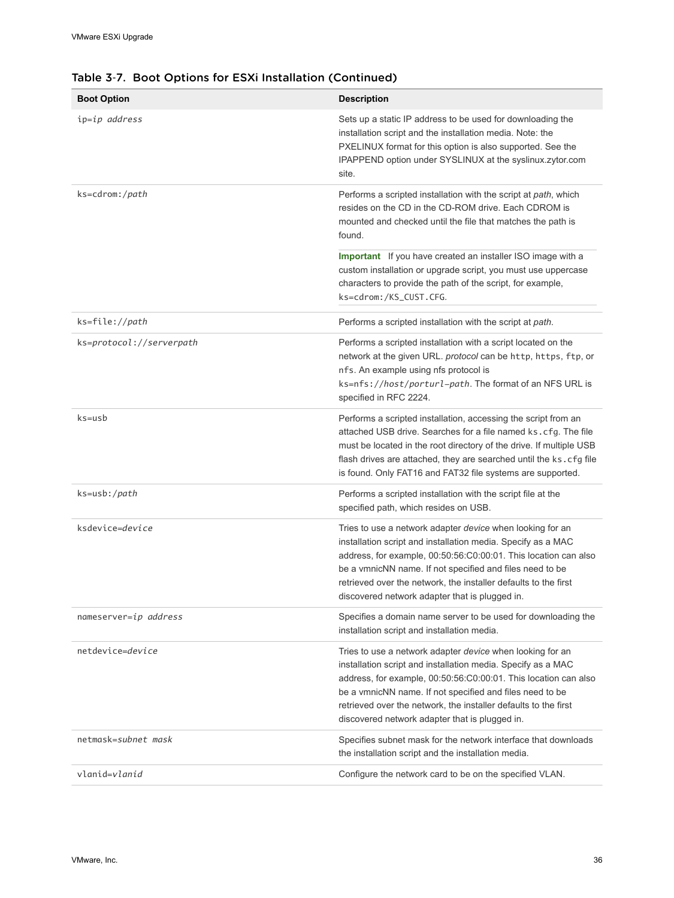Table 3-7. Boot Options for ESXi Installation (Continued)

| Boot Option | Description |
| --- | --- |
| `ip=`*ip address* | Sets up a static IP address to be used for downloading the installation script and the installation media. Note: the PXELINUX format for this option is also supported. See the IPAPPEND option under SYSLINUX at the syslinux.zytor.com site. |
| `ks=cdrom:/`*path* | Performs a scripted installation with the script at *path*, which resides on the CD in the CD-ROM drive. Each CDROM is mounted and checked until the file that matches the path is found. **Important** If you have created an installer ISO image with a custom installation or upgrade script, you must use uppercase characters to provide the path of the script, for example, `ks=cdrom:/KS_CUST.CFG`. |
| `ks=file://`*path* | Performs a scripted installation with the script at *path*. |
| `ks=`*protocol*`://`*serverpath* | Performs a scripted installation with a script located on the network at the given URL. *protocol* can be `http`, `https`, `ftp`, or `nfs`. An example using nfs protocol is `ks=nfs://`*host*`/`*porturl-path*. The format of an NFS URL is specified in RFC 2224. |
| `ks=usb` | Performs a scripted installation, accessing the script from an attached USB drive. Searches for a file named `ks.cfg`. The file must be located in the root directory of the drive. If multiple USB flash drives are attached, they are searched until the `ks.cfg` file is found. Only FAT16 and FAT32 file systems are supported. |
| `ks=usb:/`*path* | Performs a scripted installation with the script file at the specified path, which resides on USB. |
| `ksdevice=`*device* | Tries to use a network adapter *device* when looking for an installation script and installation media. Specify as a MAC address, for example, 00:50:56:C0:00:01. This location can also be a vmnicNN name. If not specified and files need to be retrieved over the network, the installer defaults to the first discovered network adapter that is plugged in. |
| `nameserver=`*ip address* | Specifies a domain name server to be used for downloading the installation script and installation media. |
| `netdevice=`*device* | Tries to use a network adapter *device* when looking for an installation script and installation media. Specify as a MAC address, for example, 00:50:56:C0:00:01. This location can also be a vmnicNN name. If not specified and files need to be retrieved over the network, the installer defaults to the first discovered network adapter that is plugged in. |
| `netmask=`*subnet mask* | Specifies subnet mask for the network interface that downloads the installation script and the installation media. |
| `vlanid=`*vlanid* | Configure the network card to be on the specified VLAN. |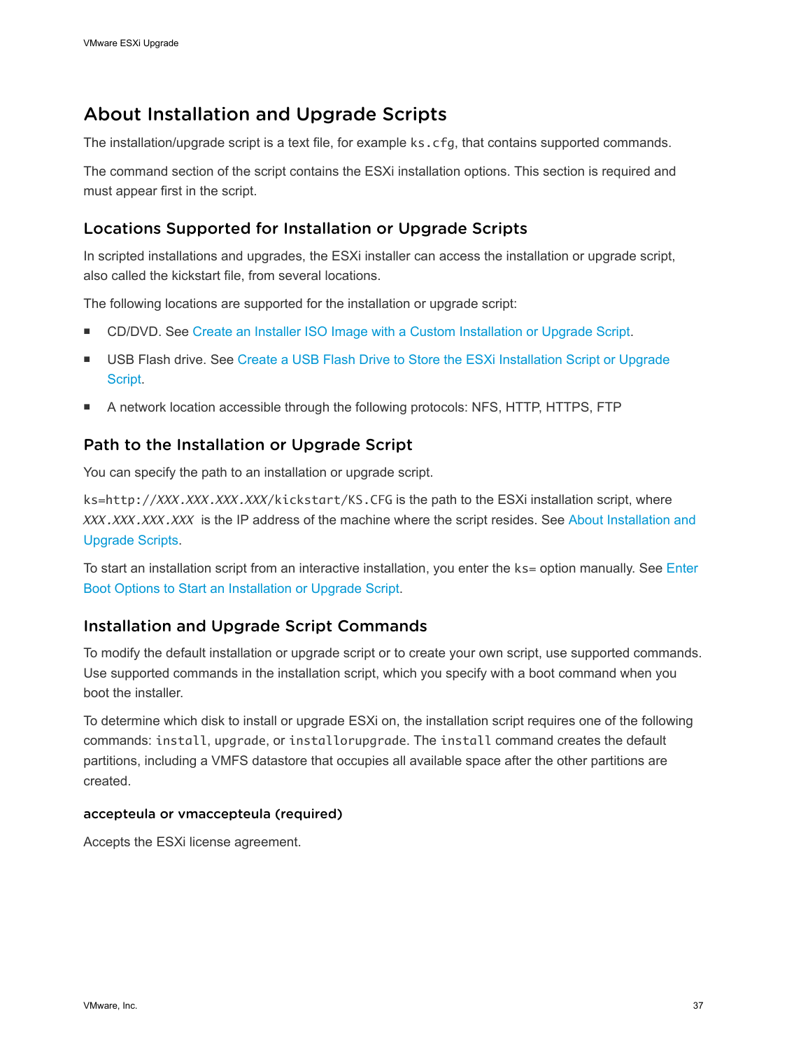## About Installation and Upgrade Scripts

The installation/upgrade script is a text file, for example `ks.cfg`, that contains supported commands.

The command section of the script contains the ESXi installation options. This section is required and must appear first in the script.

### Locations Supported for Installation or Upgrade Scripts

In scripted installations and upgrades, the ESXi installer can access the installation or upgrade script, also called the kickstart file, from several locations.

The following locations are supported for the installation or upgrade script:

- CD/DVD. See Create an Installer ISO Image with a Custom Installation or Upgrade Script.
- USB Flash drive. See Create a USB Flash Drive to Store the ESXi Installation Script or Upgrade Script.
- A network location accessible through the following protocols: NFS, HTTP, HTTPS, FTP

### Path to the Installation or Upgrade Script

You can specify the path to an installation or upgrade script.

`ks=http://XXX.XXX.XXX.XXX/kickstart/KS.CFG` is the path to the ESXi installation script, where *XXX.XXX.XXX.XXX* is the IP address of the machine where the script resides. See About Installation and Upgrade Scripts.

To start an installation script from an interactive installation, you enter the `ks=` option manually. See Enter Boot Options to Start an Installation or Upgrade Script.

### Installation and Upgrade Script Commands

To modify the default installation or upgrade script or to create your own script, use supported commands. Use supported commands in the installation script, which you specify with a boot command when you boot the installer.

To determine which disk to install or upgrade ESXi on, the installation script requires one of the following commands: `install`, `upgrade`, or `installorupgrade`. The `install` command creates the default partitions, including a VMFS datastore that occupies all available space after the other partitions are created.

#### accepteula or vmaccepteula (required)

Accepts the ESXi license agreement.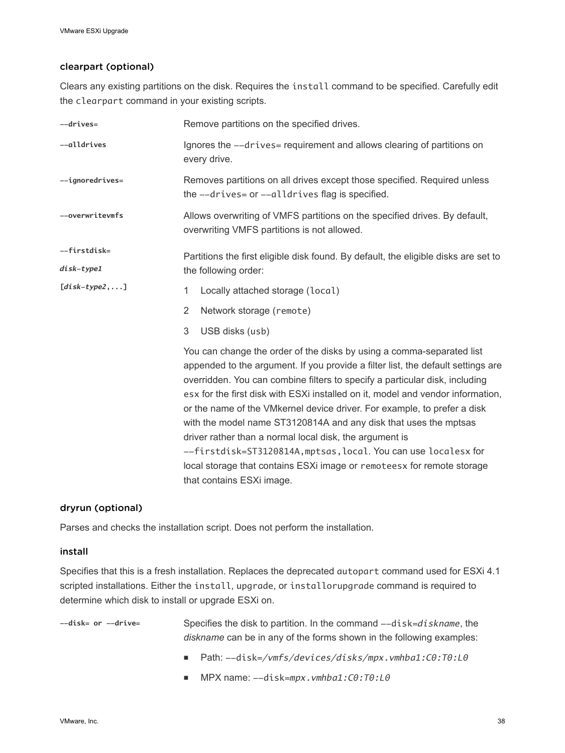### clearpart (optional)

Clears any existing partitions on the disk. Requires the `install` command to be specified. Carefully edit the `clearpart` command in your existing scripts.

| | |
|---|---|
| **--drives=** | Remove partitions on the specified drives. |
| **--alldrives** | Ignores the `--drives=` requirement and allows clearing of partitions on every drive. |
| **--ignoredrives=** | Removes partitions on all drives except those specified. Required unless the `--drives=` or `--alldrives` flag is specified. |
| **--overwritevmfs** | Allows overwriting of VMFS partitions on the specified drives. By default, overwriting VMFS partitions is not allowed. |
| **--firstdisk=** ***disk-type1*** **[*disk-type2*,...]** | Partitions the first eligible disk found. By default, the eligible disks are set to the following order: 1 Locally attached storage (`local`) 2 Network storage (`remote`) 3 USB disks (`usb`) You can change the order of the disks by using a comma-separated list appended to the argument. If you provide a filter list, the default settings are overridden. You can combine filters to specify a particular disk, including `esx` for the first disk with ESXi installed on it, model and vendor information, or the name of the VMkernel device driver. For example, to prefer a disk with the model name ST3120814A and any disk that uses the mptsas driver rather than a normal local disk, the argument is `--firstdisk=ST3120814A,mptsas,local`. You can use `localesx` for local storage that contains ESXi image or `remoteesx` for remote storage that contains ESXi image. |

### dryrun (optional)

Parses and checks the installation script. Does not perform the installation.

### install

Specifies that this is a fresh installation. Replaces the deprecated `autopart` command used for ESXi 4.1 scripted installations. Either the `install`, `upgrade`, or `installorupgrade` command is required to determine which disk to install or upgrade ESXi on.

**--disk= or --drive=**

Specifies the disk to partition. In the command `--disk=`*`diskname`*, the *diskname* can be in any of the forms shown in the following examples:

- Path: `--disk=`*`/vmfs/devices/disks/mpx.vmhba1:C0:T0:L0`*
- MPX name: `--disk=`*`mpx.vmhba1:C0:T0:L0`*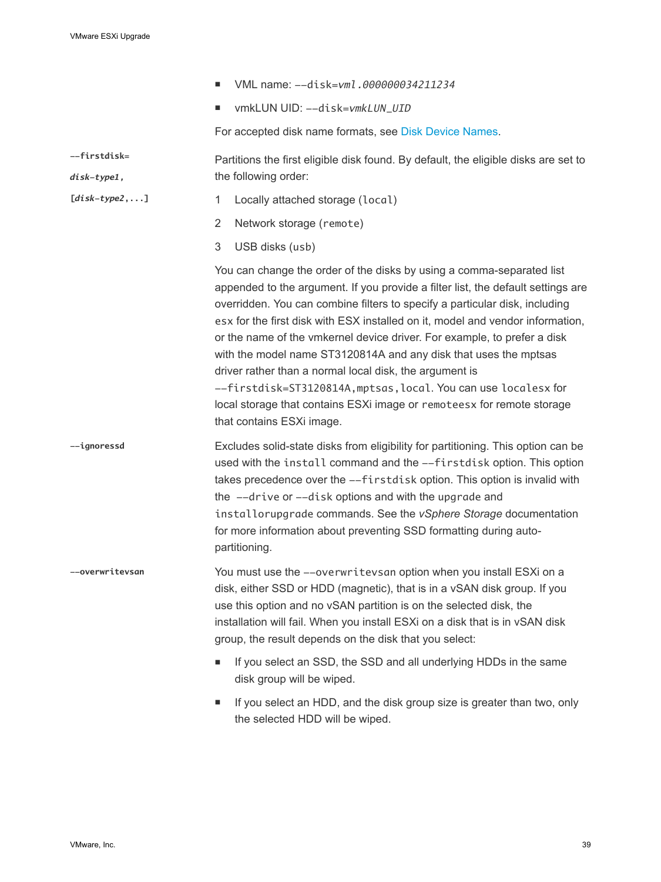- VML name: `--disk=vml.000000034211234`
- vmkLUN UID: `--disk=vmkLUN_UID`

For accepted disk name formats, see Disk Device Names.

| Option | Description |
| --- | --- |
| **`--firstdisk=`** ***`disk-type1,`*** **`[`*`disk-type2`*`,...]`** | Partitions the first eligible disk found. By default, the eligible disks are set to the following order:<br>1 Locally attached storage (`local`)<br>2 Network storage (`remote`)<br>3 USB disks (`usb`)<br>You can change the order of the disks by using a comma-separated list appended to the argument. If you provide a filter list, the default settings are overridden. You can combine filters to specify a particular disk, including `esx` for the first disk with ESX installed on it, model and vendor information, or the name of the vmkernel device driver. For example, to prefer a disk with the model name ST3120814A and any disk that uses the mptsas driver rather than a normal local disk, the argument is `--firstdisk=ST3120814A,mptsas,local`. You can use `localesx` for local storage that contains ESXi image or `remoteesx` for remote storage that contains ESXi image. |
| **`--ignoressd`** | Excludes solid-state disks from eligibility for partitioning. This option can be used with the `install` command and the `--firstdisk` option. This option takes precedence over the `--firstdisk` option. This option is invalid with the `--drive` or `--disk` options and with the `upgrade` and `installorupgrade` commands. See the *vSphere Storage* documentation for more information about preventing SSD formatting during auto-partitioning. |
| **`--overwritevsan`** | You must use the `--overwritevsan` option when you install ESXi on a disk, either SSD or HDD (magnetic), that is in a vSAN disk group. If you use this option and no vSAN partition is on the selected disk, the installation will fail. When you install ESXi on a disk that is in vSAN disk group, the result depends on the disk that you select:<br>- If you select an SSD, the SSD and all underlying HDDs in the same disk group will be wiped.<br>- If you select an HDD, and the disk group size is greater than two, only the selected HDD will be wiped. |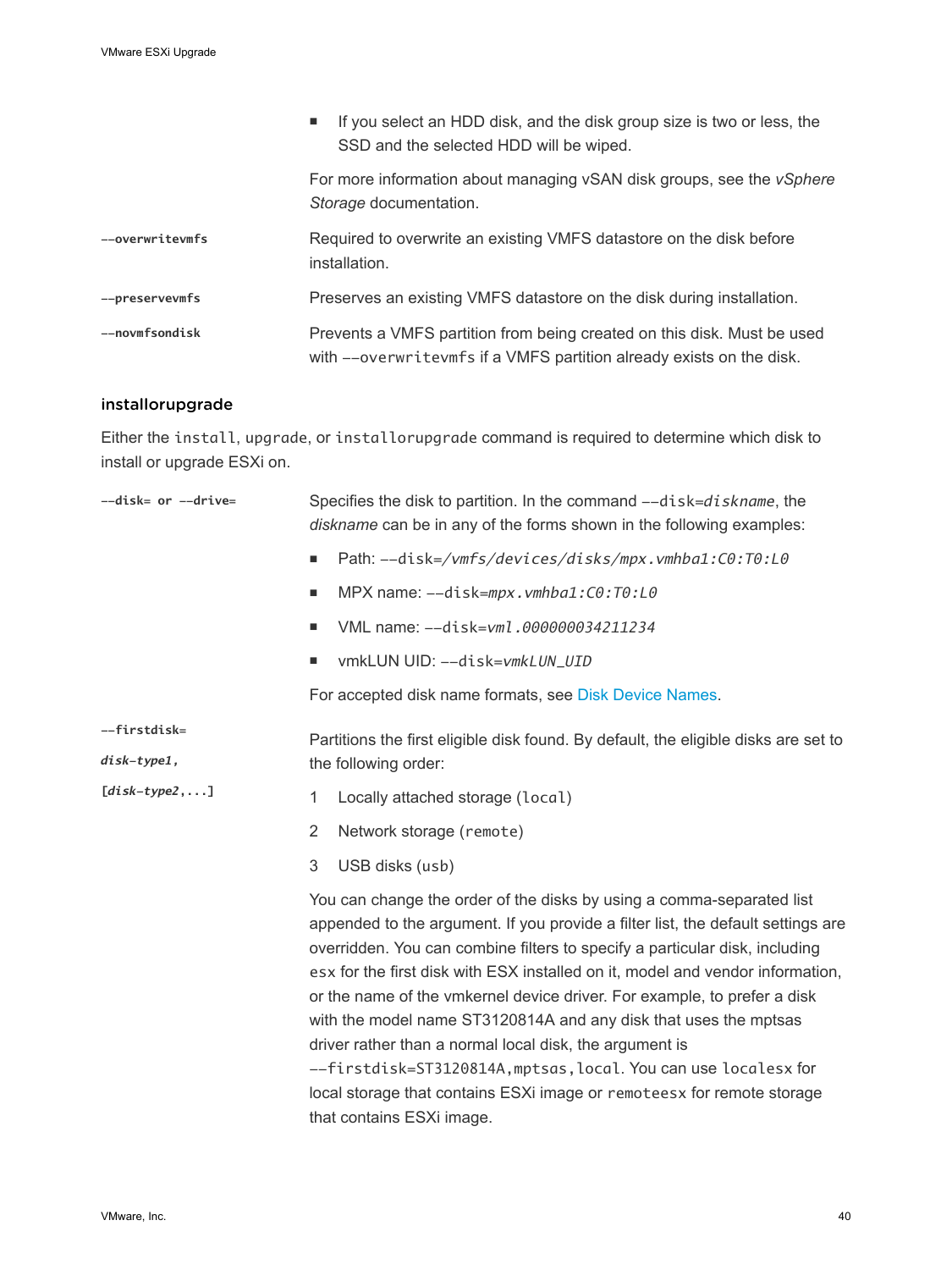- If you select an HDD disk, and the disk group size is two or less, the SSD and the selected HDD will be wiped.

  For more information about managing vSAN disk groups, see the *vSphere Storage* documentation.

**--overwritevmfs**

Required to overwrite an existing VMFS datastore on the disk before installation.

**--preservevmfs**

Preserves an existing VMFS datastore on the disk during installation.

**--novmfsondisk**

Prevents a VMFS partition from being created on this disk. Must be used with `--overwritevmfs` if a VMFS partition already exists on the disk.

### installorupgrade

Either the `install`, `upgrade`, or `installorupgrade` command is required to determine which disk to install or upgrade ESXi on.

**--disk= or --drive=**

Specifies the disk to partition. In the command `--disk=`*`diskname`*, the *diskname* can be in any of the forms shown in the following examples:

- Path: `--disk=`*`/vmfs/devices/disks/mpx.vmhba1:C0:T0:L0`*
- MPX name: `--disk=`*`mpx.vmhba1:C0:T0:L0`*
- VML name: `--disk=`*`vml.000000034211234`*
- vmkLUN UID: `--disk=`*`vmkLUN_UID`*

For accepted disk name formats, see Disk Device Names.

**--firstdisk=**
***disk-type1,***
**[*disk-type2*,...]**

Partitions the first eligible disk found. By default, the eligible disks are set to the following order:

1. Locally attached storage (`local`)
2. Network storage (`remote`)
3. USB disks (`usb`)

You can change the order of the disks by using a comma-separated list appended to the argument. If you provide a filter list, the default settings are overridden. You can combine filters to specify a particular disk, including `esx` for the first disk with ESX installed on it, model and vendor information, or the name of the vmkernel device driver. For example, to prefer a disk with the model name ST3120814A and any disk that uses the mptsas driver rather than a normal local disk, the argument is `--firstdisk=ST3120814A,mptsas,local`. You can use `localesx` for local storage that contains ESXi image or `remoteesx` for remote storage that contains ESXi image.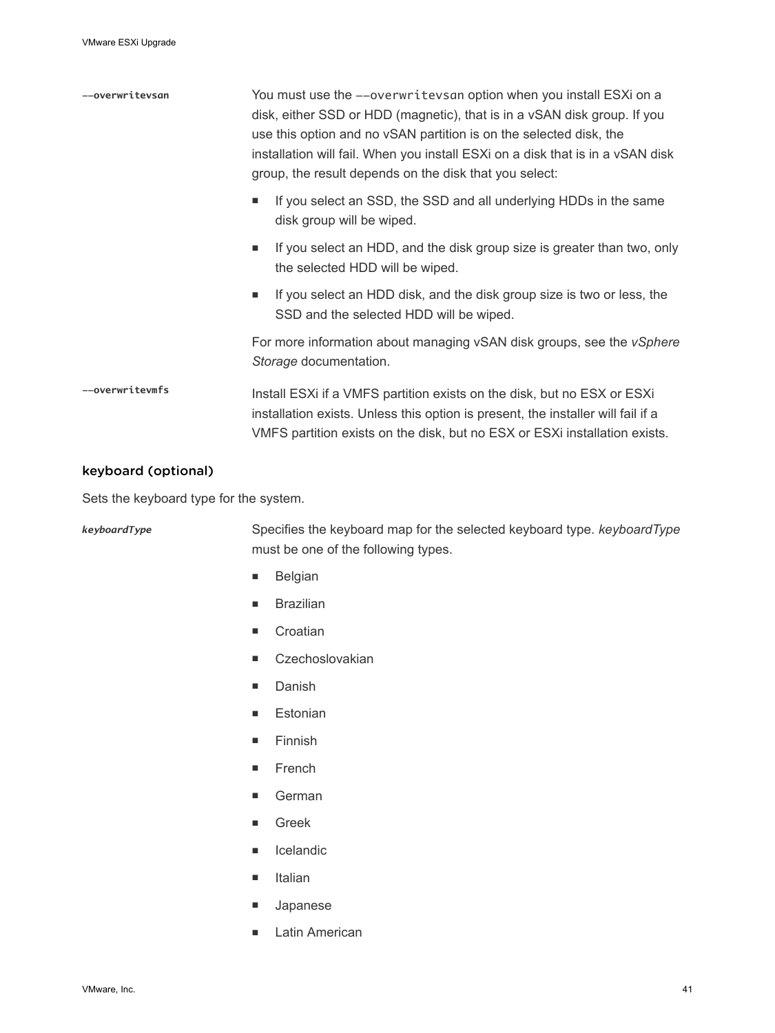| | |
|---|---|
| **--overwritevsan** | You must use the `--overwritevsan` option when you install ESXi on a disk, either SSD or HDD (magnetic), that is in a vSAN disk group. If you use this option and no vSAN partition is on the selected disk, the installation will fail. When you install ESXi on a disk that is in a vSAN disk group, the result depends on the disk that you select:<br>■ If you select an SSD, the SSD and all underlying HDDs in the same disk group will be wiped.<br>■ If you select an HDD, and the disk group size is greater than two, only the selected HDD will be wiped.<br>■ If you select an HDD disk, and the disk group size is two or less, the SSD and the selected HDD will be wiped.<br>For more information about managing vSAN disk groups, see the *vSphere Storage* documentation. |
| **--overwritevmfs** | Install ESXi if a VMFS partition exists on the disk, but no ESX or ESXi installation exists. Unless this option is present, the installer will fail if a VMFS partition exists on the disk, but no ESX or ESXi installation exists. |

### keyboard (optional)

Sets the keyboard type for the system.

***keyboardType***

Specifies the keyboard map for the selected keyboard type. *keyboardType* must be one of the following types.

- Belgian
- Brazilian
- Croatian
- Czechoslovakian
- Danish
- Estonian
- Finnish
- French
- German
- Greek
- Icelandic
- Italian
- Japanese
- Latin American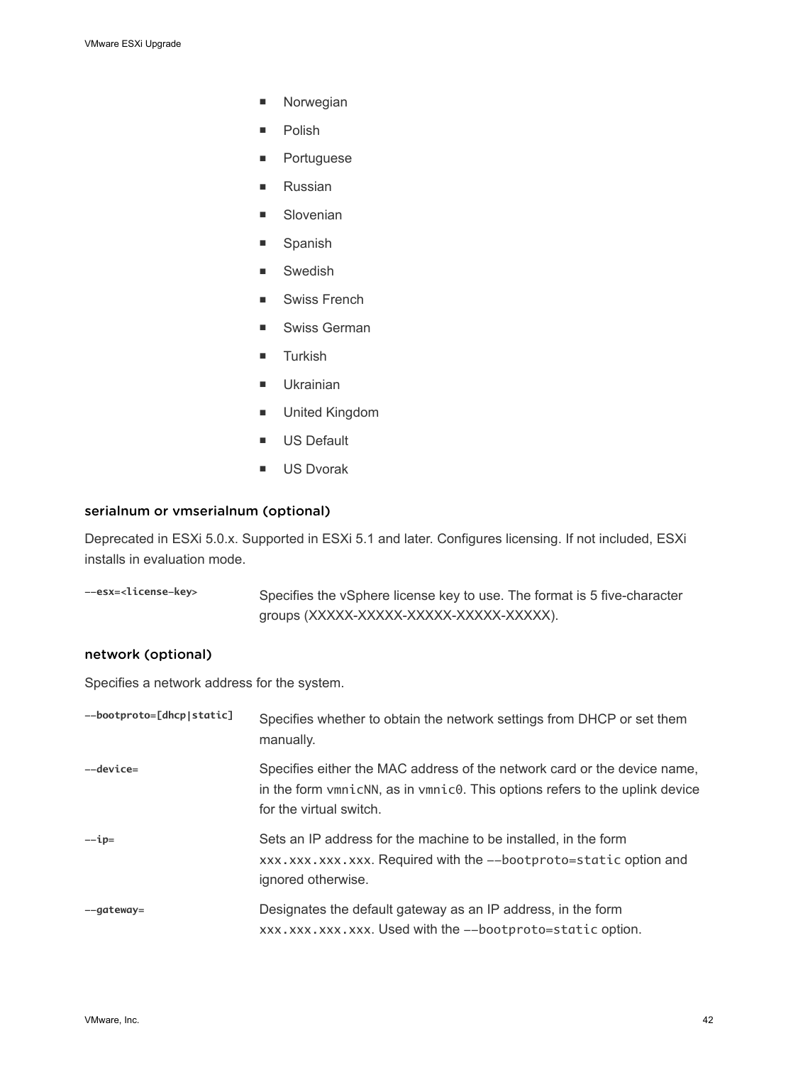- Norwegian
- Polish
- Portuguese
- Russian
- Slovenian
- Spanish
- Swedish
- Swiss French
- Swiss German
- Turkish
- Ukrainian
- United Kingdom
- US Default
- US Dvorak

### serialnum or vmserialnum (optional)

Deprecated in ESXi 5.0.x. Supported in ESXi 5.1 and later. Configures licensing. If not included, ESXi installs in evaluation mode.

| | |
|---|---|
| `--esx=<license-key>` | Specifies the vSphere license key to use. The format is 5 five-character groups (XXXXX-XXXXX-XXXXX-XXXXX-XXXXX). |

### network (optional)

Specifies a network address for the system.

| | |
|---|---|
| `--bootproto=[dhcp\|static]` | Specifies whether to obtain the network settings from DHCP or set them manually. |
| `--device=` | Specifies either the MAC address of the network card or the device name, in the form `vmnicNN`, as in `vmnic0`. This options refers to the uplink device for the virtual switch. |
| `--ip=` | Sets an IP address for the machine to be installed, in the form `xxx.xxx.xxx.xxx`. Required with the `--bootproto=static` option and ignored otherwise. |
| `--gateway=` | Designates the default gateway as an IP address, in the form `xxx.xxx.xxx.xxx`. Used with the `--bootproto=static` option. |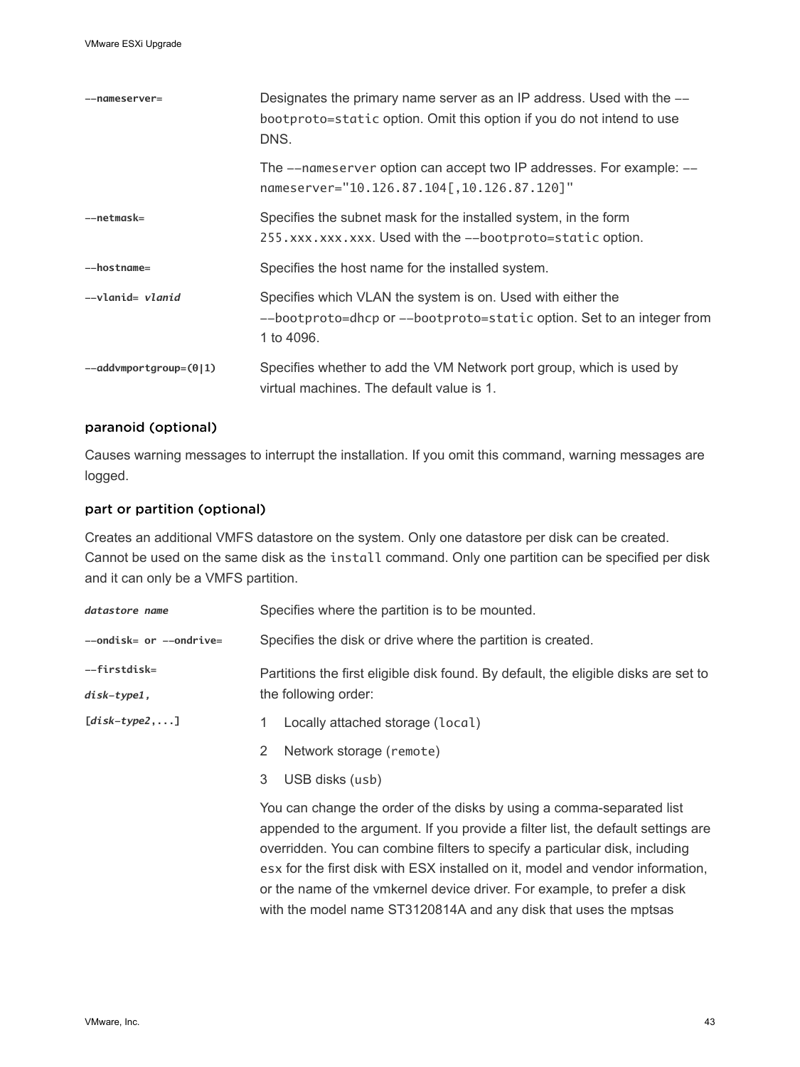| | |
|---|---|
| `--nameserver=` | Designates the primary name server as an IP address. Used with the `--bootproto=static` option. Omit this option if you do not intend to use DNS.<br><br>The `--nameserver` option can accept two IP addresses. For example: `--nameserver="10.126.87.104[,10.126.87.120]"` |
| `--netmask=` | Specifies the subnet mask for the installed system, in the form `255.xxx.xxx.xxx`. Used with the `--bootproto=static` option. |
| `--hostname=` | Specifies the host name for the installed system. |
| `--vlanid= vlanid` | Specifies which VLAN the system is on. Used with either the `--bootproto=dhcp` or `--bootproto=static` option. Set to an integer from 1 to 4096. |
| `--addvmportgroup=(0|1)` | Specifies whether to add the VM Network port group, which is used by virtual machines. The default value is 1. |

### paranoid (optional)

Causes warning messages to interrupt the installation. If you omit this command, warning messages are logged.

### part or partition (optional)

Creates an additional VMFS datastore on the system. Only one datastore per disk can be created. Cannot be used on the same disk as the `install` command. Only one partition can be specified per disk and it can only be a VMFS partition.

| | |
|---|---|
| *datastore name* | Specifies where the partition is to be mounted. |
| `--ondisk=` or `--ondrive=` | Specifies the disk or drive where the partition is created. |
| `--firstdisk=`<br>*disk-type1*,<br>[*disk-type2*,...] | Partitions the first eligible disk found. By default, the eligible disks are set to the following order:<br>1 Locally attached storage (`local`)<br>2 Network storage (`remote`)<br>3 USB disks (`usb`)<br><br>You can change the order of the disks by using a comma-separated list appended to the argument. If you provide a filter list, the default settings are overridden. You can combine filters to specify a particular disk, including `esx` for the first disk with ESX installed on it, model and vendor information, or the name of the vmkernel device driver. For example, to prefer a disk with the model name ST3120814A and any disk that uses the mptsas |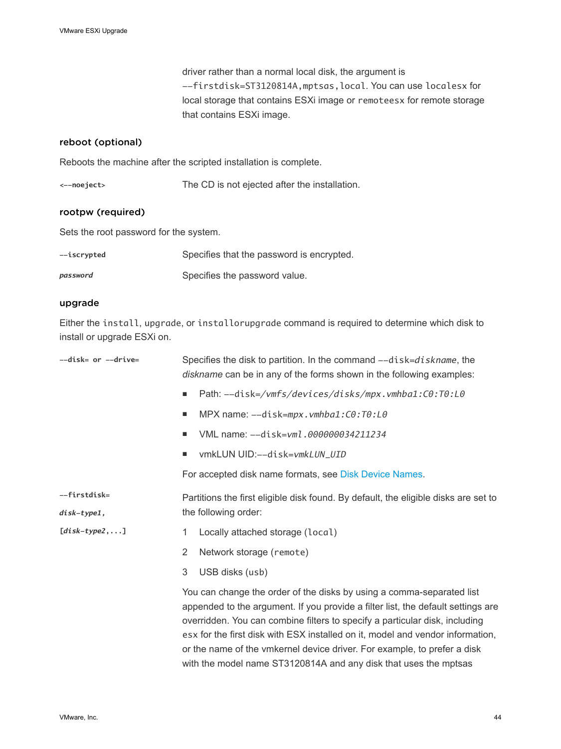driver rather than a normal local disk, the argument is `--firstdisk=ST3120814A,mptsas,local`. You can use `localesx` for local storage that contains ESXi image or `remoteesx` for remote storage that contains ESXi image.

### reboot (optional)

Reboots the machine after the scripted installation is complete.

| | |
|---|---|
| **`<--noeject>`** | The CD is not ejected after the installation. |

### rootpw (required)

Sets the root password for the system.

| | |
|---|---|
| **`--iscrypted`** | Specifies that the password is encrypted. |
| ***`password`*** | Specifies the password value. |

### upgrade

Either the `install`, `upgrade`, or `installorupgrade` command is required to determine which disk to install or upgrade ESXi on.

**`--disk=` or `--drive=`**

Specifies the disk to partition. In the command `--disk=`*`diskname`*, the *diskname* can be in any of the forms shown in the following examples:

- Path: `--disk=`*`/vmfs/devices/disks/mpx.vmhba1:C0:T0:L0`*
- MPX name: `--disk=`*`mpx.vmhba1:C0:T0:L0`*
- VML name: `--disk=`*`vml.000000034211234`*
- vmkLUN UID:`--disk=`*`vmkLUN_UID`*

For accepted disk name formats, see Disk Device Names.

**`--firstdisk=`**
***`disk-type1`*****`,`**
**`[`*`disk-type2`*`,...]`**

Partitions the first eligible disk found. By default, the eligible disks are set to the following order:

1. Locally attached storage (`local`)
2. Network storage (`remote`)
3. USB disks (`usb`)

You can change the order of the disks by using a comma-separated list appended to the argument. If you provide a filter list, the default settings are overridden. You can combine filters to specify a particular disk, including `esx` for the first disk with ESX installed on it, model and vendor information, or the name of the vmkernel device driver. For example, to prefer a disk with the model name ST3120814A and any disk that uses the mptsas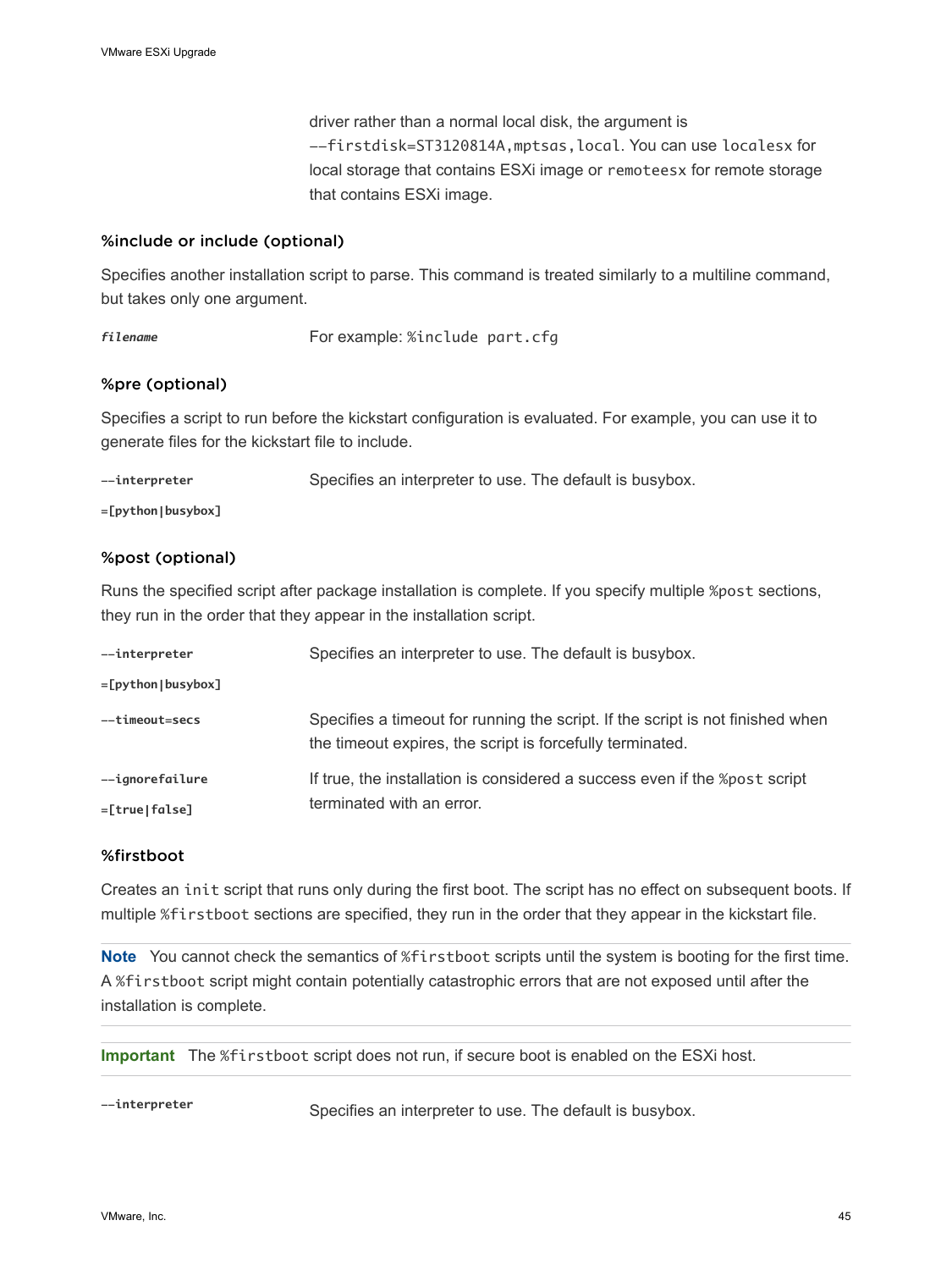driver rather than a normal local disk, the argument is `--firstdisk=ST3120814A,mptsas,local`. You can use `localesx` for local storage that contains ESXi image or `remoteesx` for remote storage that contains ESXi image.

### %include or include (optional)

Specifies another installation script to parse. This command is treated similarly to a multiline command, but takes only one argument.

| | |
|---|---|
| ***filename*** | For example: `%include part.cfg` |

### %pre (optional)

Specifies a script to run before the kickstart configuration is evaluated. For example, you can use it to generate files for the kickstart file to include.

| | |
|---|---|
| **--interpreter =[python\|busybox]** | Specifies an interpreter to use. The default is busybox. |

### %post (optional)

Runs the specified script after package installation is complete. If you specify multiple `%post` sections, they run in the order that they appear in the installation script.

| | |
|---|---|
| **--interpreter =[python\|busybox]** | Specifies an interpreter to use. The default is busybox. |
| **--timeout=secs** | Specifies a timeout for running the script. If the script is not finished when the timeout expires, the script is forcefully terminated. |
| **--ignorefailure =[true\|false]** | If true, the installation is considered a success even if the `%post` script terminated with an error. |

### %firstboot

Creates an `init` script that runs only during the first boot. The script has no effect on subsequent boots. If multiple `%firstboot` sections are specified, they run in the order that they appear in the kickstart file.

**Note** You cannot check the semantics of `%firstboot` scripts until the system is booting for the first time. A `%firstboot` script might contain potentially catastrophic errors that are not exposed until after the installation is complete.

**Important** The `%firstboot` script does not run, if secure boot is enabled on the ESXi host.

| | |
|---|---|
| **--interpreter** | Specifies an interpreter to use. The default is busybox. |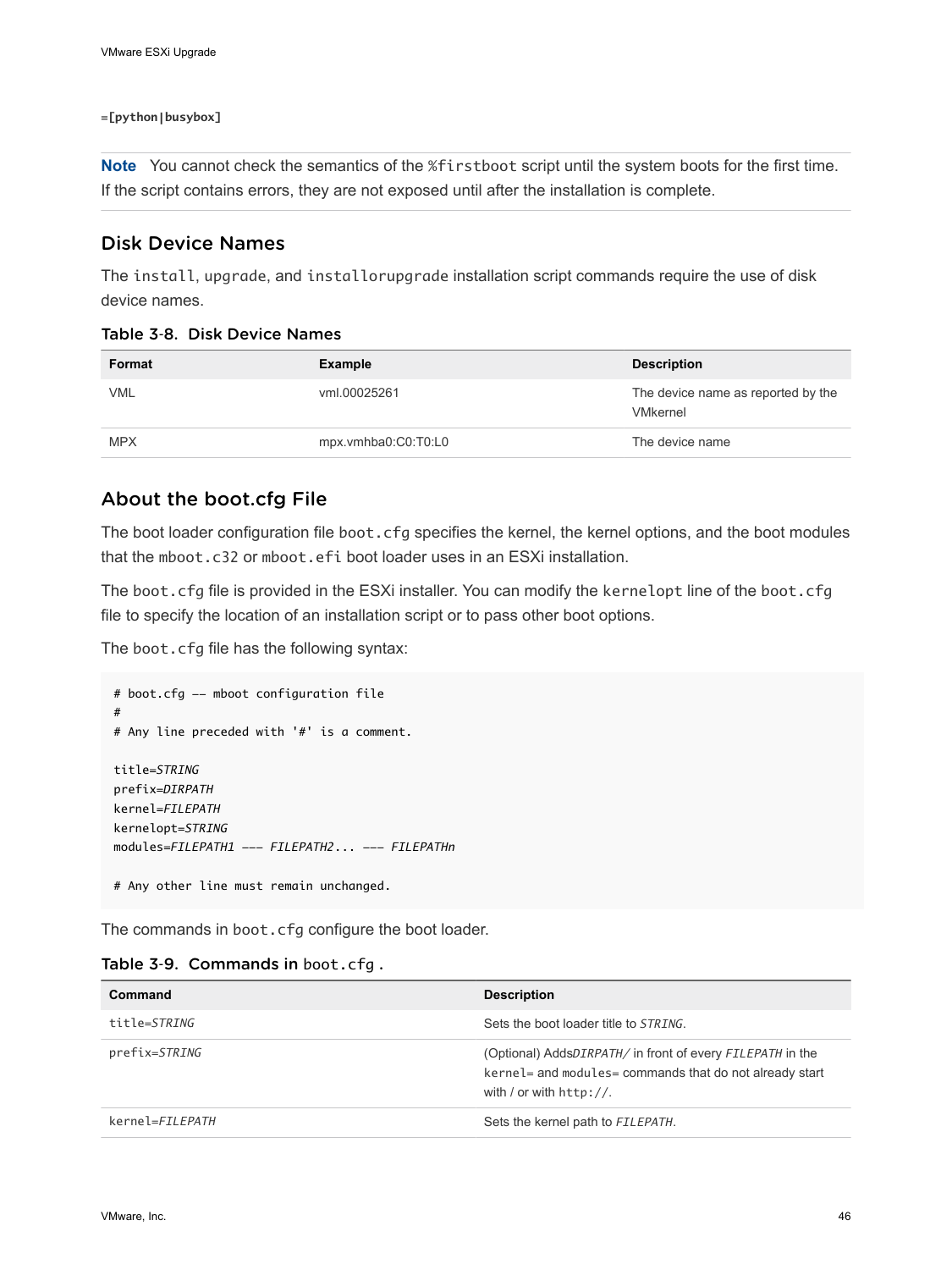**=[python|busybox]**

**Note** You cannot check the semantics of the %firstboot script until the system boots for the first time. If the script contains errors, they are not exposed until after the installation is complete.

## Disk Device Names

The install, upgrade, and installorupgrade installation script commands require the use of disk device names.

Table 3-8. Disk Device Names

| Format | Example | Description |
| --- | --- | --- |
| VML | vml.00025261 | The device name as reported by the VMkernel |
| MPX | mpx.vmhba0:C0:T0:L0 | The device name |

## About the boot.cfg File

The boot loader configuration file boot.cfg specifies the kernel, the kernel options, and the boot modules that the mboot.c32 or mboot.efi boot loader uses in an ESXi installation.

The boot.cfg file is provided in the ESXi installer. You can modify the kernelopt line of the boot.cfg file to specify the location of an installation script or to pass other boot options.

The boot.cfg file has the following syntax:

```
# boot.cfg -- mboot configuration file
#
# Any line preceded with '#' is a comment.

title=STRING
prefix=DIRPATH
kernel=FILEPATH
kernelopt=STRING
modules=FILEPATH1 --- FILEPATH2... --- FILEPATHn

# Any other line must remain unchanged.
```

The commands in boot.cfg configure the boot loader.

Table 3-9. Commands in boot.cfg .

| Command | Description |
| --- | --- |
| title=*STRING* | Sets the boot loader title to *STRING*. |
| prefix=*STRING* | (Optional) Adds*DIRPATH/* in front of every *FILEPATH* in the kernel= and modules= commands that do not already start with / or with http://. |
| kernel=*FILEPATH* | Sets the kernel path to *FILEPATH*. |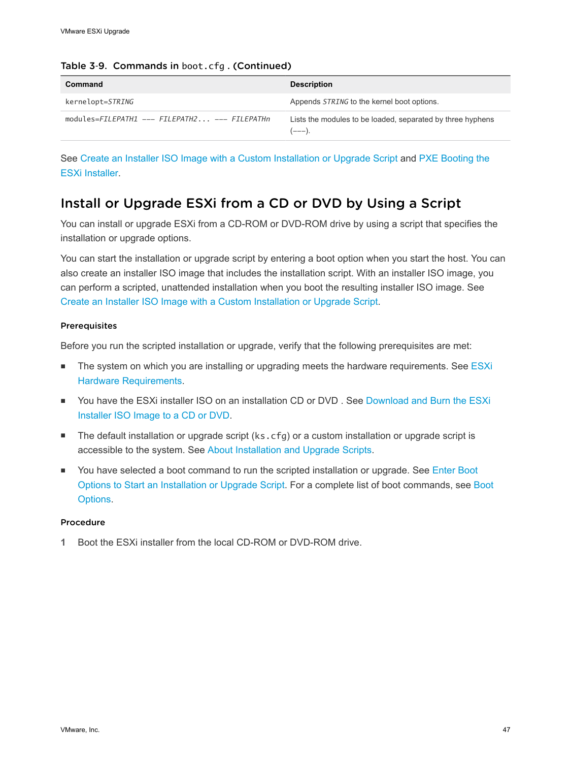Table 3-9. Commands in `boot.cfg`. (Continued)

| Command | Description |
| --- | --- |
| `kernelopt=STRING` | Appends *STRING* to the kernel boot options. |
| `modules=FILEPATH1 --- FILEPATH2... --- FILEPATHn` | Lists the modules to be loaded, separated by three hyphens (---). |

See Create an Installer ISO Image with a Custom Installation or Upgrade Script and PXE Booting the ESXi Installer.

## Install or Upgrade ESXi from a CD or DVD by Using a Script

You can install or upgrade ESXi from a CD-ROM or DVD-ROM drive by using a script that specifies the installation or upgrade options.

You can start the installation or upgrade script by entering a boot option when you start the host. You can also create an installer ISO image that includes the installation script. With an installer ISO image, you can perform a scripted, unattended installation when you boot the resulting installer ISO image. See Create an Installer ISO Image with a Custom Installation or Upgrade Script.

### Prerequisites

Before you run the scripted installation or upgrade, verify that the following prerequisites are met:

- The system on which you are installing or upgrading meets the hardware requirements. See ESXi Hardware Requirements.
- You have the ESXi installer ISO on an installation CD or DVD . See Download and Burn the ESXi Installer ISO Image to a CD or DVD.
- The default installation or upgrade script (`ks.cfg`) or a custom installation or upgrade script is accessible to the system. See About Installation and Upgrade Scripts.
- You have selected a boot command to run the scripted installation or upgrade. See Enter Boot Options to Start an Installation or Upgrade Script. For a complete list of boot commands, see Boot Options.

### Procedure

1 Boot the ESXi installer from the local CD-ROM or DVD-ROM drive.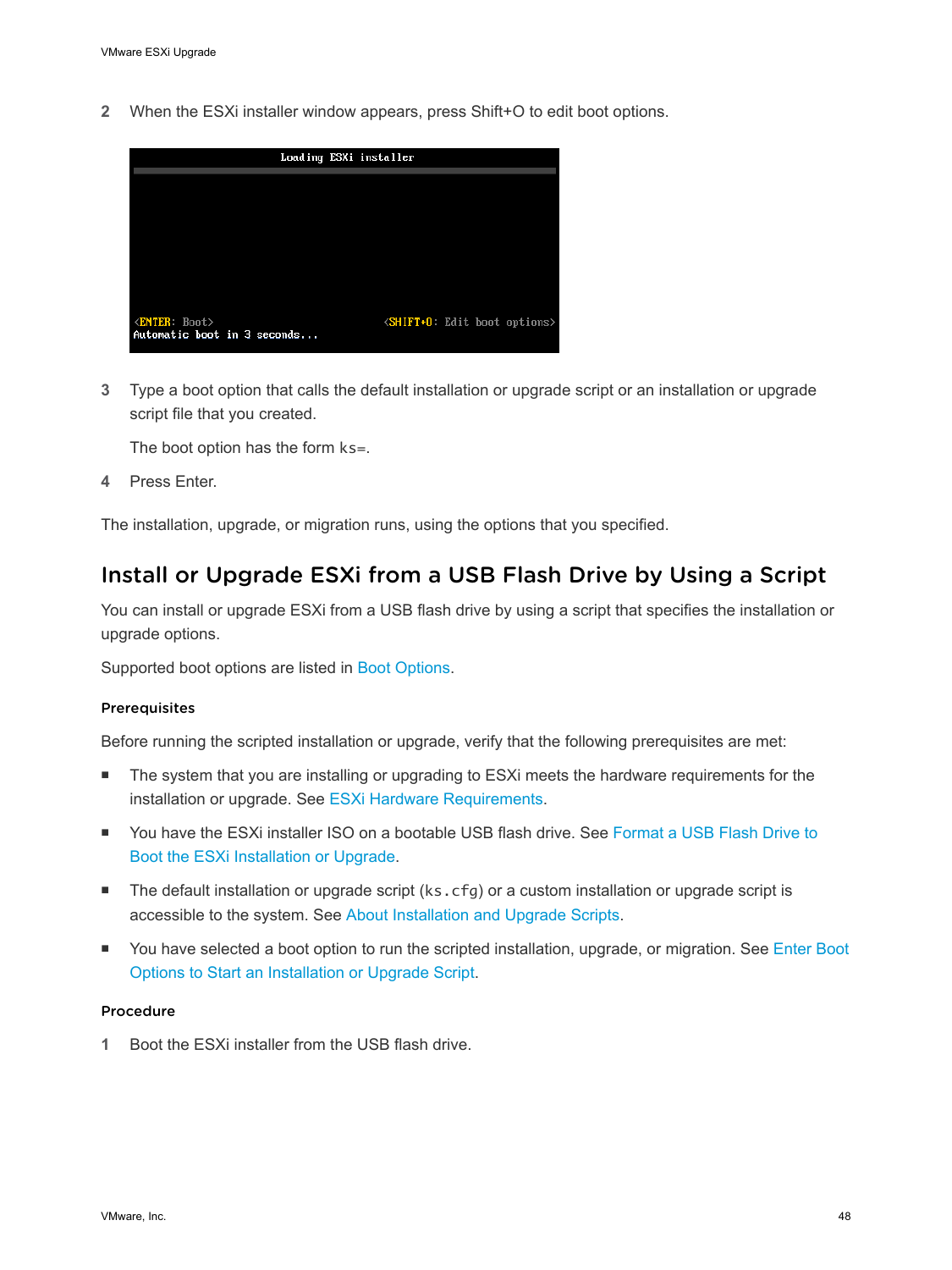2 When the ESXi installer window appears, press Shift+O to edit boot options.

3 Type a boot option that calls the default installation or upgrade script or an installation or upgrade script file that you created.

   The boot option has the form `ks=`.

4 Press Enter.

The installation, upgrade, or migration runs, using the options that you specified.

## Install or Upgrade ESXi from a USB Flash Drive by Using a Script

You can install or upgrade ESXi from a USB flash drive by using a script that specifies the installation or upgrade options.

Supported boot options are listed in Boot Options.

### Prerequisites

Before running the scripted installation or upgrade, verify that the following prerequisites are met:

- The system that you are installing or upgrading to ESXi meets the hardware requirements for the installation or upgrade. See ESXi Hardware Requirements.
- You have the ESXi installer ISO on a bootable USB flash drive. See Format a USB Flash Drive to Boot the ESXi Installation or Upgrade.
- The default installation or upgrade script (`ks.cfg`) or a custom installation or upgrade script is accessible to the system. See About Installation and Upgrade Scripts.
- You have selected a boot option to run the scripted installation, upgrade, or migration. See Enter Boot Options to Start an Installation or Upgrade Script.

### Procedure

1 Boot the ESXi installer from the USB flash drive.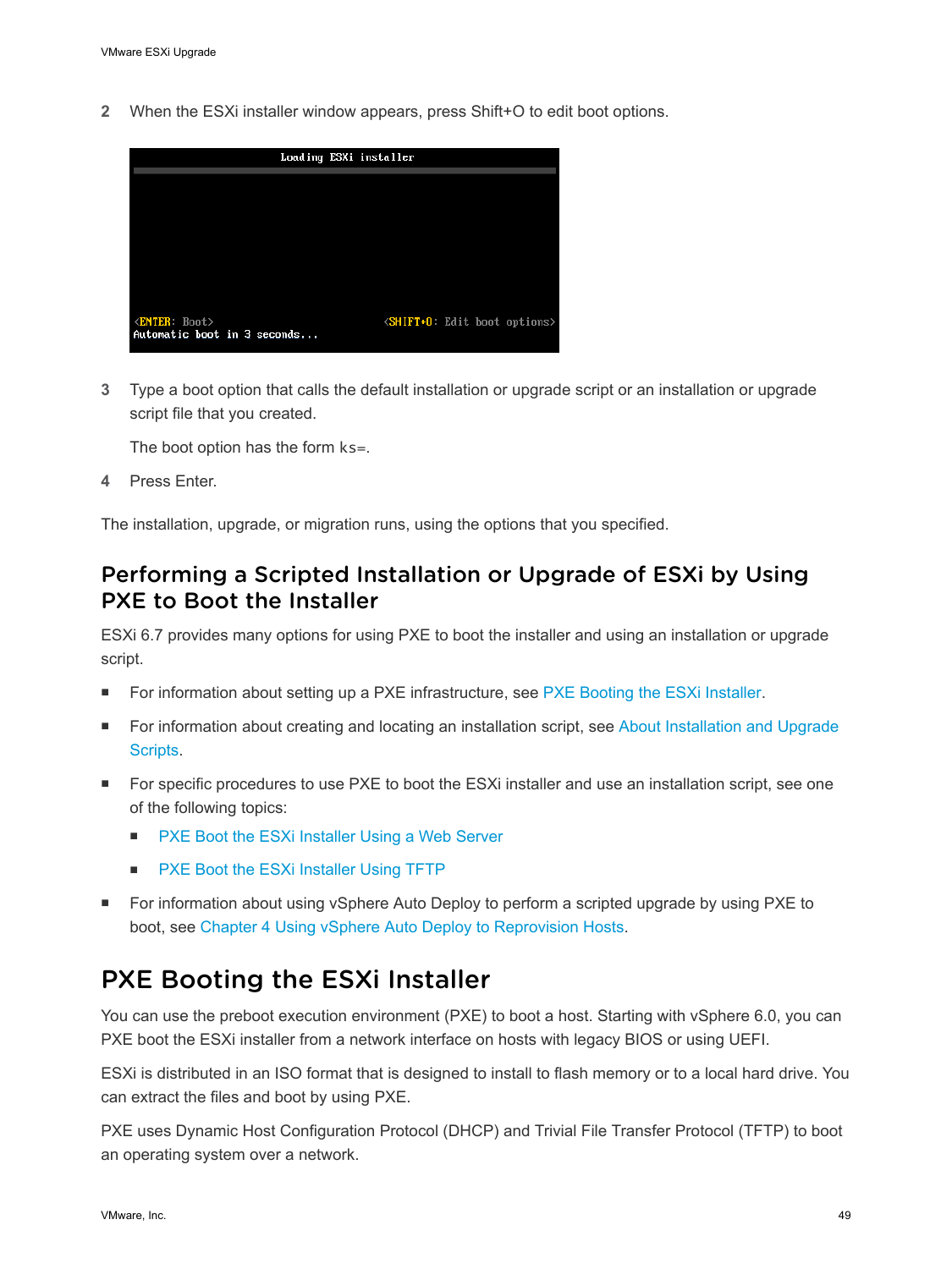2 When the ESXi installer window appears, press Shift+O to edit boot options.

3 Type a boot option that calls the default installation or upgrade script or an installation or upgrade script file that you created.

   The boot option has the form `ks=`.

4 Press Enter.

The installation, upgrade, or migration runs, using the options that you specified.

## Performing a Scripted Installation or Upgrade of ESXi by Using PXE to Boot the Installer

ESXi 6.7 provides many options for using PXE to boot the installer and using an installation or upgrade script.

- For information about setting up a PXE infrastructure, see PXE Booting the ESXi Installer.
- For information about creating and locating an installation script, see About Installation and Upgrade Scripts.
- For specific procedures to use PXE to boot the ESXi installer and use an installation script, see one of the following topics:
  - PXE Boot the ESXi Installer Using a Web Server
  - PXE Boot the ESXi Installer Using TFTP
- For information about using vSphere Auto Deploy to perform a scripted upgrade by using PXE to boot, see Chapter 4 Using vSphere Auto Deploy to Reprovision Hosts.

# PXE Booting the ESXi Installer

You can use the preboot execution environment (PXE) to boot a host. Starting with vSphere 6.0, you can PXE boot the ESXi installer from a network interface on hosts with legacy BIOS or using UEFI.

ESXi is distributed in an ISO format that is designed to install to flash memory or to a local hard drive. You can extract the files and boot by using PXE.

PXE uses Dynamic Host Configuration Protocol (DHCP) and Trivial File Transfer Protocol (TFTP) to boot an operating system over a network.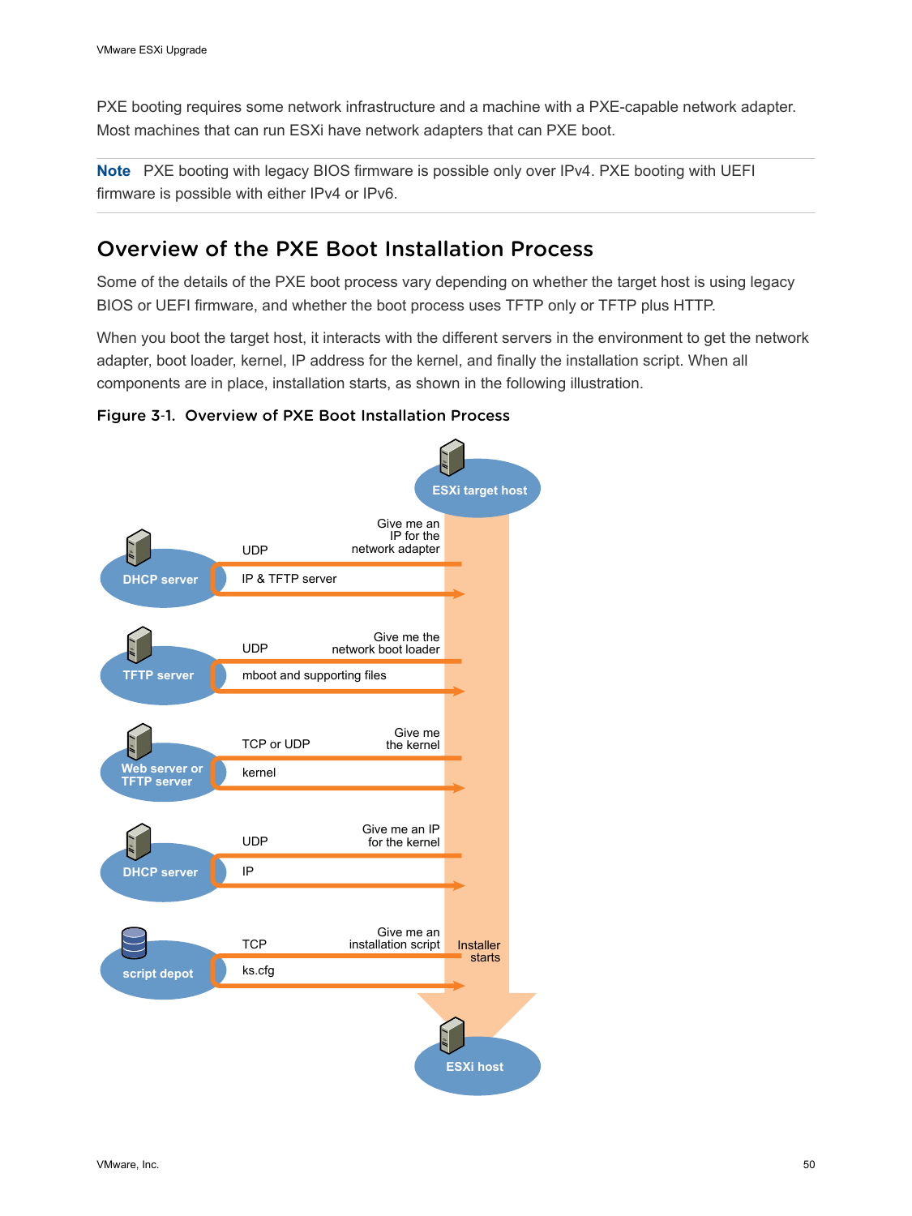PXE booting requires some network infrastructure and a machine with a PXE-capable network adapter. Most machines that can run ESXi have network adapters that can PXE boot.

**Note** PXE booting with legacy BIOS firmware is possible only over IPv4. PXE booting with UEFI firmware is possible with either IPv4 or IPv6.

## Overview of the PXE Boot Installation Process

Some of the details of the PXE boot process vary depending on whether the target host is using legacy BIOS or UEFI firmware, and whether the boot process uses TFTP only or TFTP plus HTTP.

When you boot the target host, it interacts with the different servers in the environment to get the network adapter, boot loader, kernel, IP address for the kernel, and finally the installation script. When all components are in place, installation starts, as shown in the following illustration.

**Figure 3-1. Overview of PXE Boot Installation Process**

ESXi target host

DHCP server — UDP — Give me an IP for the network adapter — IP & TFTP server

TFTP server — UDP — Give me the network boot loader — mboot and supporting files

Web server or TFTP server — TCP or UDP — Give me the kernel — kernel

DHCP server — UDP — Give me an IP for the kernel — IP

script depot — TCP — Give me an installation script — ks.cfg

Installer starts

ESXi host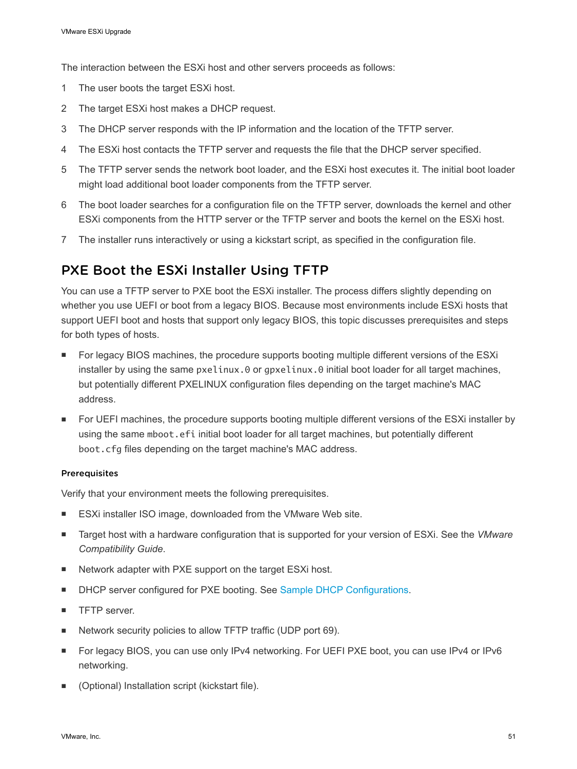The interaction between the ESXi host and other servers proceeds as follows:

1. The user boots the target ESXi host.
2. The target ESXi host makes a DHCP request.
3. The DHCP server responds with the IP information and the location of the TFTP server.
4. The ESXi host contacts the TFTP server and requests the file that the DHCP server specified.
5. The TFTP server sends the network boot loader, and the ESXi host executes it. The initial boot loader might load additional boot loader components from the TFTP server.
6. The boot loader searches for a configuration file on the TFTP server, downloads the kernel and other ESXi components from the HTTP server or the TFTP server and boots the kernel on the ESXi host.
7. The installer runs interactively or using a kickstart script, as specified in the configuration file.

## PXE Boot the ESXi Installer Using TFTP

You can use a TFTP server to PXE boot the ESXi installer. The process differs slightly depending on whether you use UEFI or boot from a legacy BIOS. Because most environments include ESXi hosts that support UEFI boot and hosts that support only legacy BIOS, this topic discusses prerequisites and steps for both types of hosts.

- For legacy BIOS machines, the procedure supports booting multiple different versions of the ESXi installer by using the same `pxelinux.0` or `gpxelinux.0` initial boot loader for all target machines, but potentially different PXELINUX configuration files depending on the target machine's MAC address.
- For UEFI machines, the procedure supports booting multiple different versions of the ESXi installer by using the same `mboot.efi` initial boot loader for all target machines, but potentially different `boot.cfg` files depending on the target machine's MAC address.

#### Prerequisites

Verify that your environment meets the following prerequisites.

- ESXi installer ISO image, downloaded from the VMware Web site.
- Target host with a hardware configuration that is supported for your version of ESXi. See the *VMware Compatibility Guide*.
- Network adapter with PXE support on the target ESXi host.
- DHCP server configured for PXE booting. See Sample DHCP Configurations.
- TFTP server.
- Network security policies to allow TFTP traffic (UDP port 69).
- For legacy BIOS, you can use only IPv4 networking. For UEFI PXE boot, you can use IPv4 or IPv6 networking.
- (Optional) Installation script (kickstart file).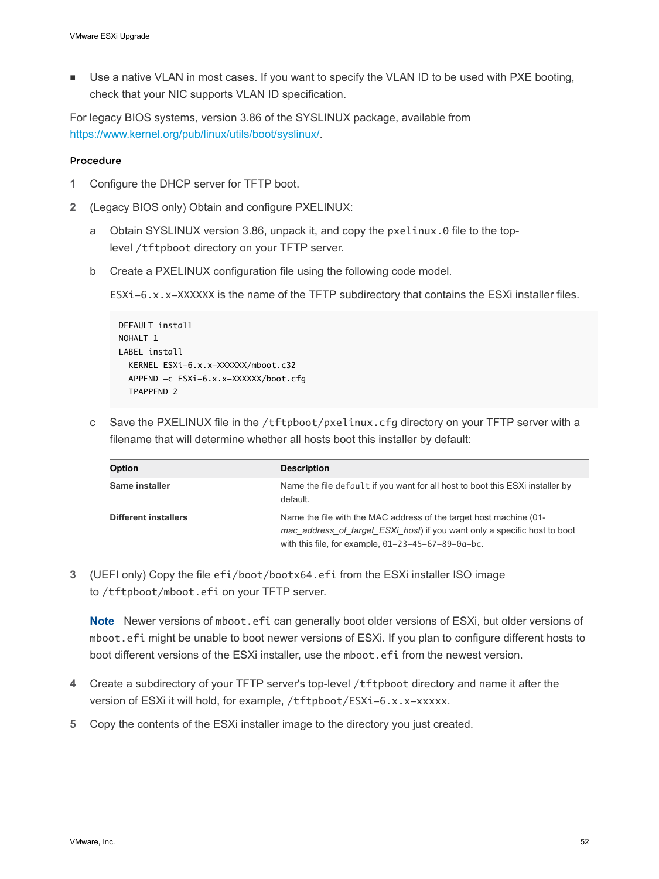- Use a native VLAN in most cases. If you want to specify the VLAN ID to be used with PXE booting, check that your NIC supports VLAN ID specification.

For legacy BIOS systems, version 3.86 of the SYSLINUX package, available from https://www.kernel.org/pub/linux/utils/boot/syslinux/.

#### Procedure

1. Configure the DHCP server for TFTP boot.
2. (Legacy BIOS only) Obtain and configure PXELINUX:
   a. Obtain SYSLINUX version 3.86, unpack it, and copy the `pxelinux.0` file to the top-level `/tftpboot` directory on your TFTP server.
   b. Create a PXELINUX configuration file using the following code model.

      `ESXi-6.x.x-XXXXXX` is the name of the TFTP subdirectory that contains the ESXi installer files.

      ```
      DEFAULT install
      NOHALT 1
      LABEL install
        KERNEL ESXi-6.x.x-XXXXXX/mboot.c32
        APPEND -c ESXi-6.x.x-XXXXXX/boot.cfg
        IPAPPEND 2
      ```

   c. Save the PXELINUX file in the `/tftpboot/pxelinux.cfg` directory on your TFTP server with a filename that will determine whether all hosts boot this installer by default:

| Option | Description |
| --- | --- |
| **Same installer** | Name the file `default` if you want for all host to boot this ESXi installer by default. |
| **Different installers** | Name the file with the MAC address of the target host machine (01-*mac_address_of_target_ESXi_host*) if you want only a specific host to boot with this file, for example, `01-23-45-67-89-0a-bc`. |

3. (UEFI only) Copy the file `efi/boot/bootx64.efi` from the ESXi installer ISO image to `/tftpboot/mboot.efi` on your TFTP server.

   **Note** Newer versions of `mboot.efi` can generally boot older versions of ESXi, but older versions of `mboot.efi` might be unable to boot newer versions of ESXi. If you plan to configure different hosts to boot different versions of the ESXi installer, use the `mboot.efi` from the newest version.

4. Create a subdirectory of your TFTP server's top-level `/tftpboot` directory and name it after the version of ESXi it will hold, for example, `/tftpboot/ESXi-6.x.x-xxxxx`.
5. Copy the contents of the ESXi installer image to the directory you just created.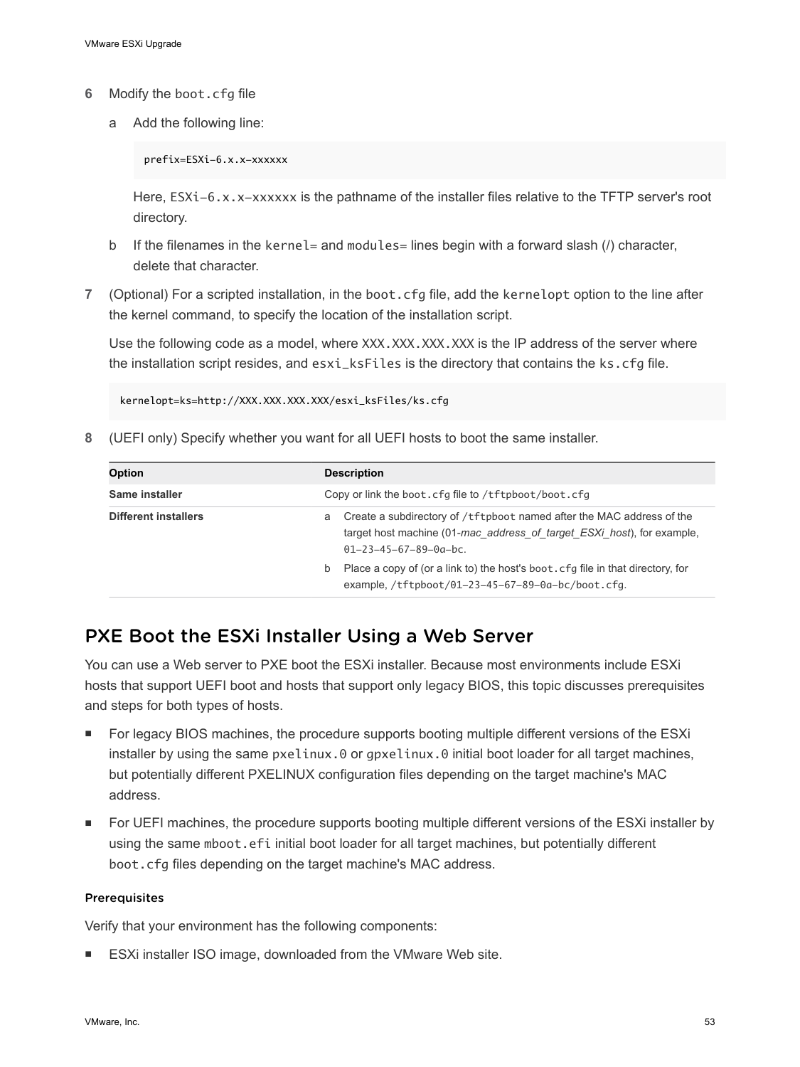6 Modify the `boot.cfg` file

   a Add the following line:

   ```
   prefix=ESXi-6.x.x-xxxxxx
   ```

   Here, `ESXi-6.x.x-xxxxxx` is the pathname of the installer files relative to the TFTP server's root directory.

   b If the filenames in the `kernel=` and `modules=` lines begin with a forward slash (/) character, delete that character.

7 (Optional) For a scripted installation, in the `boot.cfg` file, add the `kernelopt` option to the line after the kernel command, to specify the location of the installation script.

   Use the following code as a model, where `XXX.XXX.XXX.XXX` is the IP address of the server where the installation script resides, and `esxi_ksFiles` is the directory that contains the `ks.cfg` file.

   ```
   kernelopt=ks=http://XXX.XXX.XXX.XXX/esxi_ksFiles/ks.cfg
   ```

8 (UEFI only) Specify whether you want for all UEFI hosts to boot the same installer.

| Option | Description |
| --- | --- |
| **Same installer** | Copy or link the `boot.cfg` file to `/tftpboot/boot.cfg` |
| **Different installers** | a Create a subdirectory of `/tftpboot` named after the MAC address of the target host machine (01-*mac_address_of_target_ESXi_host*), for example, `01-23-45-67-89-0a-bc`. <br> b Place a copy of (or a link to) the host's `boot.cfg` file in that directory, for example, `/tftpboot/01-23-45-67-89-0a-bc/boot.cfg`. |

## PXE Boot the ESXi Installer Using a Web Server

You can use a Web server to PXE boot the ESXi installer. Because most environments include ESXi hosts that support UEFI boot and hosts that support only legacy BIOS, this topic discusses prerequisites and steps for both types of hosts.

- For legacy BIOS machines, the procedure supports booting multiple different versions of the ESXi installer by using the same `pxelinux.0` or `gpxelinux.0` initial boot loader for all target machines, but potentially different PXELINUX configuration files depending on the target machine's MAC address.
- For UEFI machines, the procedure supports booting multiple different versions of the ESXi installer by using the same `mboot.efi` initial boot loader for all target machines, but potentially different `boot.cfg` files depending on the target machine's MAC address.

### Prerequisites

Verify that your environment has the following components:

- ESXi installer ISO image, downloaded from the VMware Web site.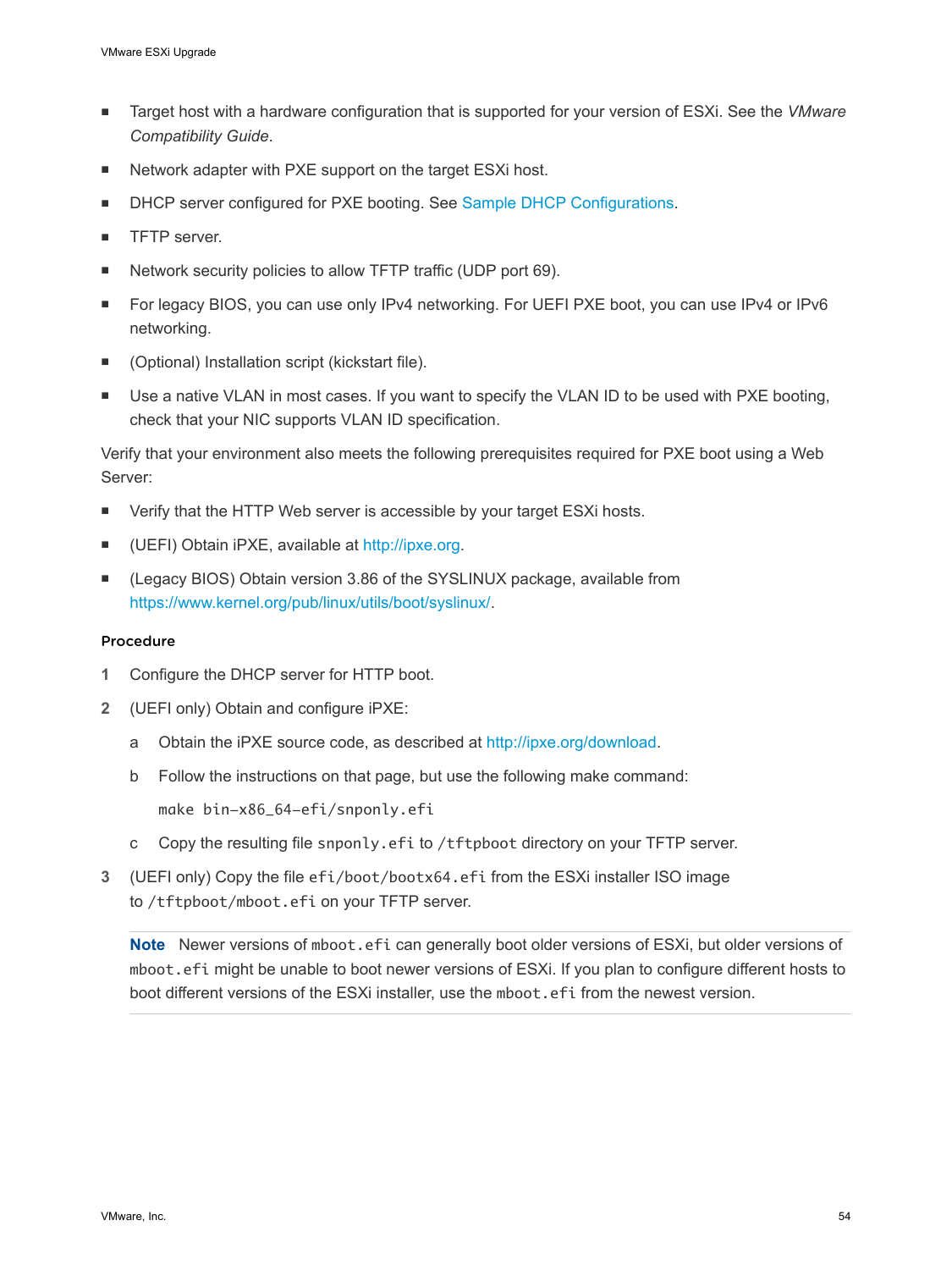- Target host with a hardware configuration that is supported for your version of ESXi. See the *VMware Compatibility Guide*.
- Network adapter with PXE support on the target ESXi host.
- DHCP server configured for PXE booting. See Sample DHCP Configurations.
- TFTP server.
- Network security policies to allow TFTP traffic (UDP port 69).
- For legacy BIOS, you can use only IPv4 networking. For UEFI PXE boot, you can use IPv4 or IPv6 networking.
- (Optional) Installation script (kickstart file).
- Use a native VLAN in most cases. If you want to specify the VLAN ID to be used with PXE booting, check that your NIC supports VLAN ID specification.

Verify that your environment also meets the following prerequisites required for PXE boot using a Web Server:

- Verify that the HTTP Web server is accessible by your target ESXi hosts.
- (UEFI) Obtain iPXE, available at http://ipxe.org.
- (Legacy BIOS) Obtain version 3.86 of the SYSLINUX package, available from https://www.kernel.org/pub/linux/utils/boot/syslinux/.

#### Procedure

1. Configure the DHCP server for HTTP boot.
2. (UEFI only) Obtain and configure iPXE:
   a. Obtain the iPXE source code, as described at http://ipxe.org/download.
   b. Follow the instructions on that page, but use the following make command:
      ```
      make bin-x86_64-efi/snponly.efi
      ```
   c. Copy the resulting file `snponly.efi` to `/tftpboot` directory on your TFTP server.
3. (UEFI only) Copy the file `efi/boot/bootx64.efi` from the ESXi installer ISO image to `/tftpboot/mboot.efi` on your TFTP server.

   **Note** Newer versions of `mboot.efi` can generally boot older versions of ESXi, but older versions of `mboot.efi` might be unable to boot newer versions of ESXi. If you plan to configure different hosts to boot different versions of the ESXi installer, use the `mboot.efi` from the newest version.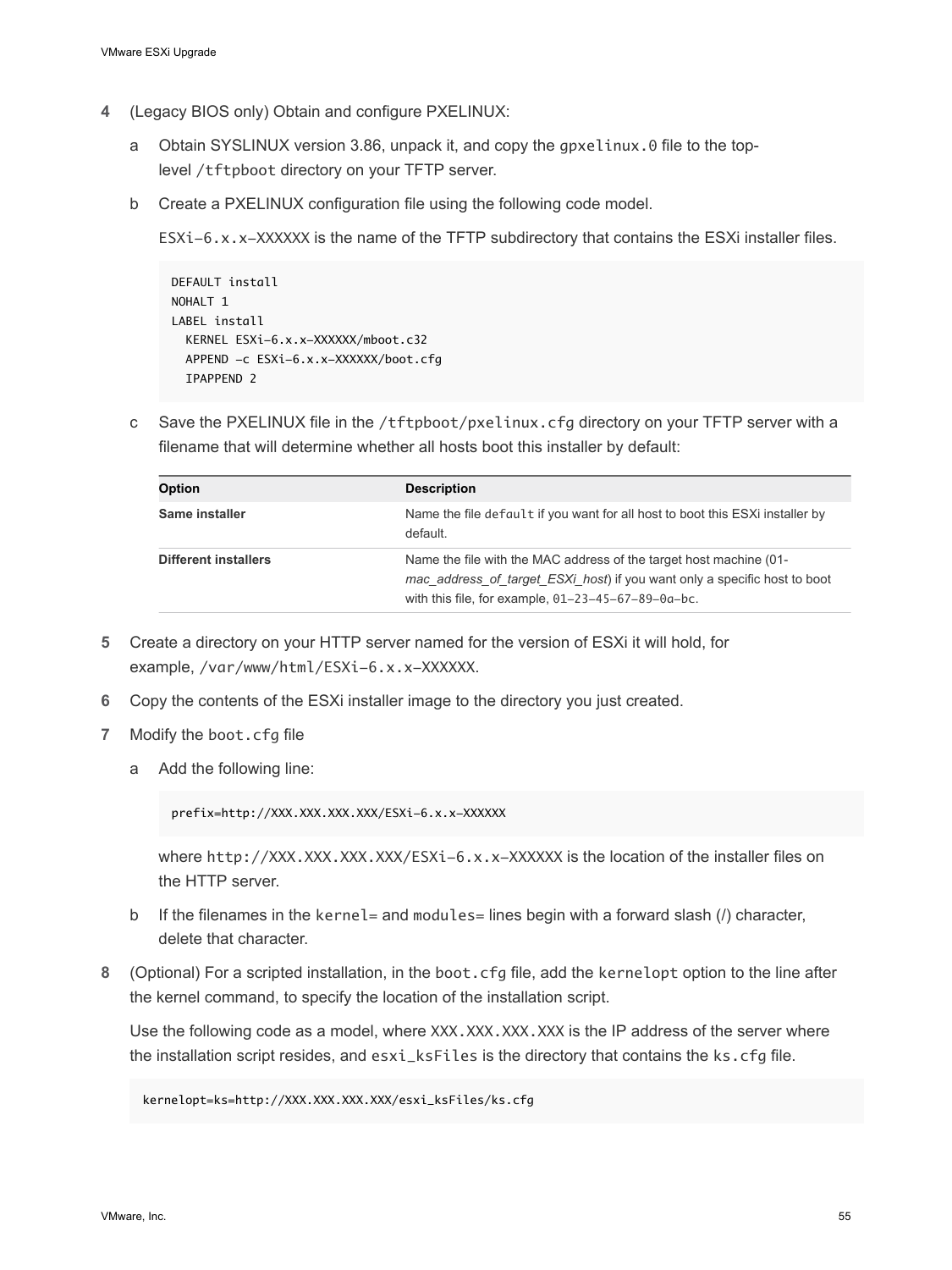4 (Legacy BIOS only) Obtain and configure PXELINUX:

   a Obtain SYSLINUX version 3.86, unpack it, and copy the `gpxelinux.0` file to the top-level `/tftpboot` directory on your TFTP server.

   b Create a PXELINUX configuration file using the following code model.

   `ESXi-6.x.x-XXXXXX` is the name of the TFTP subdirectory that contains the ESXi installer files.

   ```
   DEFAULT install
   NOHALT 1
   LABEL install
     KERNEL ESXi-6.x.x-XXXXXX/mboot.c32
     APPEND -c ESXi-6.x.x-XXXXXX/boot.cfg
     IPAPPEND 2
   ```

   c Save the PXELINUX file in the `/tftpboot/pxelinux.cfg` directory on your TFTP server with a filename that will determine whether all hosts boot this installer by default:

| Option | Description |
| --- | --- |
| **Same installer** | Name the file `default` if you want for all host to boot this ESXi installer by default. |
| **Different installers** | Name the file with the MAC address of the target host machine (01-*mac_address_of_target_ESXi_host*) if you want only a specific host to boot with this file, for example, `01-23-45-67-89-0a-bc`. |

5 Create a directory on your HTTP server named for the version of ESXi it will hold, for example, `/var/www/html/ESXi-6.x.x-XXXXXX`.

6 Copy the contents of the ESXi installer image to the directory you just created.

7 Modify the `boot.cfg` file

   a Add the following line:

   ```
   prefix=http://XXX.XXX.XXX.XXX/ESXi-6.x.x-XXXXXX
   ```

   where `http://XXX.XXX.XXX.XXX/ESXi-6.x.x-XXXXXX` is the location of the installer files on the HTTP server.

   b If the filenames in the `kernel=` and `modules=` lines begin with a forward slash (/) character, delete that character.

8 (Optional) For a scripted installation, in the `boot.cfg` file, add the `kernelopt` option to the line after the kernel command, to specify the location of the installation script.

   Use the following code as a model, where `XXX.XXX.XXX.XXX` is the IP address of the server where the installation script resides, and `esxi_ksFiles` is the directory that contains the `ks.cfg` file.

   ```
   kernelopt=ks=http://XXX.XXX.XXX.XXX/esxi_ksFiles/ks.cfg
   ```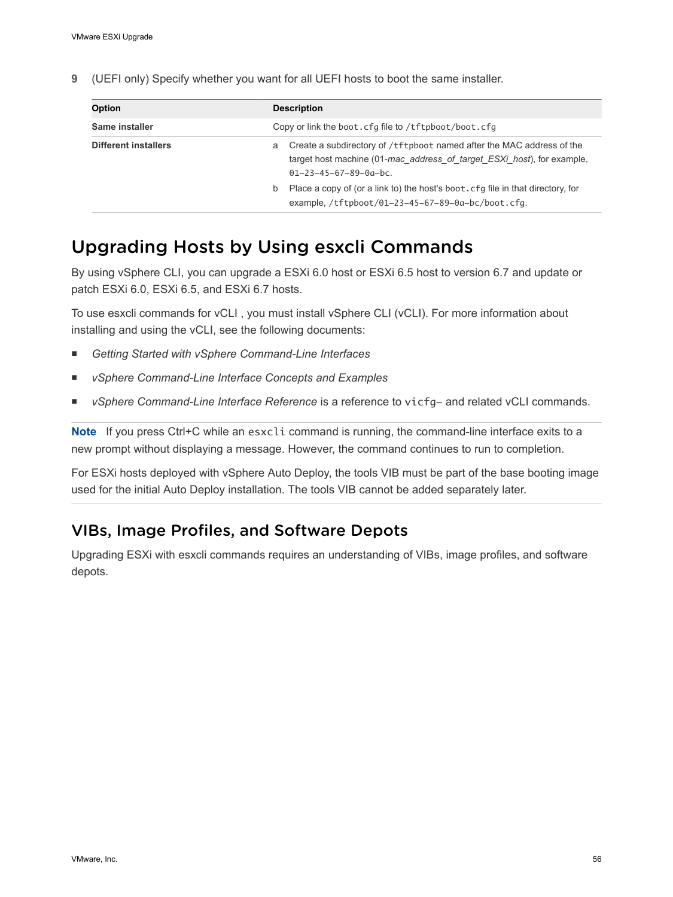**9** (UEFI only) Specify whether you want for all UEFI hosts to boot the same installer.

| Option | Description |
| --- | --- |
| **Same installer** | Copy or link the `boot.cfg` file to `/tftpboot/boot.cfg` |
| **Different installers** | a Create a subdirectory of `/tftpboot` named after the MAC address of the target host machine (01-*mac_address_of_target_ESXi_host*), for example, `01-23-45-67-89-0a-bc`. <br> b Place a copy of (or a link to) the host's `boot.cfg` file in that directory, for example, `/tftpboot/01-23-45-67-89-0a-bc/boot.cfg`. |

# Upgrading Hosts by Using esxcli Commands

By using vSphere CLI, you can upgrade a ESXi 6.0 host or ESXi 6.5 host to version 6.7 and update or patch ESXi 6.0, ESXi 6.5, and ESXi 6.7 hosts.

To use esxcli commands for vCLI , you must install vSphere CLI (vCLI). For more information about installing and using the vCLI, see the following documents:

- *Getting Started with vSphere Command-Line Interfaces*
- *vSphere Command-Line Interface Concepts and Examples*
- *vSphere Command-Line Interface Reference* is a reference to `vicfg-` and related vCLI commands.

**Note** If you press Ctrl+C while an `esxcli` command is running, the command-line interface exits to a new prompt without displaying a message. However, the command continues to run to completion.

For ESXi hosts deployed with vSphere Auto Deploy, the tools VIB must be part of the base booting image used for the initial Auto Deploy installation. The tools VIB cannot be added separately later.

## VIBs, Image Profiles, and Software Depots

Upgrading ESXi with esxcli commands requires an understanding of VIBs, image profiles, and software depots.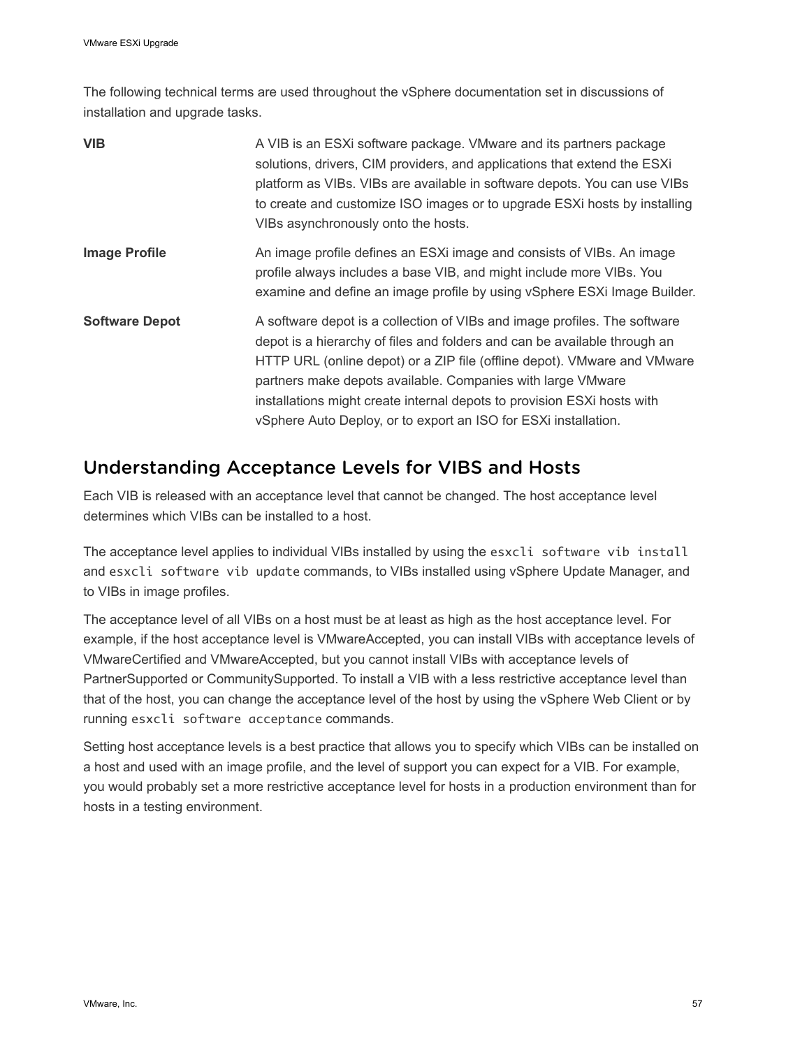The following technical terms are used throughout the vSphere documentation set in discussions of installation and upgrade tasks.

**VIB**

A VIB is an ESXi software package. VMware and its partners package solutions, drivers, CIM providers, and applications that extend the ESXi platform as VIBs. VIBs are available in software depots. You can use VIBs to create and customize ISO images or to upgrade ESXi hosts by installing VIBs asynchronously onto the hosts.

**Image Profile**

An image profile defines an ESXi image and consists of VIBs. An image profile always includes a base VIB, and might include more VIBs. You examine and define an image profile by using vSphere ESXi Image Builder.

**Software Depot**

A software depot is a collection of VIBs and image profiles. The software depot is a hierarchy of files and folders and can be available through an HTTP URL (online depot) or a ZIP file (offline depot). VMware and VMware partners make depots available. Companies with large VMware installations might create internal depots to provision ESXi hosts with vSphere Auto Deploy, or to export an ISO for ESXi installation.

## Understanding Acceptance Levels for VIBS and Hosts

Each VIB is released with an acceptance level that cannot be changed. The host acceptance level determines which VIBs can be installed to a host.

The acceptance level applies to individual VIBs installed by using the `esxcli software vib install` and `esxcli software vib update` commands, to VIBs installed using vSphere Update Manager, and to VIBs in image profiles.

The acceptance level of all VIBs on a host must be at least as high as the host acceptance level. For example, if the host acceptance level is VMwareAccepted, you can install VIBs with acceptance levels of VMwareCertified and VMwareAccepted, but you cannot install VIBs with acceptance levels of PartnerSupported or CommunitySupported. To install a VIB with a less restrictive acceptance level than that of the host, you can change the acceptance level of the host by using the vSphere Web Client or by running `esxcli software acceptance` commands.

Setting host acceptance levels is a best practice that allows you to specify which VIBs can be installed on a host and used with an image profile, and the level of support you can expect for a VIB. For example, you would probably set a more restrictive acceptance level for hosts in a production environment than for hosts in a testing environment.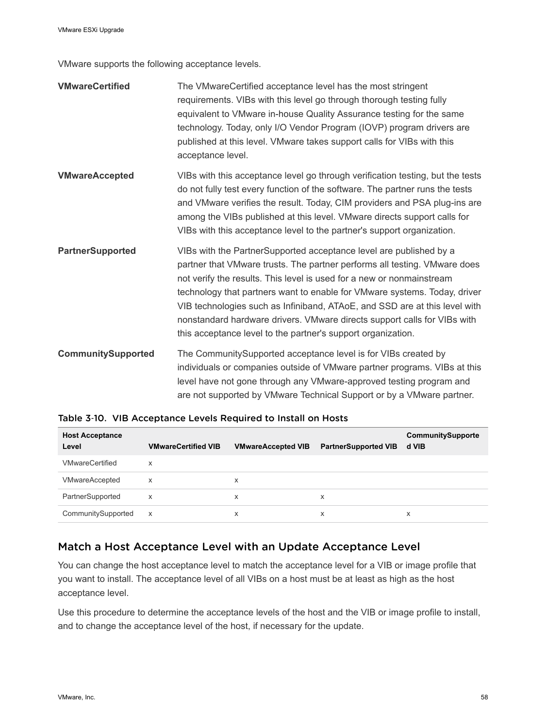VMware supports the following acceptance levels.

**VMwareCertified**

The VMwareCertified acceptance level has the most stringent requirements. VIBs with this level go through thorough testing fully equivalent to VMware in-house Quality Assurance testing for the same technology. Today, only I/O Vendor Program (IOVP) program drivers are published at this level. VMware takes support calls for VIBs with this acceptance level.

**VMwareAccepted**

VIBs with this acceptance level go through verification testing, but the tests do not fully test every function of the software. The partner runs the tests and VMware verifies the result. Today, CIM providers and PSA plug-ins are among the VIBs published at this level. VMware directs support calls for VIBs with this acceptance level to the partner's support organization.

**PartnerSupported**

VIBs with the PartnerSupported acceptance level are published by a partner that VMware trusts. The partner performs all testing. VMware does not verify the results. This level is used for a new or nonmainstream technology that partners want to enable for VMware systems. Today, driver VIB technologies such as Infiniband, ATAoE, and SSD are at this level with nonstandard hardware drivers. VMware directs support calls for VIBs with this acceptance level to the partner's support organization.

**CommunitySupported**

The CommunitySupported acceptance level is for VIBs created by individuals or companies outside of VMware partner programs. VIBs at this level have not gone through any VMware-approved testing program and are not supported by VMware Technical Support or by a VMware partner.

Table 3-10. VIB Acceptance Levels Required to Install on Hosts

| Host Acceptance Level | VMwareCertified VIB | VMwareAccepted VIB | PartnerSupported VIB | CommunitySupported VIB |
|---|---|---|---|---|
| VMwareCertified | x | | | |
| VMwareAccepted | x | x | | |
| PartnerSupported | x | x | x | |
| CommunitySupported | x | x | x | x |

## Match a Host Acceptance Level with an Update Acceptance Level

You can change the host acceptance level to match the acceptance level for a VIB or image profile that you want to install. The acceptance level of all VIBs on a host must be at least as high as the host acceptance level.

Use this procedure to determine the acceptance levels of the host and the VIB or image profile to install, and to change the acceptance level of the host, if necessary for the update.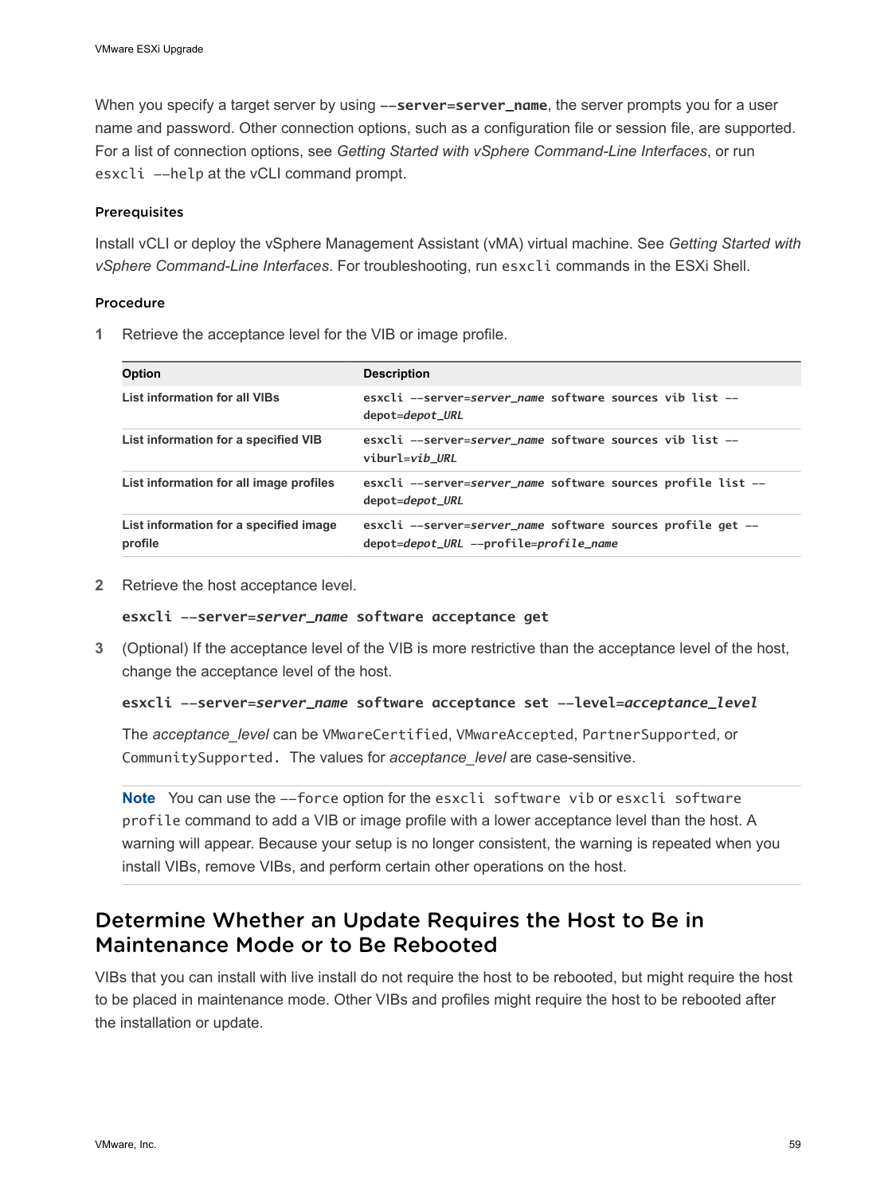When you specify a target server by using `--server=server_name`, the server prompts you for a user name and password. Other connection options, such as a configuration file or session file, are supported. For a list of connection options, see *Getting Started with vSphere Command-Line Interfaces*, or run `esxcli --help` at the vCLI command prompt.

#### Prerequisites

Install vCLI or deploy the vSphere Management Assistant (vMA) virtual machine. See *Getting Started with vSphere Command-Line Interfaces*. For troubleshooting, run `esxcli` commands in the ESXi Shell.

#### Procedure

1 Retrieve the acceptance level for the VIB or image profile.

| Option | Description |
| --- | --- |
| **List information for all VIBs** | `esxcli --server=server_name software sources vib list --depot=depot_URL` |
| **List information for a specified VIB** | `esxcli --server=server_name software sources vib list --viburl=vib_URL` |
| **List information for all image profiles** | `esxcli --server=server_name software sources profile list --depot=depot_URL` |
| **List information for a specified image profile** | `esxcli --server=server_name software sources profile get --depot=depot_URL --profile=profile_name` |

2 Retrieve the host acceptance level.

```
esxcli --server=server_name software acceptance get
```

3 (Optional) If the acceptance level of the VIB is more restrictive than the acceptance level of the host, change the acceptance level of the host.

```
esxcli --server=server_name software acceptance set --level=acceptance_level
```

The *acceptance_level* can be `VMwareCertified`, `VMwareAccepted`, `PartnerSupported`, or `CommunitySupported.` The values for *acceptance_level* are case-sensitive.

**Note** You can use the `--force` option for the `esxcli software vib` or `esxcli software profile` command to add a VIB or image profile with a lower acceptance level than the host. A warning will appear. Because your setup is no longer consistent, the warning is repeated when you install VIBs, remove VIBs, and perform certain other operations on the host.

## Determine Whether an Update Requires the Host to Be in Maintenance Mode or to Be Rebooted

VIBs that you can install with live install do not require the host to be rebooted, but might require the host to be placed in maintenance mode. Other VIBs and profiles might require the host to be rebooted after the installation or update.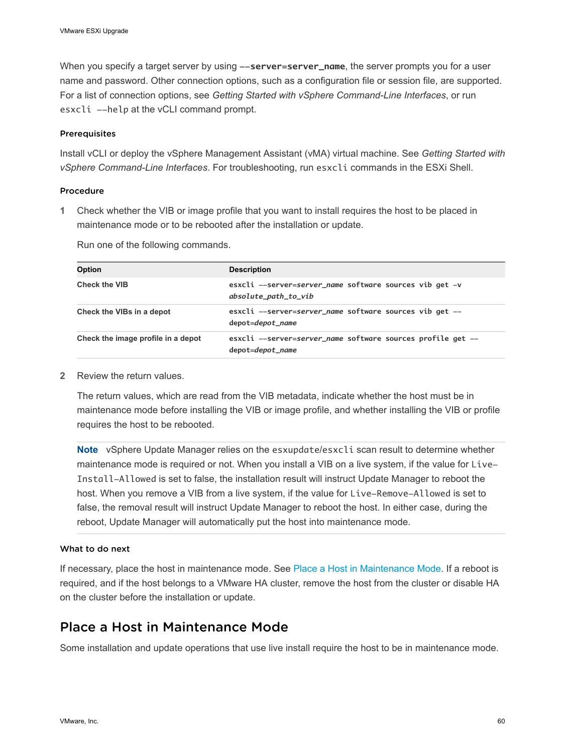When you specify a target server by using **`--server=server_name`**, the server prompts you for a user name and password. Other connection options, such as a configuration file or session file, are supported. For a list of connection options, see *Getting Started with vSphere Command-Line Interfaces*, or run `esxcli --help` at the vCLI command prompt.

### Prerequisites

Install vCLI or deploy the vSphere Management Assistant (vMA) virtual machine. See *Getting Started with vSphere Command-Line Interfaces*. For troubleshooting, run `esxcli` commands in the ESXi Shell.

### Procedure

**1** Check whether the VIB or image profile that you want to install requires the host to be placed in maintenance mode or to be rebooted after the installation or update.

Run one of the following commands.

| Option | Description |
| --- | --- |
| **Check the VIB** | `esxcli --server=`*`server_name`* `software sources vib get -v` *`absolute_path_to_vib`* |
| **Check the VIBs in a depot** | `esxcli --server=`*`server_name`* `software sources vib get --depot=`*`depot_name`* |
| **Check the image profile in a depot** | `esxcli --server=`*`server_name`* `software sources profile get --depot=`*`depot_name`* |

**2** Review the return values.

The return values, which are read from the VIB metadata, indicate whether the host must be in maintenance mode before installing the VIB or image profile, and whether installing the VIB or profile requires the host to be rebooted.

> **Note** vSphere Update Manager relies on the `esxupdate/esxcli` scan result to determine whether maintenance mode is required or not. When you install a VIB on a live system, if the value for `Live-Install-Allowed` is set to false, the installation result will instruct Update Manager to reboot the host. When you remove a VIB from a live system, if the value for `Live-Remove-Allowed` is set to false, the removal result will instruct Update Manager to reboot the host. In either case, during the reboot, Update Manager will automatically put the host into maintenance mode.

### What to do next

If necessary, place the host in maintenance mode. See Place a Host in Maintenance Mode. If a reboot is required, and if the host belongs to a VMware HA cluster, remove the host from the cluster or disable HA on the cluster before the installation or update.

## Place a Host in Maintenance Mode

Some installation and update operations that use live install require the host to be in maintenance mode.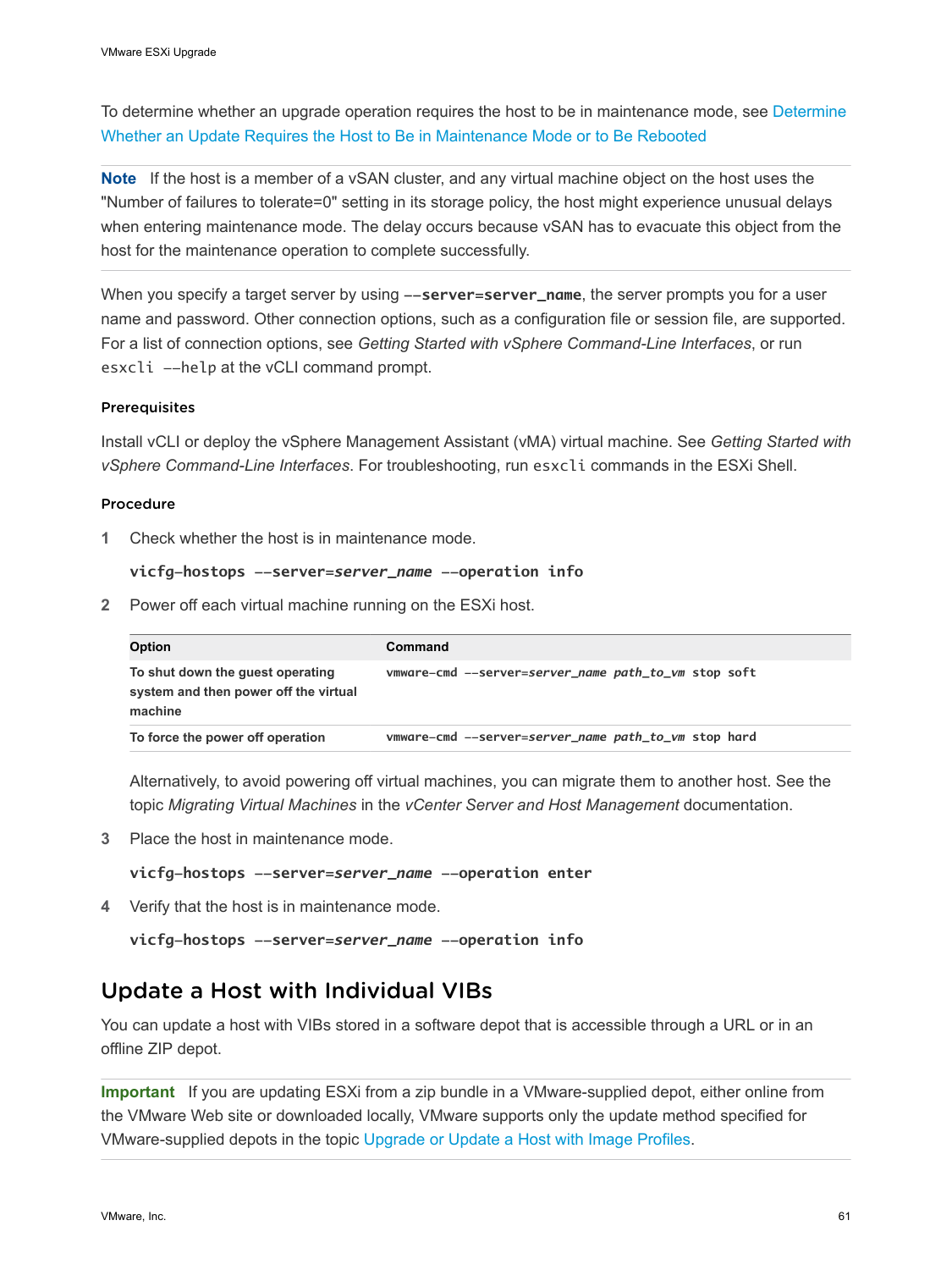To determine whether an upgrade operation requires the host to be in maintenance mode, see Determine Whether an Update Requires the Host to Be in Maintenance Mode or to Be Rebooted

**Note** If the host is a member of a vSAN cluster, and any virtual machine object on the host uses the "Number of failures to tolerate=0" setting in its storage policy, the host might experience unusual delays when entering maintenance mode. The delay occurs because vSAN has to evacuate this object from the host for the maintenance operation to complete successfully.

When you specify a target server by using **`--server=server_name`**, the server prompts you for a user name and password. Other connection options, such as a configuration file or session file, are supported. For a list of connection options, see *Getting Started with vSphere Command-Line Interfaces*, or run `esxcli --help` at the vCLI command prompt.

#### Prerequisites

Install vCLI or deploy the vSphere Management Assistant (vMA) virtual machine. See *Getting Started with vSphere Command-Line Interfaces*. For troubleshooting, run `esxcli` commands in the ESXi Shell.

#### Procedure

1 Check whether the host is in maintenance mode.

```
vicfg-hostops --server=server_name --operation info
```

2 Power off each virtual machine running on the ESXi host.

| Option | Command |
| --- | --- |
| To shut down the guest operating system and then power off the virtual machine | `vmware-cmd --server=server_name path_to_vm stop soft` |
| To force the power off operation | `vmware-cmd --server=server_name path_to_vm stop hard` |

Alternatively, to avoid powering off virtual machines, you can migrate them to another host. See the topic *Migrating Virtual Machines* in the *vCenter Server and Host Management* documentation.

3 Place the host in maintenance mode.

```
vicfg-hostops --server=server_name --operation enter
```

4 Verify that the host is in maintenance mode.

```
vicfg-hostops --server=server_name --operation info
```

## Update a Host with Individual VIBs

You can update a host with VIBs stored in a software depot that is accessible through a URL or in an offline ZIP depot.

**Important** If you are updating ESXi from a zip bundle in a VMware-supplied depot, either online from the VMware Web site or downloaded locally, VMware supports only the update method specified for VMware-supplied depots in the topic Upgrade or Update a Host with Image Profiles.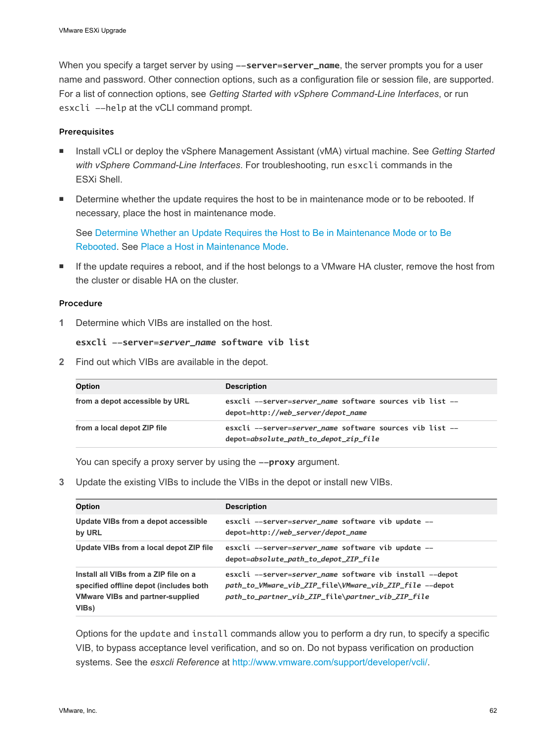When you specify a target server by using **--server=server_name**, the server prompts you for a user name and password. Other connection options, such as a configuration file or session file, are supported. For a list of connection options, see *Getting Started with vSphere Command-Line Interfaces*, or run `esxcli --help` at the vCLI command prompt.

#### Prerequisites

- Install vCLI or deploy the vSphere Management Assistant (vMA) virtual machine. See *Getting Started with vSphere Command-Line Interfaces*. For troubleshooting, run `esxcli` commands in the ESXi Shell.
- Determine whether the update requires the host to be in maintenance mode or to be rebooted. If necessary, place the host in maintenance mode.

  See Determine Whether an Update Requires the Host to Be in Maintenance Mode or to Be Rebooted. See Place a Host in Maintenance Mode.
- If the update requires a reboot, and if the host belongs to a VMware HA cluster, remove the host from the cluster or disable HA on the cluster.

#### Procedure

1 Determine which VIBs are installed on the host.

```
esxcli --server=server_name software vib list
```

2 Find out which VIBs are available in the depot.

| Option | Description |
| --- | --- |
| **from a depot accessible by URL** | `esxcli --server=server_name software sources vib list --depot=http://web_server/depot_name` |
| **from a local depot ZIP file** | `esxcli --server=server_name software sources vib list --depot=absolute_path_to_depot_zip_file` |

You can specify a proxy server by using the **--proxy** argument.

3 Update the existing VIBs to include the VIBs in the depot or install new VIBs.

| Option | Description |
| --- | --- |
| **Update VIBs from a depot accessible by URL** | `esxcli --server=server_name software vib update --depot=http://web_server/depot_name` |
| **Update VIBs from a local depot ZIP file** | `esxcli --server=server_name software vib update --depot=absolute_path_to_depot_ZIP_file` |
| **Install all VIBs from a ZIP file on a specified offline depot (includes both VMware VIBs and partner-supplied VIBs)** | `esxcli --server=server_name software vib install --depot path_to_VMware_vib_ZIP_file\VMware_vib_ZIP_file --depot path_to_partner_vib_ZIP_file\partner_vib_ZIP_file` |

Options for the `update` and `install` commands allow you to perform a dry run, to specify a specific VIB, to bypass acceptance level verification, and so on. Do not bypass verification on production systems. See the *esxcli Reference* at http://www.vmware.com/support/developer/vcli/.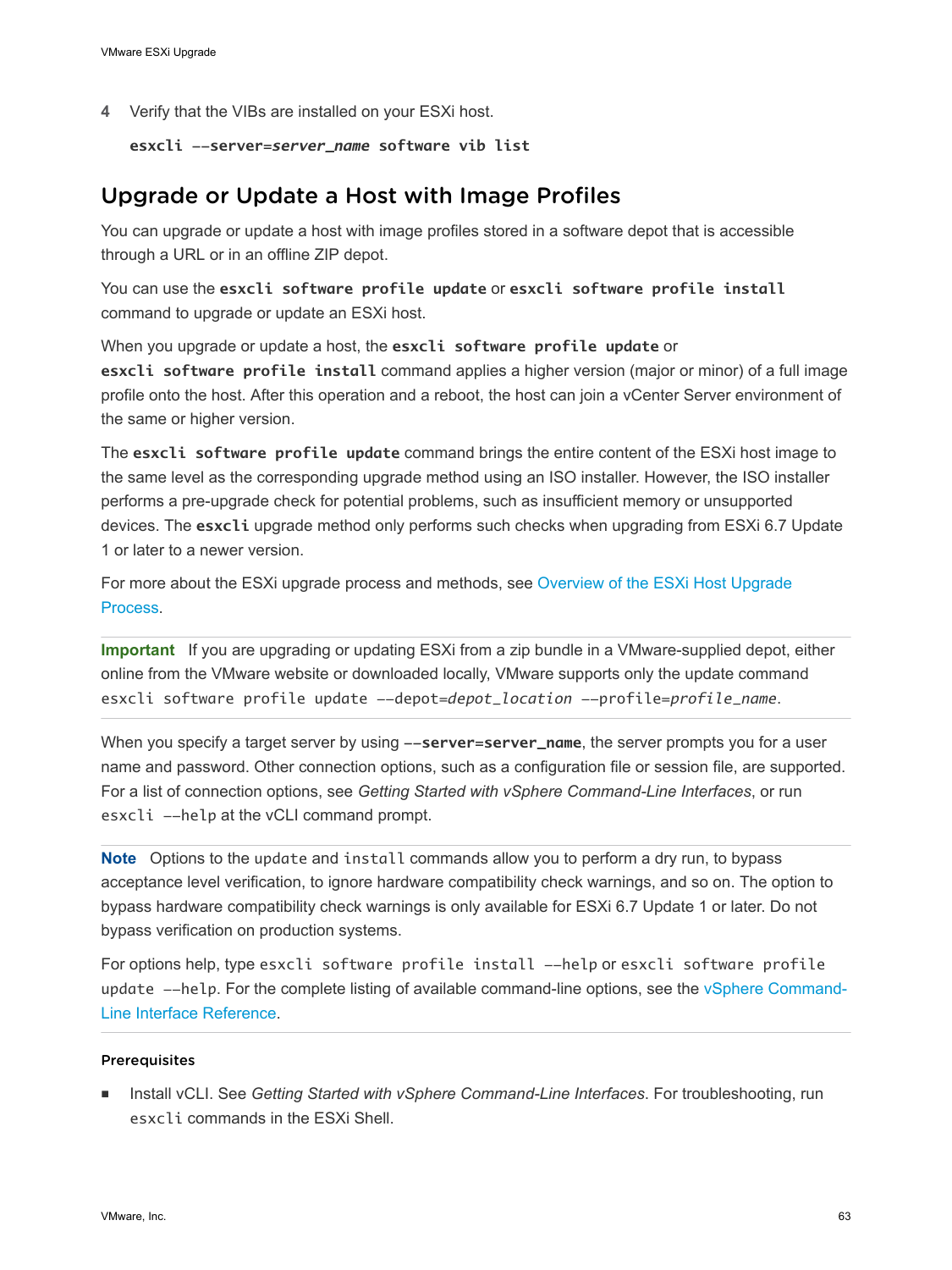4 Verify that the VIBs are installed on your ESXi host.

   **esxcli --server=*server_name* software vib list**

## Upgrade or Update a Host with Image Profiles

You can upgrade or update a host with image profiles stored in a software depot that is accessible through a URL or in an offline ZIP depot.

You can use the **esxcli software profile update** or **esxcli software profile install** command to upgrade or update an ESXi host.

When you upgrade or update a host, the **esxcli software profile update** or **esxcli software profile install** command applies a higher version (major or minor) of a full image profile onto the host. After this operation and a reboot, the host can join a vCenter Server environment of the same or higher version.

The **esxcli software profile update** command brings the entire content of the ESXi host image to the same level as the corresponding upgrade method using an ISO installer. However, the ISO installer performs a pre-upgrade check for potential problems, such as insufficient memory or unsupported devices. The **esxcli** upgrade method only performs such checks when upgrading from ESXi 6.7 Update 1 or later to a newer version.

For more about the ESXi upgrade process and methods, see Overview of the ESXi Host Upgrade Process.

---

**Important** If you are upgrading or updating ESXi from a zip bundle in a VMware-supplied depot, either online from the VMware website or downloaded locally, VMware supports only the update command `esxcli software profile update --depot=`*depot_location* `--profile=`*profile_name*.

---

When you specify a target server by using **--server=server_name**, the server prompts you for a user name and password. Other connection options, such as a configuration file or session file, are supported. For a list of connection options, see *Getting Started with vSphere Command-Line Interfaces*, or run `esxcli --help` at the vCLI command prompt.

---

**Note** Options to the `update` and `install` commands allow you to perform a dry run, to bypass acceptance level verification, to ignore hardware compatibility check warnings, and so on. The option to bypass hardware compatibility check warnings is only available for ESXi 6.7 Update 1 or later. Do not bypass verification on production systems.

For options help, type `esxcli software profile install --help` or `esxcli software profile update --help`. For the complete listing of available command-line options, see the vSphere Command-Line Interface Reference.

---

#### Prerequisites

- Install vCLI. See *Getting Started with vSphere Command-Line Interfaces*. For troubleshooting, run `esxcli` commands in the ESXi Shell.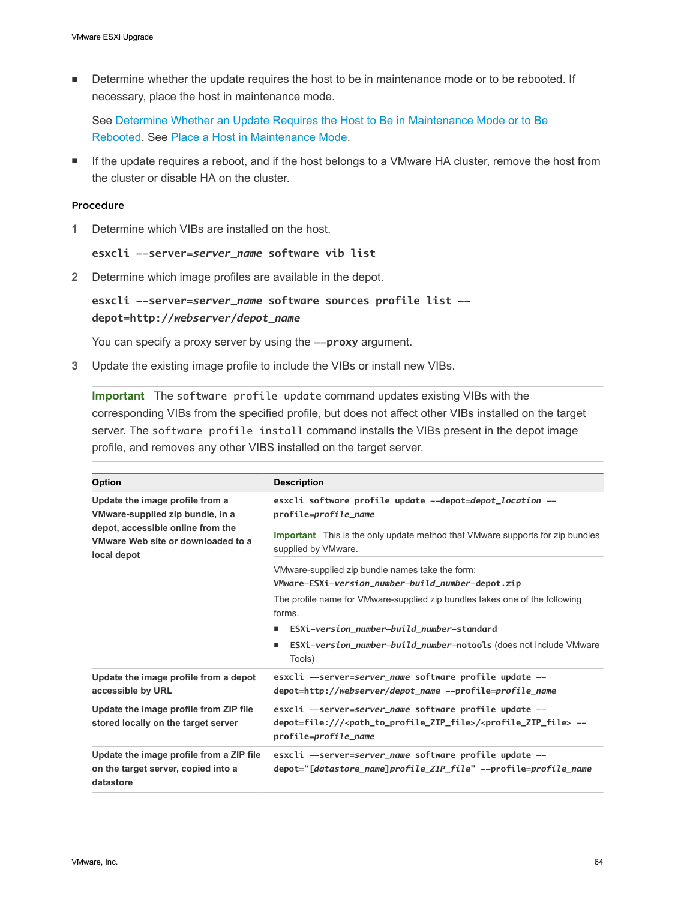- Determine whether the update requires the host to be in maintenance mode or to be rebooted. If necessary, place the host in maintenance mode.

  See Determine Whether an Update Requires the Host to Be in Maintenance Mode or to Be Rebooted. See Place a Host in Maintenance Mode.

- If the update requires a reboot, and if the host belongs to a VMware HA cluster, remove the host from the cluster or disable HA on the cluster.

### Procedure

1. Determine which VIBs are installed on the host.

   ```
   esxcli --server=server_name software vib list
   ```

2. Determine which image profiles are available in the depot.

   ```
   esxcli --server=server_name software sources profile list --depot=http://webserver/depot_name
   ```

   You can specify a proxy server by using the **--proxy** argument.

3. Update the existing image profile to include the VIBs or install new VIBs.

   **Important** The `software profile update` command updates existing VIBs with the corresponding VIBs from the specified profile, but does not affect other VIBs installed on the target server. The `software profile install` command installs the VIBs present in the depot image profile, and removes any other VIBS installed on the target server.

| Option | Description |
| --- | --- |
| **Update the image profile from a VMware-supplied zip bundle, in a depot, accessible online from the VMware Web site or downloaded to a local depot** | `esxcli software profile update --depot=depot_location --profile=profile_name`<br><br>**Important** This is the only update method that VMware supports for zip bundles supplied by VMware.<br><br>VMware-supplied zip bundle names take the form: `VMware-ESXi-version_number-build_number-depot.zip`<br><br>The profile name for VMware-supplied zip bundles takes one of the following forms.<br>- `ESXi-version_number-build_number-standard`<br>- `ESXi-version_number-build_number-notools` (does not include VMware Tools) |
| **Update the image profile from a depot accessible by URL** | `esxcli --server=server_name software profile update --depot=http://webserver/depot_name --profile=profile_name` |
| **Update the image profile from ZIP file stored locally on the target server** | `esxcli --server=server_name software profile update --depot=file:///<path_to_profile_ZIP_file>/<profile_ZIP_file> --profile=profile_name` |
| **Update the image profile from a ZIP file on the target server, copied into a datastore** | `esxcli --server=server_name software profile update --depot="[datastore_name]profile_ZIP_file" --profile=profile_name` |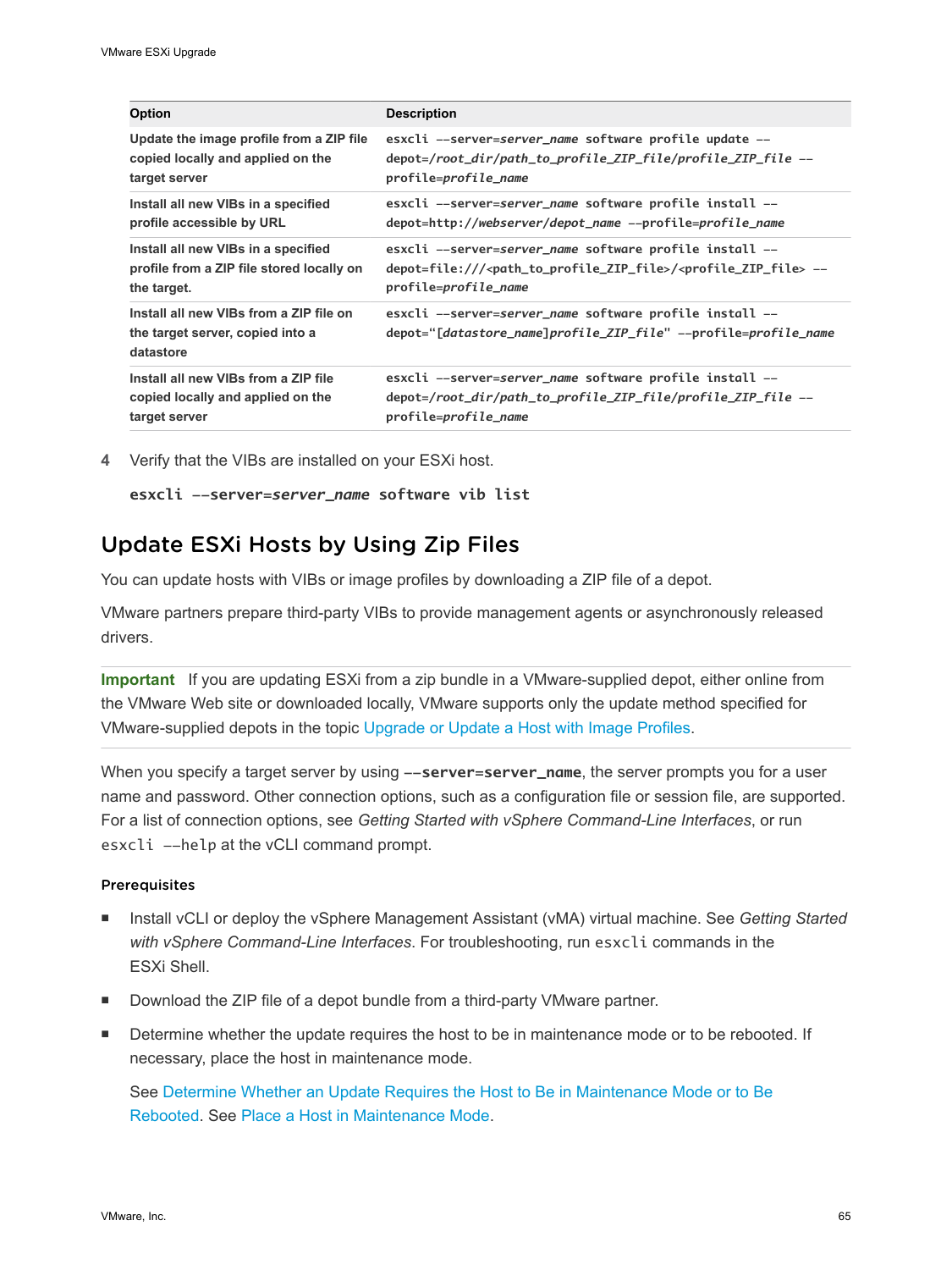| Option | Description |
| --- | --- |
| Update the image profile from a ZIP file copied locally and applied on the target server | `esxcli --server=server_name software profile update --depot=/root_dir/path_to_profile_ZIP_file/profile_ZIP_file --profile=profile_name` |
| Install all new VIBs in a specified profile accessible by URL | `esxcli --server=server_name software profile install --depot=http://webserver/depot_name --profile=profile_name` |
| Install all new VIBs in a specified profile from a ZIP file stored locally on the target. | `esxcli --server=server_name software profile install --depot=file:///<path_to_profile_ZIP_file>/<profile_ZIP_file> --profile=profile_name` |
| Install all new VIBs from a ZIP file on the target server, copied into a datastore | `esxcli --server=server_name software profile install --depot="[datastore_name]profile_ZIP_file" --profile=profile_name` |
| Install all new VIBs from a ZIP file copied locally and applied on the target server | `esxcli --server=server_name software profile install --depot=/root_dir/path_to_profile_ZIP_file/profile_ZIP_file --profile=profile_name` |

4 Verify that the VIBs are installed on your ESXi host.

```
esxcli --server=server_name software vib list
```

## Update ESXi Hosts by Using Zip Files

You can update hosts with VIBs or image profiles by downloading a ZIP file of a depot.

VMware partners prepare third-party VIBs to provide management agents or asynchronously released drivers.

**Important** If you are updating ESXi from a zip bundle in a VMware-supplied depot, either online from the VMware Web site or downloaded locally, VMware supports only the update method specified for VMware-supplied depots in the topic Upgrade or Update a Host with Image Profiles.

When you specify a target server by using `--server=server_name`, the server prompts you for a user name and password. Other connection options, such as a configuration file or session file, are supported. For a list of connection options, see *Getting Started with vSphere Command-Line Interfaces*, or run `esxcli --help` at the vCLI command prompt.

### Prerequisites

- Install vCLI or deploy the vSphere Management Assistant (vMA) virtual machine. See *Getting Started with vSphere Command-Line Interfaces*. For troubleshooting, run `esxcli` commands in the ESXi Shell.
- Download the ZIP file of a depot bundle from a third-party VMware partner.
- Determine whether the update requires the host to be in maintenance mode or to be rebooted. If necessary, place the host in maintenance mode.

  See Determine Whether an Update Requires the Host to Be in Maintenance Mode or to Be Rebooted. See Place a Host in Maintenance Mode.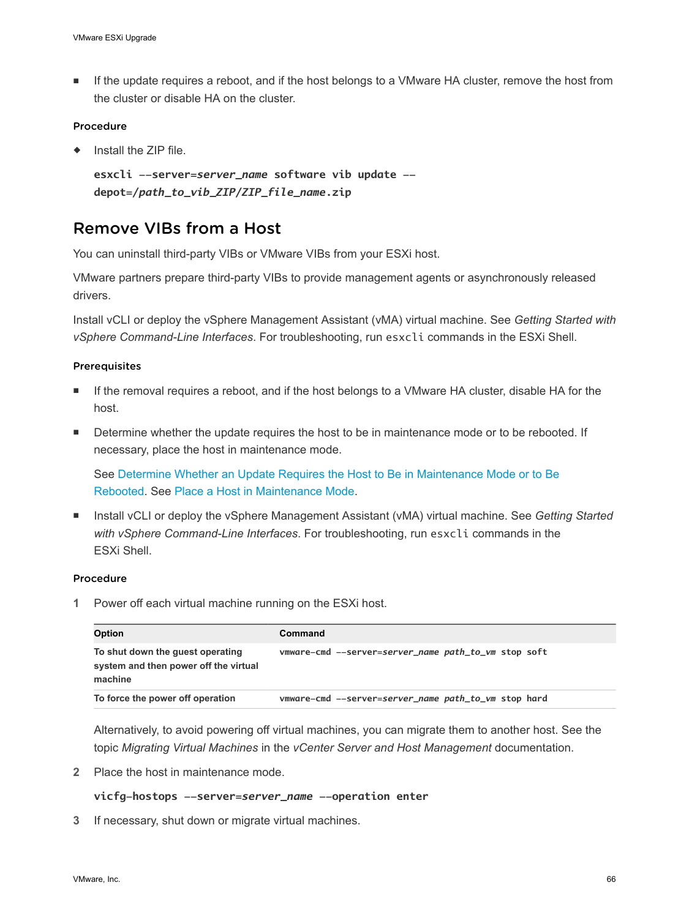- If the update requires a reboot, and if the host belongs to a VMware HA cluster, remove the host from the cluster or disable HA on the cluster.

#### Procedure

- Install the ZIP file.

  ```
  esxcli --server=server_name software vib update --depot=/path_to_vib_ZIP/ZIP_file_name.zip
  ```

## Remove VIBs from a Host

You can uninstall third-party VIBs or VMware VIBs from your ESXi host.

VMware partners prepare third-party VIBs to provide management agents or asynchronously released drivers.

Install vCLI or deploy the vSphere Management Assistant (vMA) virtual machine. See *Getting Started with vSphere Command-Line Interfaces*. For troubleshooting, run `esxcli` commands in the ESXi Shell.

#### Prerequisites

- If the removal requires a reboot, and if the host belongs to a VMware HA cluster, disable HA for the host.
- Determine whether the update requires the host to be in maintenance mode or to be rebooted. If necessary, place the host in maintenance mode.

  See Determine Whether an Update Requires the Host to Be in Maintenance Mode or to Be Rebooted. See Place a Host in Maintenance Mode.
- Install vCLI or deploy the vSphere Management Assistant (vMA) virtual machine. See *Getting Started with vSphere Command-Line Interfaces*. For troubleshooting, run `esxcli` commands in the ESXi Shell.

#### Procedure

1. Power off each virtual machine running on the ESXi host.

   | Option | Command |
   | --- | --- |
   | To shut down the guest operating system and then power off the virtual machine | `vmware-cmd --server=server_name path_to_vm stop soft` |
   | To force the power off operation | `vmware-cmd --server=server_name path_to_vm stop hard` |

   Alternatively, to avoid powering off virtual machines, you can migrate them to another host. See the topic *Migrating Virtual Machines* in the *vCenter Server and Host Management* documentation.

2. Place the host in maintenance mode.

   ```
   vicfg-hostops --server=server_name --operation enter
   ```

3. If necessary, shut down or migrate virtual machines.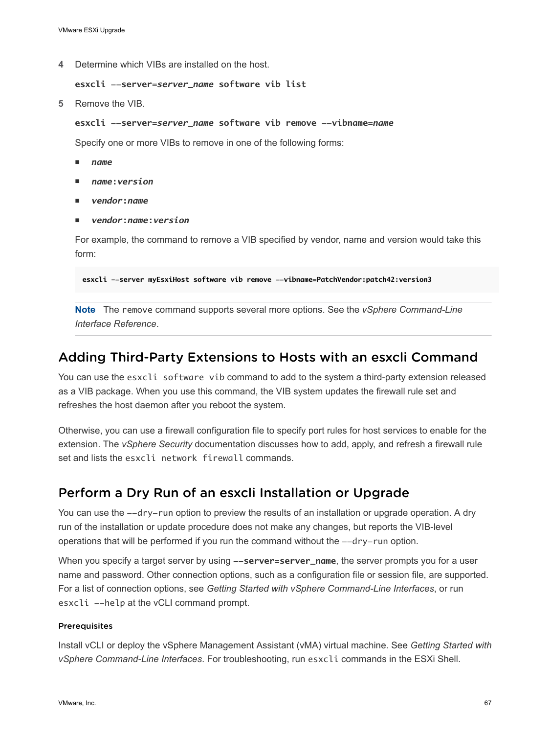4 Determine which VIBs are installed on the host.

   **esxcli --server=*server_name* software vib list**

5 Remove the VIB.

   **esxcli --server=*server_name* software vib remove --vibname=*name***

   Specify one or more VIBs to remove in one of the following forms:

   - ***name***
   - ***name*:*version***
   - ***vendor*:*name***
   - ***vendor*:*name*:*version***

   For example, the command to remove a VIB specified by vendor, name and version would take this form:

   ```
   esxcli --server myEsxiHost software vib remove --vibname=PatchVendor:patch42:version3
   ```

   **Note** The `remove` command supports several more options. See the *vSphere Command-Line Interface Reference*.

## Adding Third-Party Extensions to Hosts with an esxcli Command

You can use the `esxcli software vib` command to add to the system a third-party extension released as a VIB package. When you use this command, the VIB system updates the firewall rule set and refreshes the host daemon after you reboot the system.

Otherwise, you can use a firewall configuration file to specify port rules for host services to enable for the extension. The *vSphere Security* documentation discusses how to add, apply, and refresh a firewall rule set and lists the `esxcli network firewall` commands.

## Perform a Dry Run of an esxcli Installation or Upgrade

You can use the `--dry-run` option to preview the results of an installation or upgrade operation. A dry run of the installation or update procedure does not make any changes, but reports the VIB-level operations that will be performed if you run the command without the `--dry-run` option.

When you specify a target server by using **--server=server_name**, the server prompts you for a user name and password. Other connection options, such as a configuration file or session file, are supported. For a list of connection options, see *Getting Started with vSphere Command-Line Interfaces*, or run `esxcli --help` at the vCLI command prompt.

#### Prerequisites

Install vCLI or deploy the vSphere Management Assistant (vMA) virtual machine. See *Getting Started with vSphere Command-Line Interfaces*. For troubleshooting, run `esxcli` commands in the ESXi Shell.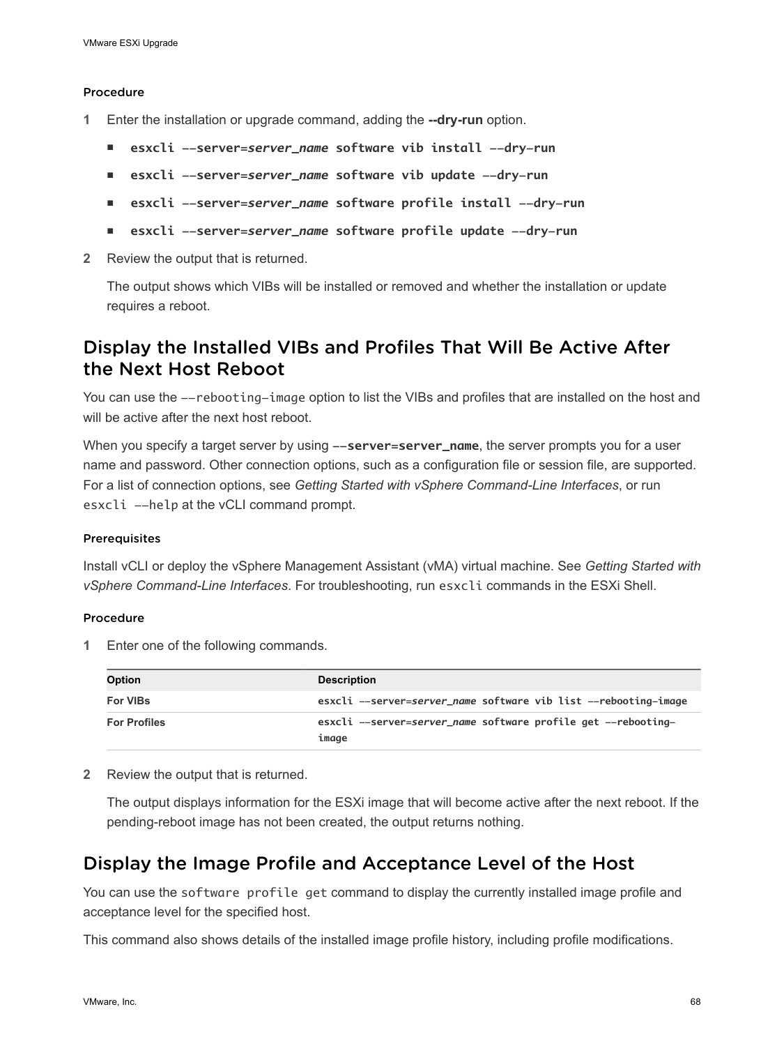#### Procedure

1. Enter the installation or upgrade command, adding the **--dry-run** option.

   - **esxcli --server=*server_name* software vib install --dry-run**
   - **esxcli --server=*server_name* software vib update --dry-run**
   - **esxcli --server=*server_name* software profile install --dry-run**
   - **esxcli --server=*server_name* software profile update --dry-run**

2. Review the output that is returned.

   The output shows which VIBs will be installed or removed and whether the installation or update requires a reboot.

## Display the Installed VIBs and Profiles That Will Be Active After the Next Host Reboot

You can use the `--rebooting-image` option to list the VIBs and profiles that are installed on the host and will be active after the next host reboot.

When you specify a target server by using **`--server=server_name`**, the server prompts you for a user name and password. Other connection options, such as a configuration file or session file, are supported. For a list of connection options, see *Getting Started with vSphere Command-Line Interfaces*, or run `esxcli --help` at the vCLI command prompt.

#### Prerequisites

Install vCLI or deploy the vSphere Management Assistant (vMA) virtual machine. See *Getting Started with vSphere Command-Line Interfaces*. For troubleshooting, run `esxcli` commands in the ESXi Shell.

#### Procedure

1. Enter one of the following commands.

| Option | Description |
| --- | --- |
| **For VIBs** | **esxcli --server=*server_name* software vib list --rebooting-image** |
| **For Profiles** | **esxcli --server=*server_name* software profile get --rebooting-image** |

2. Review the output that is returned.

   The output displays information for the ESXi image that will become active after the next reboot. If the pending-reboot image has not been created, the output returns nothing.

## Display the Image Profile and Acceptance Level of the Host

You can use the `software profile get` command to display the currently installed image profile and acceptance level for the specified host.

This command also shows details of the installed image profile history, including profile modifications.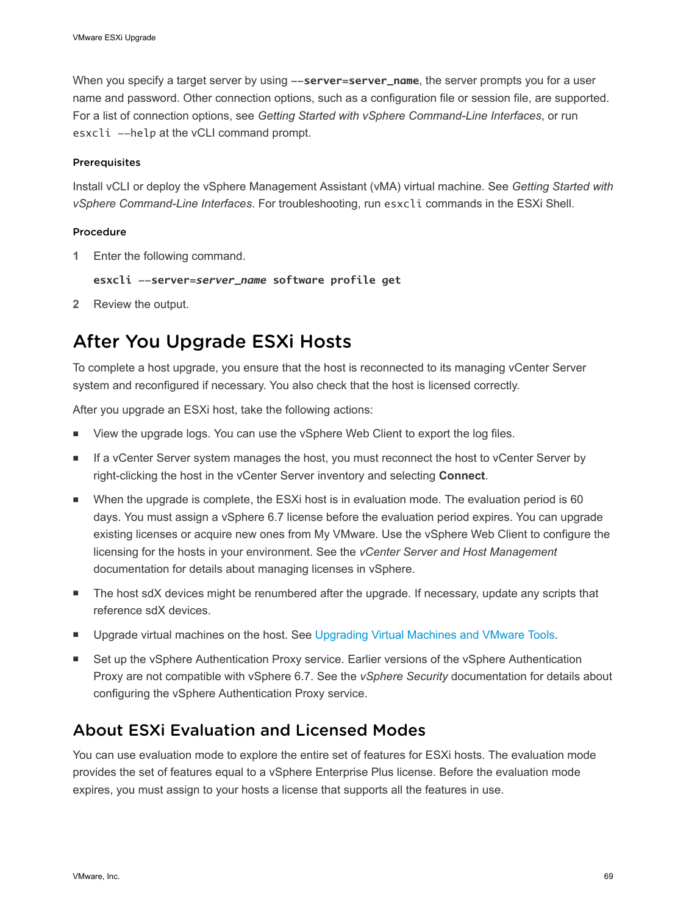When you specify a target server by using `--server=server_name`, the server prompts you for a user name and password. Other connection options, such as a configuration file or session file, are supported. For a list of connection options, see *Getting Started with vSphere Command-Line Interfaces*, or run `esxcli --help` at the vCLI command prompt.

#### Prerequisites

Install vCLI or deploy the vSphere Management Assistant (vMA) virtual machine. See *Getting Started with vSphere Command-Line Interfaces*. For troubleshooting, run `esxcli` commands in the ESXi Shell.

#### Procedure

1 Enter the following command.

```
esxcli --server=server_name software profile get
```

2 Review the output.

## After You Upgrade ESXi Hosts

To complete a host upgrade, you ensure that the host is reconnected to its managing vCenter Server system and reconfigured if necessary. You also check that the host is licensed correctly.

After you upgrade an ESXi host, take the following actions:

- View the upgrade logs. You can use the vSphere Web Client to export the log files.
- If a vCenter Server system manages the host, you must reconnect the host to vCenter Server by right-clicking the host in the vCenter Server inventory and selecting **Connect**.
- When the upgrade is complete, the ESXi host is in evaluation mode. The evaluation period is 60 days. You must assign a vSphere 6.7 license before the evaluation period expires. You can upgrade existing licenses or acquire new ones from My VMware. Use the vSphere Web Client to configure the licensing for the hosts in your environment. See the *vCenter Server and Host Management* documentation for details about managing licenses in vSphere.
- The host sdX devices might be renumbered after the upgrade. If necessary, update any scripts that reference sdX devices.
- Upgrade virtual machines on the host. See Upgrading Virtual Machines and VMware Tools.
- Set up the vSphere Authentication Proxy service. Earlier versions of the vSphere Authentication Proxy are not compatible with vSphere 6.7. See the *vSphere Security* documentation for details about configuring the vSphere Authentication Proxy service.

### About ESXi Evaluation and Licensed Modes

You can use evaluation mode to explore the entire set of features for ESXi hosts. The evaluation mode provides the set of features equal to a vSphere Enterprise Plus license. Before the evaluation mode expires, you must assign to your hosts a license that supports all the features in use.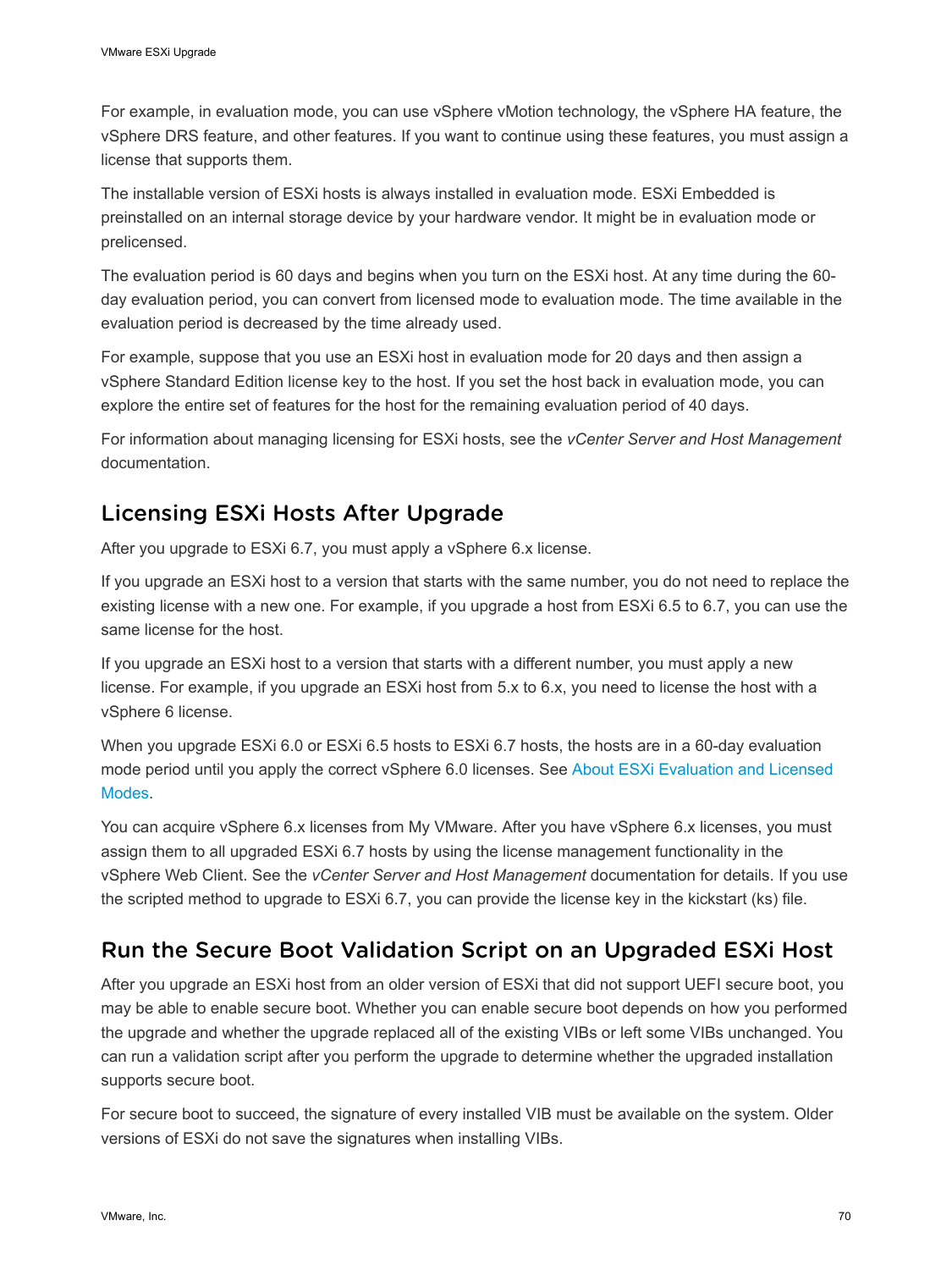For example, in evaluation mode, you can use vSphere vMotion technology, the vSphere HA feature, the vSphere DRS feature, and other features. If you want to continue using these features, you must assign a license that supports them.

The installable version of ESXi hosts is always installed in evaluation mode. ESXi Embedded is preinstalled on an internal storage device by your hardware vendor. It might be in evaluation mode or prelicensed.

The evaluation period is 60 days and begins when you turn on the ESXi host. At any time during the 60-day evaluation period, you can convert from licensed mode to evaluation mode. The time available in the evaluation period is decreased by the time already used.

For example, suppose that you use an ESXi host in evaluation mode for 20 days and then assign a vSphere Standard Edition license key to the host. If you set the host back in evaluation mode, you can explore the entire set of features for the host for the remaining evaluation period of 40 days.

For information about managing licensing for ESXi hosts, see the *vCenter Server and Host Management* documentation.

## Licensing ESXi Hosts After Upgrade

After you upgrade to ESXi 6.7, you must apply a vSphere 6.x license.

If you upgrade an ESXi host to a version that starts with the same number, you do not need to replace the existing license with a new one. For example, if you upgrade a host from ESXi 6.5 to 6.7, you can use the same license for the host.

If you upgrade an ESXi host to a version that starts with a different number, you must apply a new license. For example, if you upgrade an ESXi host from 5.x to 6.x, you need to license the host with a vSphere 6 license.

When you upgrade ESXi 6.0 or ESXi 6.5 hosts to ESXi 6.7 hosts, the hosts are in a 60-day evaluation mode period until you apply the correct vSphere 6.0 licenses. See About ESXi Evaluation and Licensed Modes.

You can acquire vSphere 6.x licenses from My VMware. After you have vSphere 6.x licenses, you must assign them to all upgraded ESXi 6.7 hosts by using the license management functionality in the vSphere Web Client. See the *vCenter Server and Host Management* documentation for details. If you use the scripted method to upgrade to ESXi 6.7, you can provide the license key in the kickstart (ks) file.

## Run the Secure Boot Validation Script on an Upgraded ESXi Host

After you upgrade an ESXi host from an older version of ESXi that did not support UEFI secure boot, you may be able to enable secure boot. Whether you can enable secure boot depends on how you performed the upgrade and whether the upgrade replaced all of the existing VIBs or left some VIBs unchanged. You can run a validation script after you perform the upgrade to determine whether the upgraded installation supports secure boot.

For secure boot to succeed, the signature of every installed VIB must be available on the system. Older versions of ESXi do not save the signatures when installing VIBs.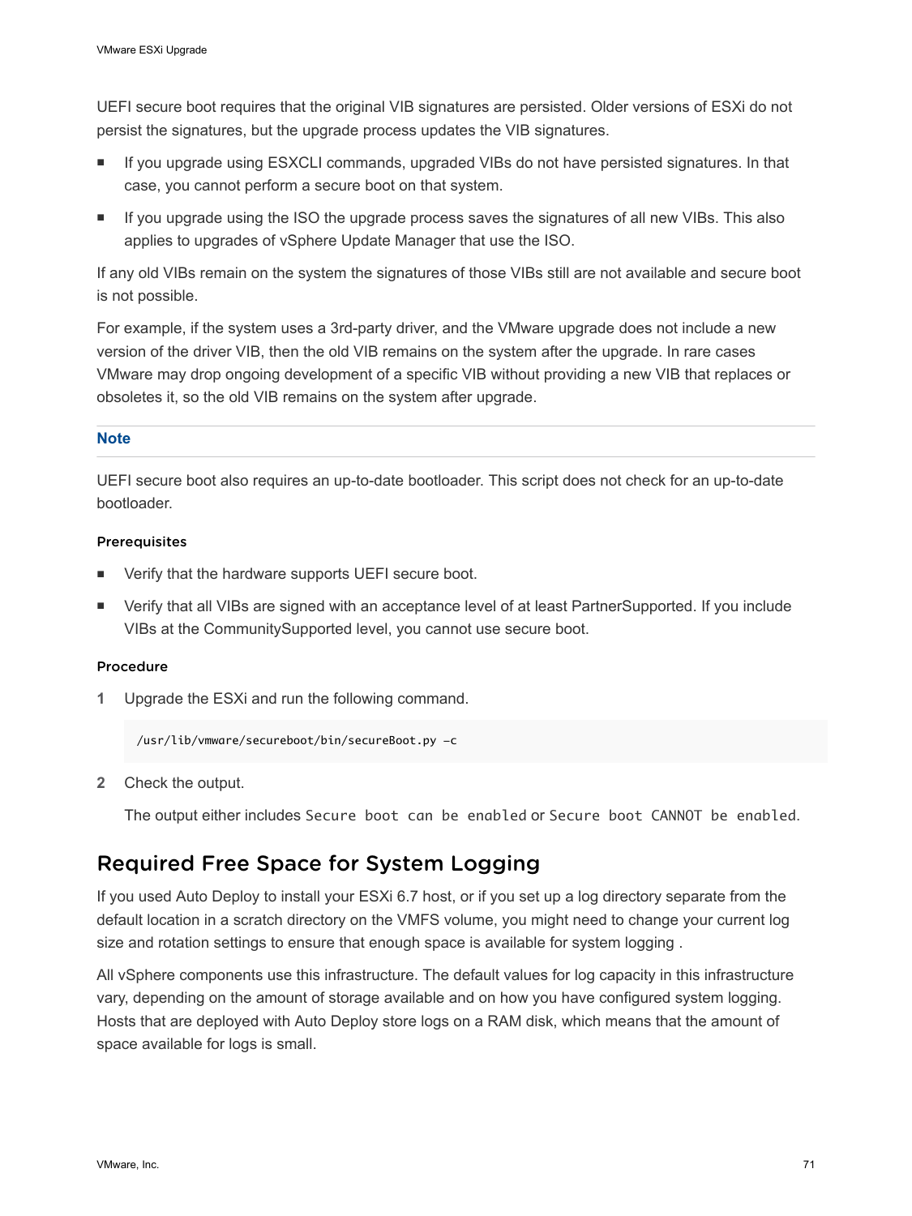UEFI secure boot requires that the original VIB signatures are persisted. Older versions of ESXi do not persist the signatures, but the upgrade process updates the VIB signatures.

- If you upgrade using ESXCLI commands, upgraded VIBs do not have persisted signatures. In that case, you cannot perform a secure boot on that system.
- If you upgrade using the ISO the upgrade process saves the signatures of all new VIBs. This also applies to upgrades of vSphere Update Manager that use the ISO.

If any old VIBs remain on the system the signatures of those VIBs still are not available and secure boot is not possible.

For example, if the system uses a 3rd-party driver, and the VMware upgrade does not include a new version of the driver VIB, then the old VIB remains on the system after the upgrade. In rare cases VMware may drop ongoing development of a specific VIB without providing a new VIB that replaces or obsoletes it, so the old VIB remains on the system after upgrade.

**Note**

UEFI secure boot also requires an up-to-date bootloader. This script does not check for an up-to-date bootloader.

#### Prerequisites

- Verify that the hardware supports UEFI secure boot.
- Verify that all VIBs are signed with an acceptance level of at least PartnerSupported. If you include VIBs at the CommunitySupported level, you cannot use secure boot.

#### Procedure

1. Upgrade the ESXi and run the following command.

   ```
   /usr/lib/vmware/secureboot/bin/secureBoot.py –c
   ```

2. Check the output.

   The output either includes `Secure boot can be enabled` or `Secure boot CANNOT be enabled`.

## Required Free Space for System Logging

If you used Auto Deploy to install your ESXi 6.7 host, or if you set up a log directory separate from the default location in a scratch directory on the VMFS volume, you might need to change your current log size and rotation settings to ensure that enough space is available for system logging .

All vSphere components use this infrastructure. The default values for log capacity in this infrastructure vary, depending on the amount of storage available and on how you have configured system logging. Hosts that are deployed with Auto Deploy store logs on a RAM disk, which means that the amount of space available for logs is small.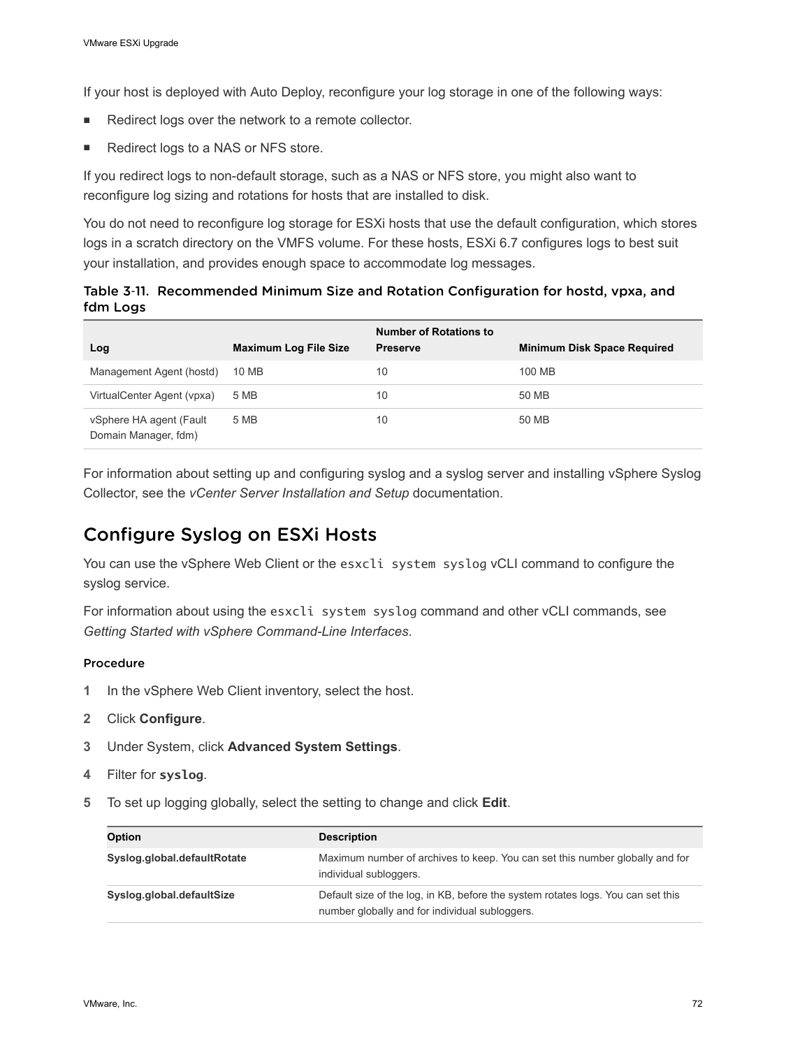If your host is deployed with Auto Deploy, reconfigure your log storage in one of the following ways:

- Redirect logs over the network to a remote collector.
- Redirect logs to a NAS or NFS store.

If you redirect logs to non-default storage, such as a NAS or NFS store, you might also want to reconfigure log sizing and rotations for hosts that are installed to disk.

You do not need to reconfigure log storage for ESXi hosts that use the default configuration, which stores logs in a scratch directory on the VMFS volume. For these hosts, ESXi 6.7 configures logs to best suit your installation, and provides enough space to accommodate log messages.

Table 3-11. Recommended Minimum Size and Rotation Configuration for hostd, vpxa, and fdm Logs

| Log | Maximum Log File Size | Number of Rotations to Preserve | Minimum Disk Space Required |
| --- | --- | --- | --- |
| Management Agent (hostd) | 10 MB | 10 | 100 MB |
| VirtualCenter Agent (vpxa) | 5 MB | 10 | 50 MB |
| vSphere HA agent (Fault Domain Manager, fdm) | 5 MB | 10 | 50 MB |

For information about setting up and configuring syslog and a syslog server and installing vSphere Syslog Collector, see the *vCenter Server Installation and Setup* documentation.

## Configure Syslog on ESXi Hosts

You can use the vSphere Web Client or the `esxcli system syslog` vCLI command to configure the syslog service.

For information about using the `esxcli system syslog` command and other vCLI commands, see *Getting Started with vSphere Command-Line Interfaces*.

### Procedure

1. In the vSphere Web Client inventory, select the host.
2. Click **Configure**.
3. Under System, click **Advanced System Settings**.
4. Filter for **`syslog`**.
5. To set up logging globally, select the setting to change and click **Edit**.

| Option | Description |
| --- | --- |
| **Syslog.global.defaultRotate** | Maximum number of archives to keep. You can set this number globally and for individual subloggers. |
| **Syslog.global.defaultSize** | Default size of the log, in KB, before the system rotates logs. You can set this number globally and for individual subloggers. |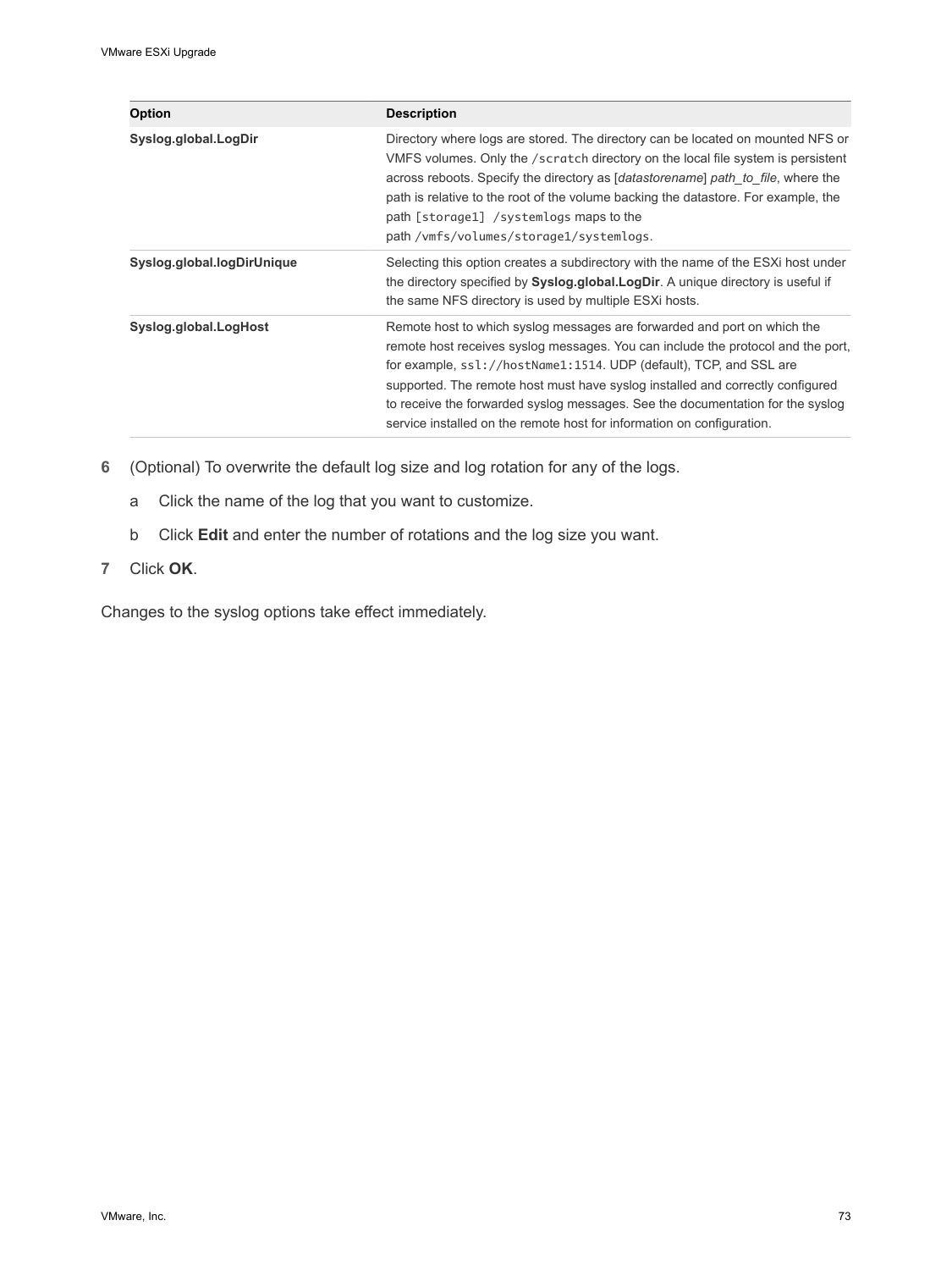| Option | Description |
| --- | --- |
| **Syslog.global.LogDir** | Directory where logs are stored. The directory can be located on mounted NFS or VMFS volumes. Only the `/scratch` directory on the local file system is persistent across reboots. Specify the directory as [*datastorename*] *path_to_file*, where the path is relative to the root of the volume backing the datastore. For example, the path `[storage1] /systemlogs` maps to the path `/vmfs/volumes/storage1/systemlogs`. |
| **Syslog.global.logDirUnique** | Selecting this option creates a subdirectory with the name of the ESXi host under the directory specified by **Syslog.global.LogDir**. A unique directory is useful if the same NFS directory is used by multiple ESXi hosts. |
| **Syslog.global.LogHost** | Remote host to which syslog messages are forwarded and port on which the remote host receives syslog messages. You can include the protocol and the port, for example, `ssl://hostName1:1514`. UDP (default), TCP, and SSL are supported. The remote host must have syslog installed and correctly configured to receive the forwarded syslog messages. See the documentation for the syslog service installed on the remote host for information on configuration. |

6 (Optional) To overwrite the default log size and log rotation for any of the logs.

   a Click the name of the log that you want to customize.

   b Click **Edit** and enter the number of rotations and the log size you want.

7 Click **OK**.

Changes to the syslog options take effect immediately.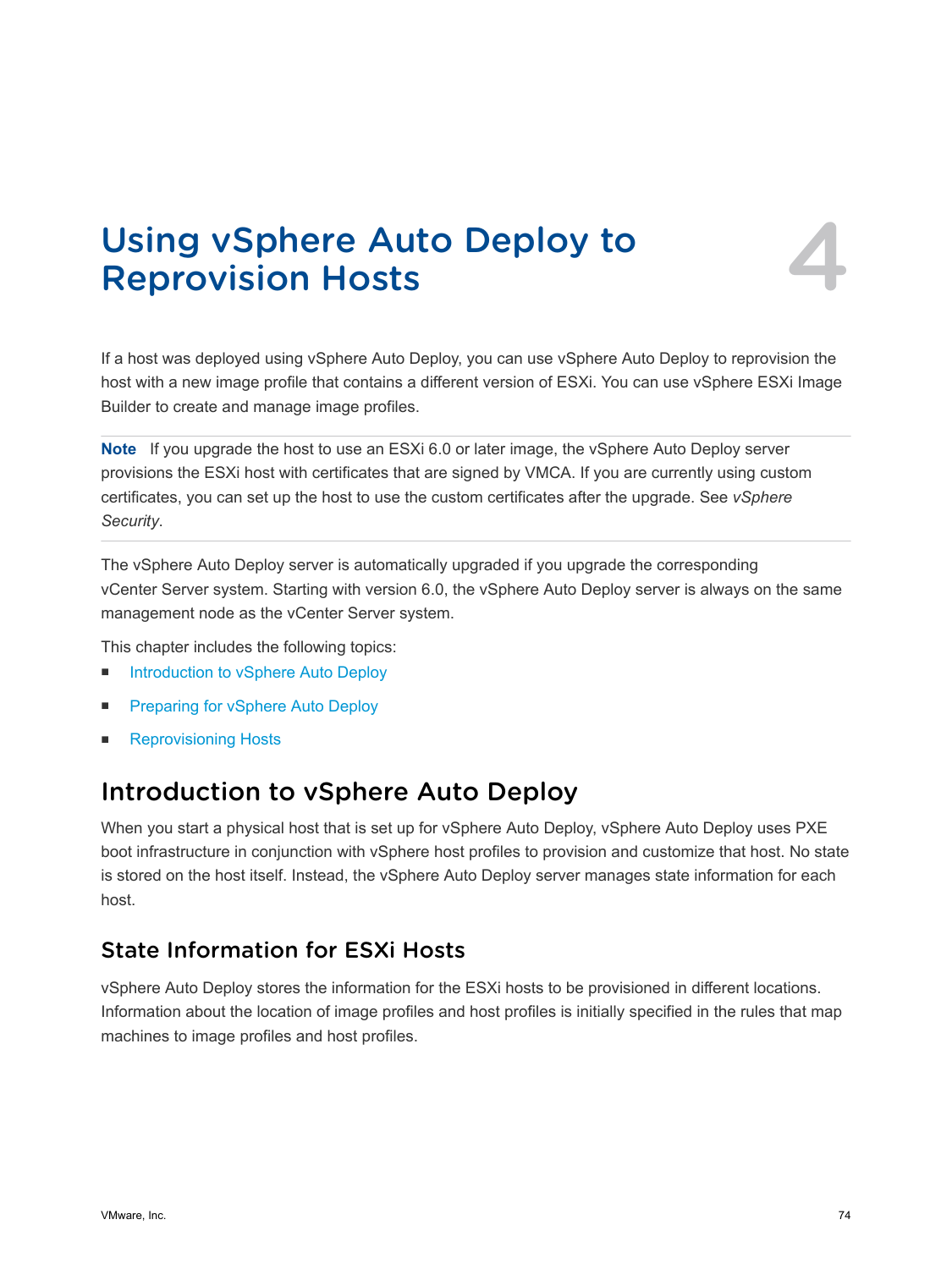# Using vSphere Auto Deploy to Reprovision Hosts 4

If a host was deployed using vSphere Auto Deploy, you can use vSphere Auto Deploy to reprovision the host with a new image profile that contains a different version of ESXi. You can use vSphere ESXi Image Builder to create and manage image profiles.

**Note** If you upgrade the host to use an ESXi 6.0 or later image, the vSphere Auto Deploy server provisions the ESXi host with certificates that are signed by VMCA. If you are currently using custom certificates, you can set up the host to use the custom certificates after the upgrade. See *vSphere Security*.

The vSphere Auto Deploy server is automatically upgraded if you upgrade the corresponding vCenter Server system. Starting with version 6.0, the vSphere Auto Deploy server is always on the same management node as the vCenter Server system.

This chapter includes the following topics:

- Introduction to vSphere Auto Deploy
- Preparing for vSphere Auto Deploy
- Reprovisioning Hosts

## Introduction to vSphere Auto Deploy

When you start a physical host that is set up for vSphere Auto Deploy, vSphere Auto Deploy uses PXE boot infrastructure in conjunction with vSphere host profiles to provision and customize that host. No state is stored on the host itself. Instead, the vSphere Auto Deploy server manages state information for each host.

### State Information for ESXi Hosts

vSphere Auto Deploy stores the information for the ESXi hosts to be provisioned in different locations. Information about the location of image profiles and host profiles is initially specified in the rules that map machines to image profiles and host profiles.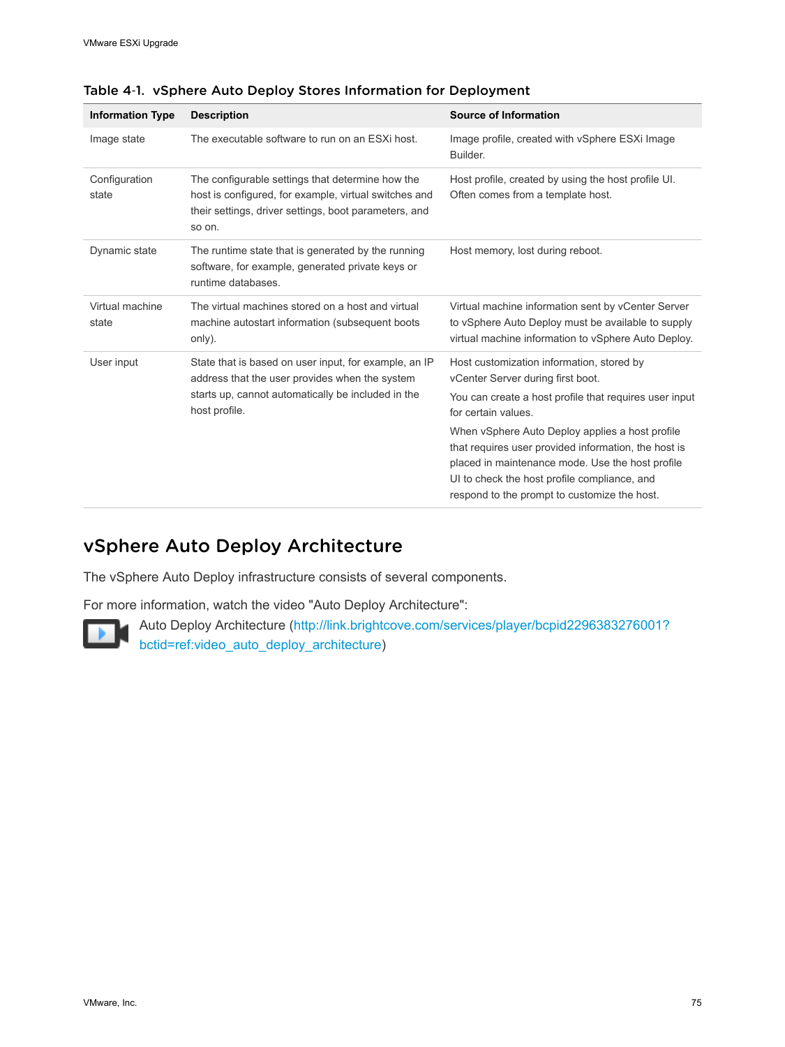**Table 4-1. vSphere Auto Deploy Stores Information for Deployment**

| Information Type | Description | Source of Information |
| --- | --- | --- |
| Image state | The executable software to run on an ESXi host. | Image profile, created with vSphere ESXi Image Builder. |
| Configuration state | The configurable settings that determine how the host is configured, for example, virtual switches and their settings, driver settings, boot parameters, and so on. | Host profile, created by using the host profile UI. Often comes from a template host. |
| Dynamic state | The runtime state that is generated by the running software, for example, generated private keys or runtime databases. | Host memory, lost during reboot. |
| Virtual machine state | The virtual machines stored on a host and virtual machine autostart information (subsequent boots only). | Virtual machine information sent by vCenter Server to vSphere Auto Deploy must be available to supply virtual machine information to vSphere Auto Deploy. |
| User input | State that is based on user input, for example, an IP address that the user provides when the system starts up, cannot automatically be included in the host profile. | Host customization information, stored by vCenter Server during first boot. You can create a host profile that requires user input for certain values. When vSphere Auto Deploy applies a host profile that requires user provided information, the host is placed in maintenance mode. Use the host profile UI to check the host profile compliance, and respond to the prompt to customize the host. |

## vSphere Auto Deploy Architecture

The vSphere Auto Deploy infrastructure consists of several components.

For more information, watch the video "Auto Deploy Architecture":

Auto Deploy Architecture (http://link.brightcove.com/services/player/bcpid2296383276001?bctid=ref:video_auto_deploy_architecture)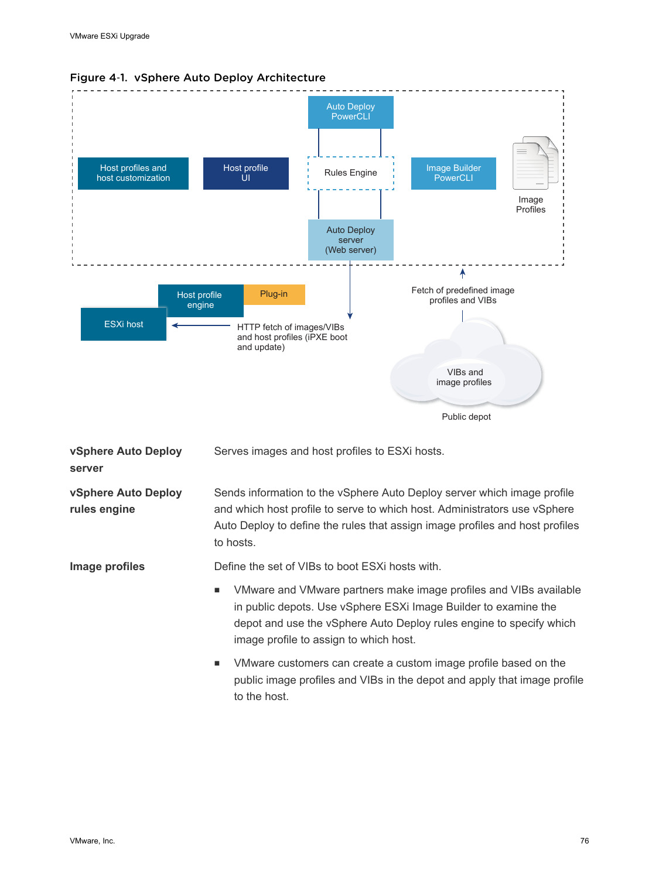Figure 4-1. vSphere Auto Deploy Architecture

Auto Deploy PowerCLI

Host profiles and host customization

Host profile UI

Rules Engine

Image Builder PowerCLI

Image Profiles

Auto Deploy server (Web server)

Host profile engine

Plug-in

ESXi host

HTTP fetch of images/VIBs and host profiles (iPXE boot and update)

Fetch of predefined image profiles and VIBs

VIBs and image profiles

Public depot

**vSphere Auto Deploy server**

Serves images and host profiles to ESXi hosts.

**vSphere Auto Deploy rules engine**

Sends information to the vSphere Auto Deploy server which image profile and which host profile to serve to which host. Administrators use vSphere Auto Deploy to define the rules that assign image profiles and host profiles to hosts.

**Image profiles**

Define the set of VIBs to boot ESXi hosts with.

- VMware and VMware partners make image profiles and VIBs available in public depots. Use vSphere ESXi Image Builder to examine the depot and use the vSphere Auto Deploy rules engine to specify which image profile to assign to which host.
- VMware customers can create a custom image profile based on the public image profiles and VIBs in the depot and apply that image profile to the host.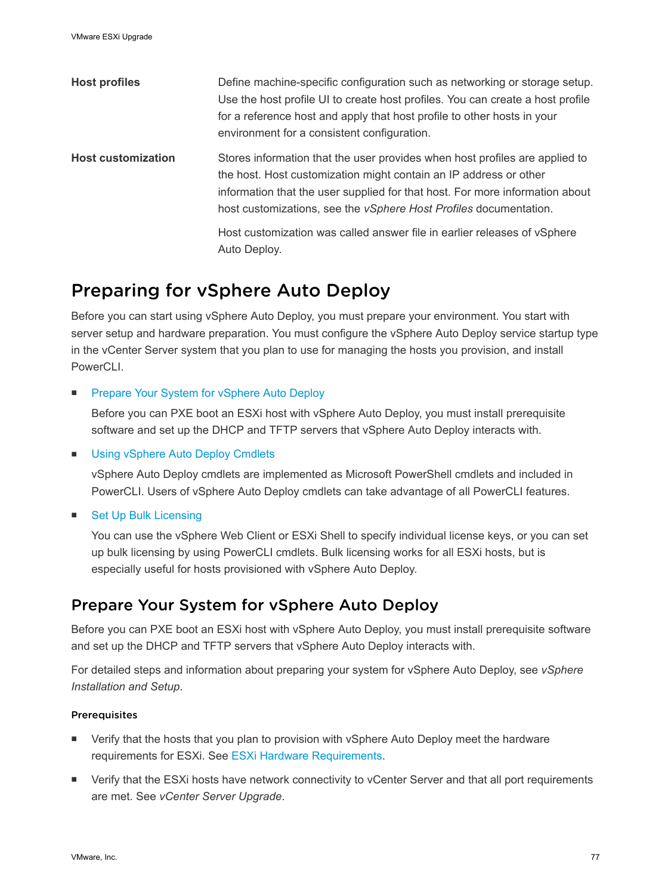**Host profiles**

Define machine-specific configuration such as networking or storage setup. Use the host profile UI to create host profiles. You can create a host profile for a reference host and apply that host profile to other hosts in your environment for a consistent configuration.

**Host customization**

Stores information that the user provides when host profiles are applied to the host. Host customization might contain an IP address or other information that the user supplied for that host. For more information about host customizations, see the *vSphere Host Profiles* documentation.

Host customization was called answer file in earlier releases of vSphere Auto Deploy.

## Preparing for vSphere Auto Deploy

Before you can start using vSphere Auto Deploy, you must prepare your environment. You start with server setup and hardware preparation. You must configure the vSphere Auto Deploy service startup type in the vCenter Server system that you plan to use for managing the hosts you provision, and install PowerCLI.

- Prepare Your System for vSphere Auto Deploy

  Before you can PXE boot an ESXi host with vSphere Auto Deploy, you must install prerequisite software and set up the DHCP and TFTP servers that vSphere Auto Deploy interacts with.

- Using vSphere Auto Deploy Cmdlets

  vSphere Auto Deploy cmdlets are implemented as Microsoft PowerShell cmdlets and included in PowerCLI. Users of vSphere Auto Deploy cmdlets can take advantage of all PowerCLI features.

- Set Up Bulk Licensing

  You can use the vSphere Web Client or ESXi Shell to specify individual license keys, or you can set up bulk licensing by using PowerCLI cmdlets. Bulk licensing works for all ESXi hosts, but is especially useful for hosts provisioned with vSphere Auto Deploy.

### Prepare Your System for vSphere Auto Deploy

Before you can PXE boot an ESXi host with vSphere Auto Deploy, you must install prerequisite software and set up the DHCP and TFTP servers that vSphere Auto Deploy interacts with.

For detailed steps and information about preparing your system for vSphere Auto Deploy, see *vSphere Installation and Setup*.

#### Prerequisites

- Verify that the hosts that you plan to provision with vSphere Auto Deploy meet the hardware requirements for ESXi. See ESXi Hardware Requirements.
- Verify that the ESXi hosts have network connectivity to vCenter Server and that all port requirements are met. See *vCenter Server Upgrade*.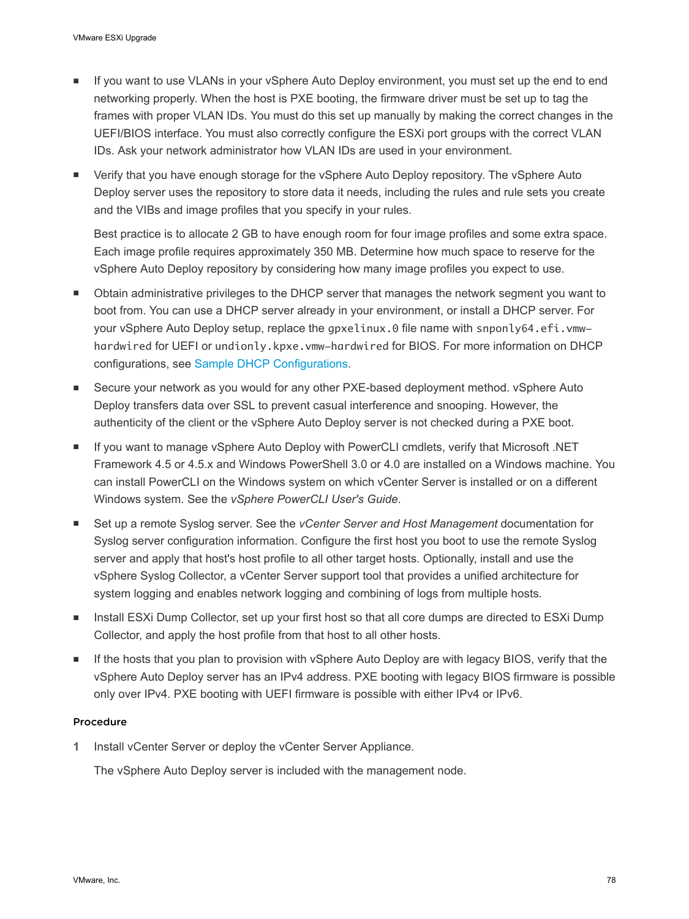- If you want to use VLANs in your vSphere Auto Deploy environment, you must set up the end to end networking properly. When the host is PXE booting, the firmware driver must be set up to tag the frames with proper VLAN IDs. You must do this set up manually by making the correct changes in the UEFI/BIOS interface. You must also correctly configure the ESXi port groups with the correct VLAN IDs. Ask your network administrator how VLAN IDs are used in your environment.
- Verify that you have enough storage for the vSphere Auto Deploy repository. The vSphere Auto Deploy server uses the repository to store data it needs, including the rules and rule sets you create and the VIBs and image profiles that you specify in your rules.

  Best practice is to allocate 2 GB to have enough room for four image profiles and some extra space. Each image profile requires approximately 350 MB. Determine how much space to reserve for the vSphere Auto Deploy repository by considering how many image profiles you expect to use.
- Obtain administrative privileges to the DHCP server that manages the network segment you want to boot from. You can use a DHCP server already in your environment, or install a DHCP server. For your vSphere Auto Deploy setup, replace the `gpxelinux.0` file name with `snponly64.efi.vmw-hardwired` for UEFI or `undionly.kpxe.vmw-hardwired` for BIOS. For more information on DHCP configurations, see Sample DHCP Configurations.
- Secure your network as you would for any other PXE-based deployment method. vSphere Auto Deploy transfers data over SSL to prevent casual interference and snooping. However, the authenticity of the client or the vSphere Auto Deploy server is not checked during a PXE boot.
- If you want to manage vSphere Auto Deploy with PowerCLI cmdlets, verify that Microsoft .NET Framework 4.5 or 4.5.x and Windows PowerShell 3.0 or 4.0 are installed on a Windows machine. You can install PowerCLI on the Windows system on which vCenter Server is installed or on a different Windows system. See the *vSphere PowerCLI User's Guide*.
- Set up a remote Syslog server. See the *vCenter Server and Host Management* documentation for Syslog server configuration information. Configure the first host you boot to use the remote Syslog server and apply that host's host profile to all other target hosts. Optionally, install and use the vSphere Syslog Collector, a vCenter Server support tool that provides a unified architecture for system logging and enables network logging and combining of logs from multiple hosts.
- Install ESXi Dump Collector, set up your first host so that all core dumps are directed to ESXi Dump Collector, and apply the host profile from that host to all other hosts.
- If the hosts that you plan to provision with vSphere Auto Deploy are with legacy BIOS, verify that the vSphere Auto Deploy server has an IPv4 address. PXE booting with legacy BIOS firmware is possible only over IPv4. PXE booting with UEFI firmware is possible with either IPv4 or IPv6.

#### Procedure

1. Install vCenter Server or deploy the vCenter Server Appliance.

   The vSphere Auto Deploy server is included with the management node.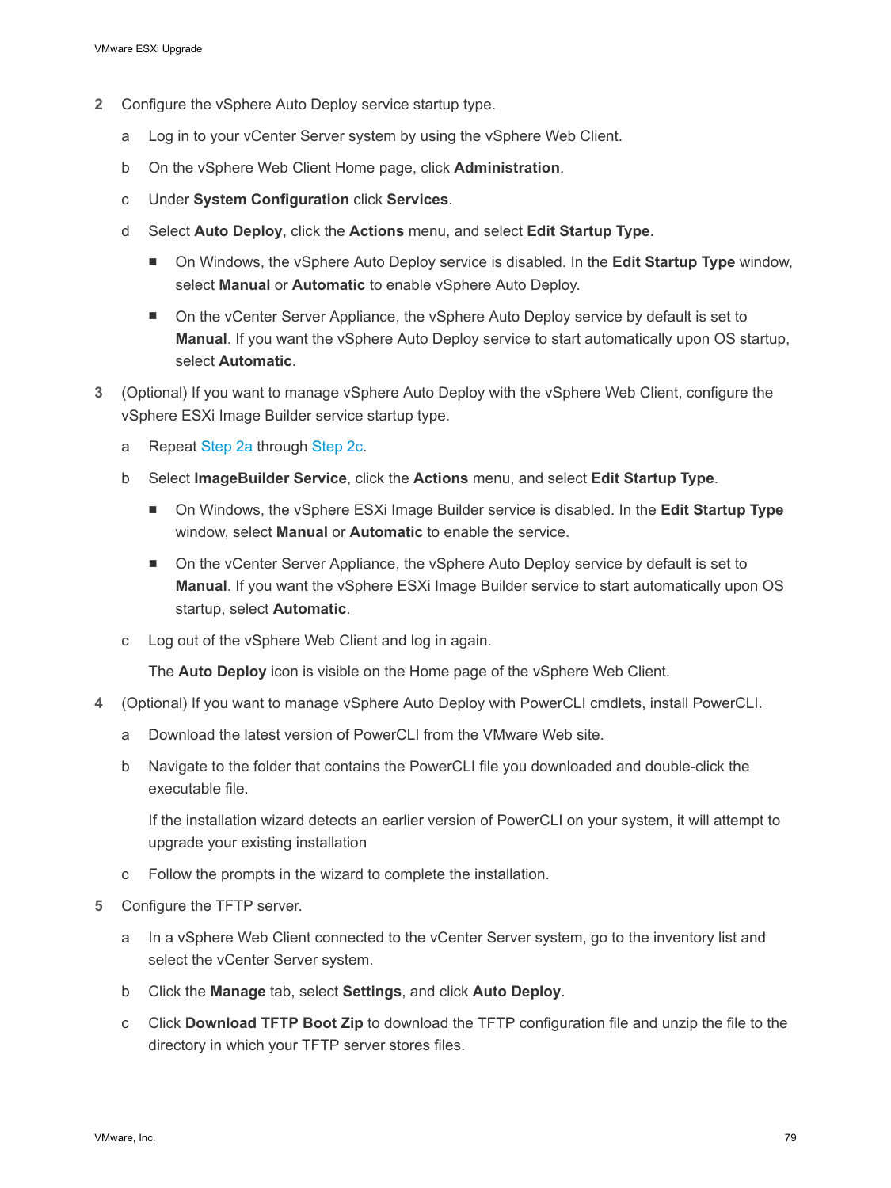2. Configure the vSphere Auto Deploy service startup type.

   a. Log in to your vCenter Server system by using the vSphere Web Client.

   b. On the vSphere Web Client Home page, click **Administration**.

   c. Under **System Configuration** click **Services**.

   d. Select **Auto Deploy**, click the **Actions** menu, and select **Edit Startup Type**.

      - On Windows, the vSphere Auto Deploy service is disabled. In the **Edit Startup Type** window, select **Manual** or **Automatic** to enable vSphere Auto Deploy.
      - On the vCenter Server Appliance, the vSphere Auto Deploy service by default is set to **Manual**. If you want the vSphere Auto Deploy service to start automatically upon OS startup, select **Automatic**.

3. (Optional) If you want to manage vSphere Auto Deploy with the vSphere Web Client, configure the vSphere ESXi Image Builder service startup type.

   a. Repeat Step 2a through Step 2c.

   b. Select **ImageBuilder Service**, click the **Actions** menu, and select **Edit Startup Type**.

      - On Windows, the vSphere ESXi Image Builder service is disabled. In the **Edit Startup Type** window, select **Manual** or **Automatic** to enable the service.
      - On the vCenter Server Appliance, the vSphere Auto Deploy service by default is set to **Manual**. If you want the vSphere ESXi Image Builder service to start automatically upon OS startup, select **Automatic**.

   c. Log out of the vSphere Web Client and log in again.

      The **Auto Deploy** icon is visible on the Home page of the vSphere Web Client.

4. (Optional) If you want to manage vSphere Auto Deploy with PowerCLI cmdlets, install PowerCLI.

   a. Download the latest version of PowerCLI from the VMware Web site.

   b. Navigate to the folder that contains the PowerCLI file you downloaded and double-click the executable file.

      If the installation wizard detects an earlier version of PowerCLI on your system, it will attempt to upgrade your existing installation

   c. Follow the prompts in the wizard to complete the installation.

5. Configure the TFTP server.

   a. In a vSphere Web Client connected to the vCenter Server system, go to the inventory list and select the vCenter Server system.

   b. Click the **Manage** tab, select **Settings**, and click **Auto Deploy**.

   c. Click **Download TFTP Boot Zip** to download the TFTP configuration file and unzip the file to the directory in which your TFTP server stores files.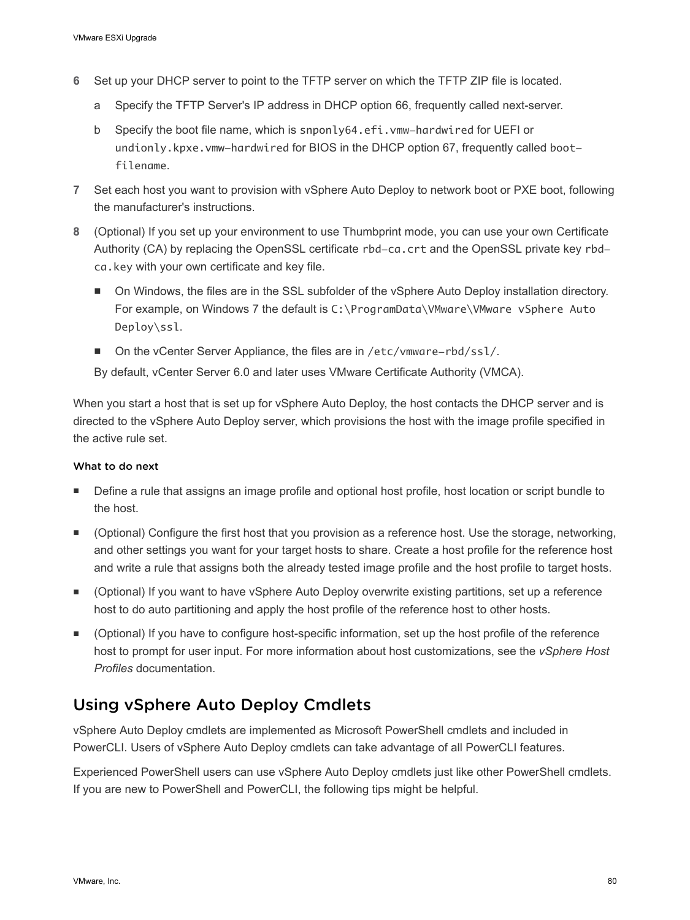6 Set up your DHCP server to point to the TFTP server on which the TFTP ZIP file is located.

   a Specify the TFTP Server's IP address in DHCP option 66, frequently called next-server.

   b Specify the boot file name, which is `snponly64.efi.vmw-hardwired` for UEFI or `undionly.kpxe.vmw-hardwired` for BIOS in the DHCP option 67, frequently called `boot-filename`.

7 Set each host you want to provision with vSphere Auto Deploy to network boot or PXE boot, following the manufacturer's instructions.

8 (Optional) If you set up your environment to use Thumbprint mode, you can use your own Certificate Authority (CA) by replacing the OpenSSL certificate `rbd-ca.crt` and the OpenSSL private key `rbd-ca.key` with your own certificate and key file.

   - On Windows, the files are in the SSL subfolder of the vSphere Auto Deploy installation directory. For example, on Windows 7 the default is `C:\ProgramData\VMware\VMware vSphere Auto Deploy\ssl`.
   - On the vCenter Server Appliance, the files are in `/etc/vmware-rbd/ssl/`.

   By default, vCenter Server 6.0 and later uses VMware Certificate Authority (VMCA).

When you start a host that is set up for vSphere Auto Deploy, the host contacts the DHCP server and is directed to the vSphere Auto Deploy server, which provisions the host with the image profile specified in the active rule set.

#### What to do next

- Define a rule that assigns an image profile and optional host profile, host location or script bundle to the host.
- (Optional) Configure the first host that you provision as a reference host. Use the storage, networking, and other settings you want for your target hosts to share. Create a host profile for the reference host and write a rule that assigns both the already tested image profile and the host profile to target hosts.
- (Optional) If you want to have vSphere Auto Deploy overwrite existing partitions, set up a reference host to do auto partitioning and apply the host profile of the reference host to other hosts.
- (Optional) If you have to configure host-specific information, set up the host profile of the reference host to prompt for user input. For more information about host customizations, see the *vSphere Host Profiles* documentation.

## Using vSphere Auto Deploy Cmdlets

vSphere Auto Deploy cmdlets are implemented as Microsoft PowerShell cmdlets and included in PowerCLI. Users of vSphere Auto Deploy cmdlets can take advantage of all PowerCLI features.

Experienced PowerShell users can use vSphere Auto Deploy cmdlets just like other PowerShell cmdlets. If you are new to PowerShell and PowerCLI, the following tips might be helpful.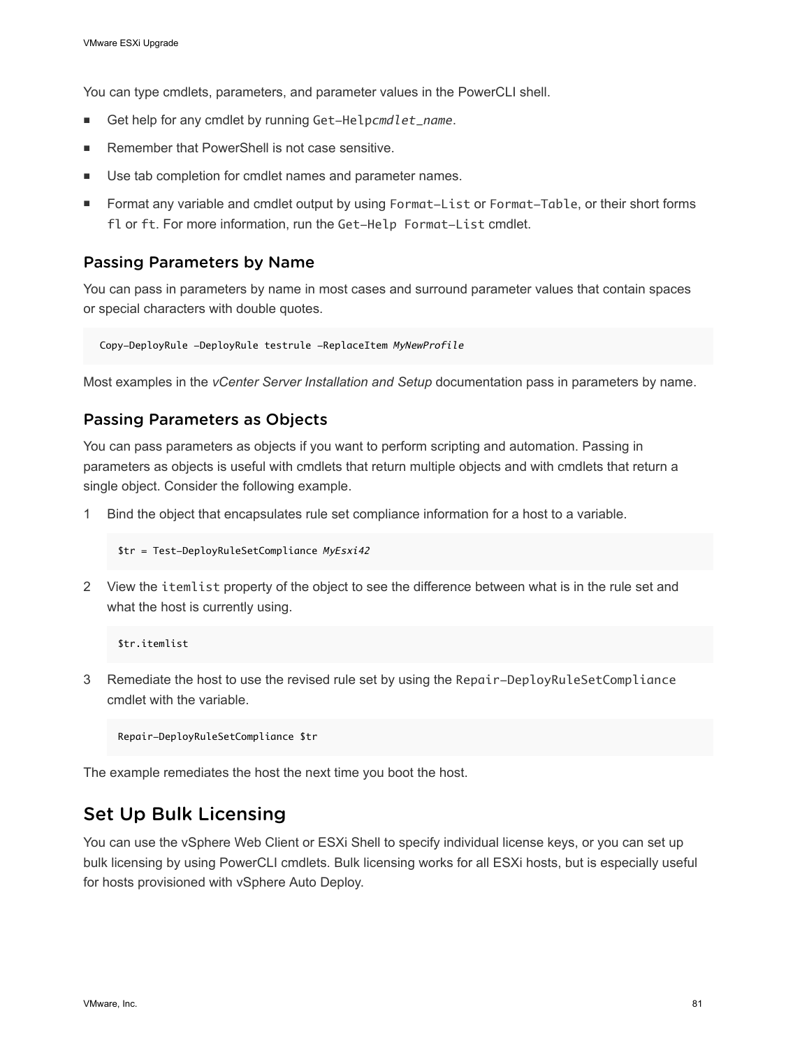You can type cmdlets, parameters, and parameter values in the PowerCLI shell.

- Get help for any cmdlet by running `Get-Help`*`cmdlet_name`*.
- Remember that PowerShell is not case sensitive.
- Use tab completion for cmdlet names and parameter names.
- Format any variable and cmdlet output by using `Format-List` or `Format-Table`, or their short forms `fl` or `ft`. For more information, run the `Get-Help Format-List` cmdlet.

### Passing Parameters by Name

You can pass in parameters by name in most cases and surround parameter values that contain spaces or special characters with double quotes.

```
Copy-DeployRule -DeployRule testrule -ReplaceItem MyNewProfile
```

Most examples in the *vCenter Server Installation and Setup* documentation pass in parameters by name.

### Passing Parameters as Objects

You can pass parameters as objects if you want to perform scripting and automation. Passing in parameters as objects is useful with cmdlets that return multiple objects and with cmdlets that return a single object. Consider the following example.

1. Bind the object that encapsulates rule set compliance information for a host to a variable.

   ```
   $tr = Test-DeployRuleSetCompliance MyEsxi42
   ```

2. View the `itemlist` property of the object to see the difference between what is in the rule set and what the host is currently using.

   ```
   $tr.itemlist
   ```

3. Remediate the host to use the revised rule set by using the `Repair-DeployRuleSetCompliance` cmdlet with the variable.

   ```
   Repair-DeployRuleSetCompliance $tr
   ```

The example remediates the host the next time you boot the host.

## Set Up Bulk Licensing

You can use the vSphere Web Client or ESXi Shell to specify individual license keys, or you can set up bulk licensing by using PowerCLI cmdlets. Bulk licensing works for all ESXi hosts, but is especially useful for hosts provisioned with vSphere Auto Deploy.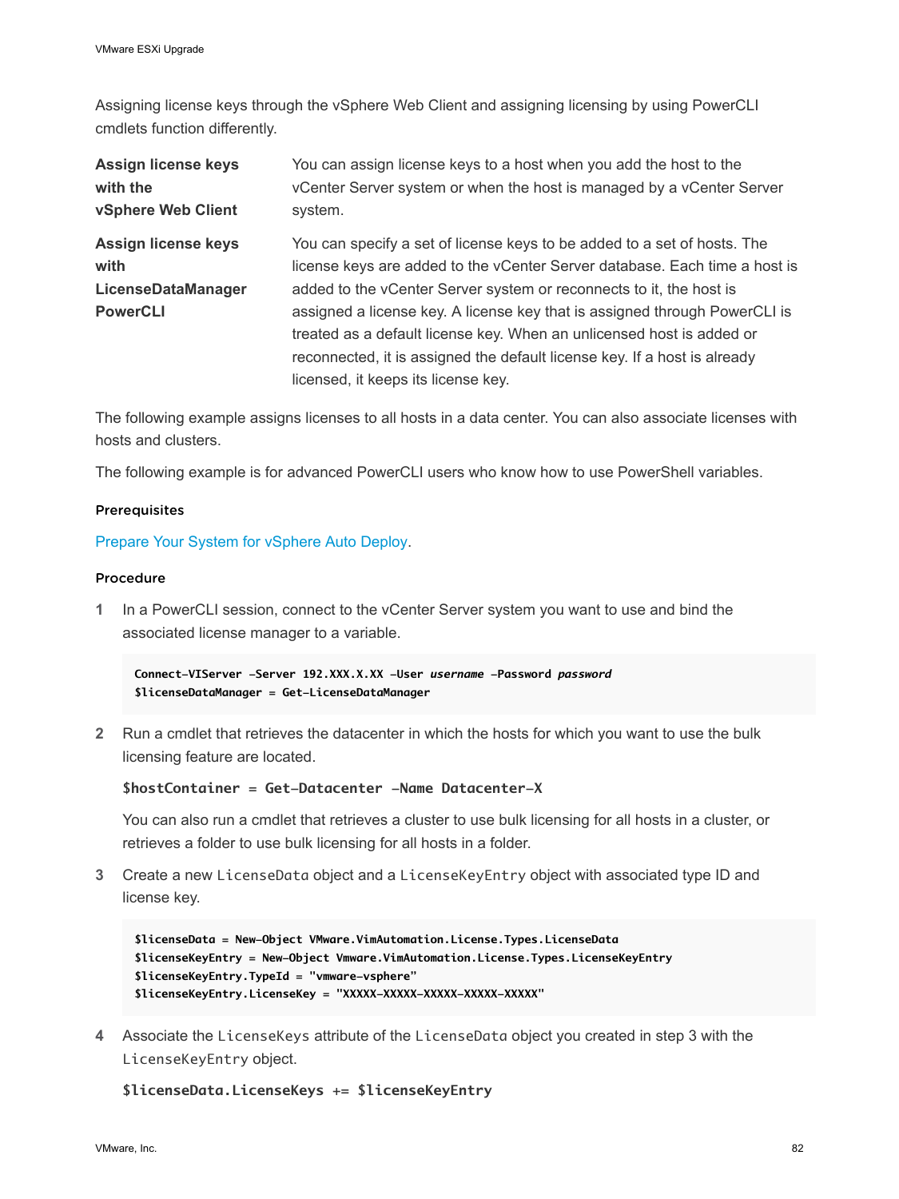Assigning license keys through the vSphere Web Client and assigning licensing by using PowerCLI cmdlets function differently.

**Assign license keys with the vSphere Web Client**

You can assign license keys to a host when you add the host to the vCenter Server system or when the host is managed by a vCenter Server system.

**Assign license keys with LicenseDataManager PowerCLI**

You can specify a set of license keys to be added to a set of hosts. The license keys are added to the vCenter Server database. Each time a host is added to the vCenter Server system or reconnects to it, the host is assigned a license key. A license key that is assigned through PowerCLI is treated as a default license key. When an unlicensed host is added or reconnected, it is assigned the default license key. If a host is already licensed, it keeps its license key.

The following example assigns licenses to all hosts in a data center. You can also associate licenses with hosts and clusters.

The following example is for advanced PowerCLI users who know how to use PowerShell variables.

#### Prerequisites

Prepare Your System for vSphere Auto Deploy.

#### Procedure

1. In a PowerCLI session, connect to the vCenter Server system you want to use and bind the associated license manager to a variable.

   ```
   Connect-VIServer -Server 192.XXX.X.XX -User username -Password password
   $licenseDataManager = Get-LicenseDataManager
   ```

2. Run a cmdlet that retrieves the datacenter in which the hosts for which you want to use the bulk licensing feature are located.

   ```
   $hostContainer = Get-Datacenter -Name Datacenter-X
   ```

   You can also run a cmdlet that retrieves a cluster to use bulk licensing for all hosts in a cluster, or retrieves a folder to use bulk licensing for all hosts in a folder.

3. Create a new `LicenseData` object and a `LicenseKeyEntry` object with associated type ID and license key.

   ```
   $licenseData = New-Object VMware.VimAutomation.License.Types.LicenseData
   $licenseKeyEntry = New-Object Vmware.VimAutomation.License.Types.LicenseKeyEntry
   $licenseKeyEntry.TypeId = "vmware-vsphere"
   $licenseKeyEntry.LicenseKey = "XXXXX-XXXXX-XXXXX-XXXXX-XXXXX"
   ```

4. Associate the `LicenseKeys` attribute of the `LicenseData` object you created in step 3 with the `LicenseKeyEntry` object.

   ```
   $licenseData.LicenseKeys += $licenseKeyEntry
   ```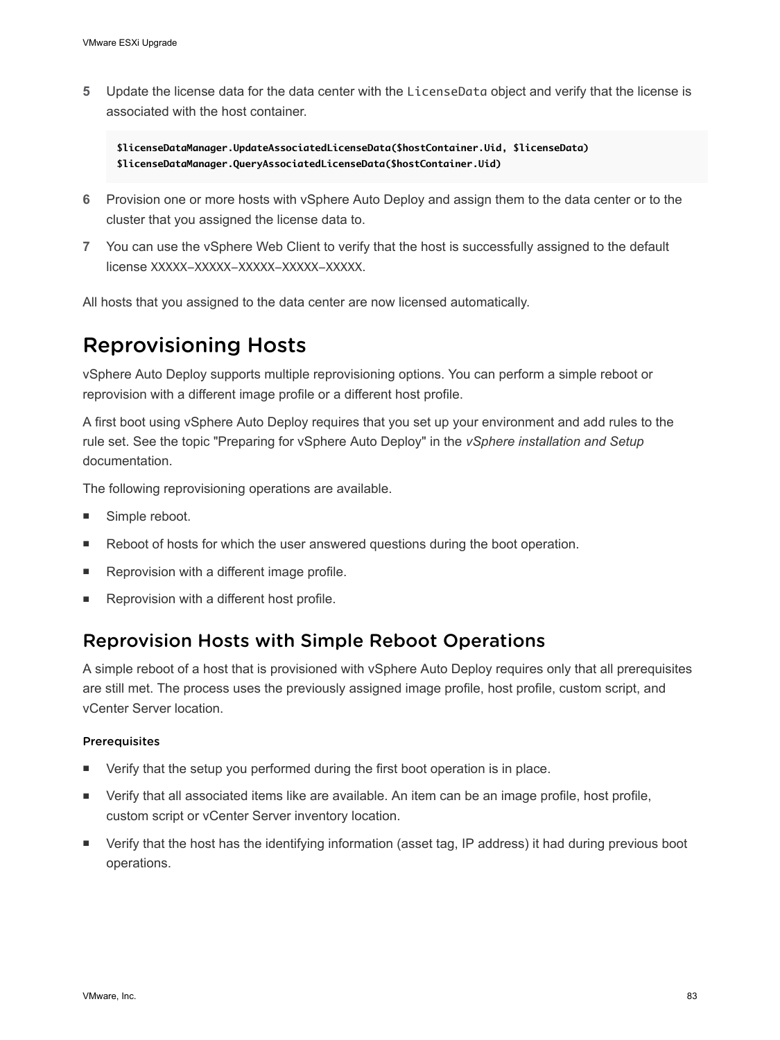5. Update the license data for the data center with the `LicenseData` object and verify that the license is associated with the host container.

   ```
   $licenseDataManager.UpdateAssociatedLicenseData($hostContainer.Uid, $licenseData)
   $licenseDataManager.QueryAssociatedLicenseData($hostContainer.Uid)
   ```

6. Provision one or more hosts with vSphere Auto Deploy and assign them to the data center or to the cluster that you assigned the license data to.
7. You can use the vSphere Web Client to verify that the host is successfully assigned to the default license XXXXX-XXXXX-XXXXX-XXXXX-XXXXX.

All hosts that you assigned to the data center are now licensed automatically.

# Reprovisioning Hosts

vSphere Auto Deploy supports multiple reprovisioning options. You can perform a simple reboot or reprovision with a different image profile or a different host profile.

A first boot using vSphere Auto Deploy requires that you set up your environment and add rules to the rule set. See the topic "Preparing for vSphere Auto Deploy" in the *vSphere installation and Setup* documentation.

The following reprovisioning operations are available.

- Simple reboot.
- Reboot of hosts for which the user answered questions during the boot operation.
- Reprovision with a different image profile.
- Reprovision with a different host profile.

## Reprovision Hosts with Simple Reboot Operations

A simple reboot of a host that is provisioned with vSphere Auto Deploy requires only that all prerequisites are still met. The process uses the previously assigned image profile, host profile, custom script, and vCenter Server location.

### Prerequisites

- Verify that the setup you performed during the first boot operation is in place.
- Verify that all associated items like are available. An item can be an image profile, host profile, custom script or vCenter Server inventory location.
- Verify that the host has the identifying information (asset tag, IP address) it had during previous boot operations.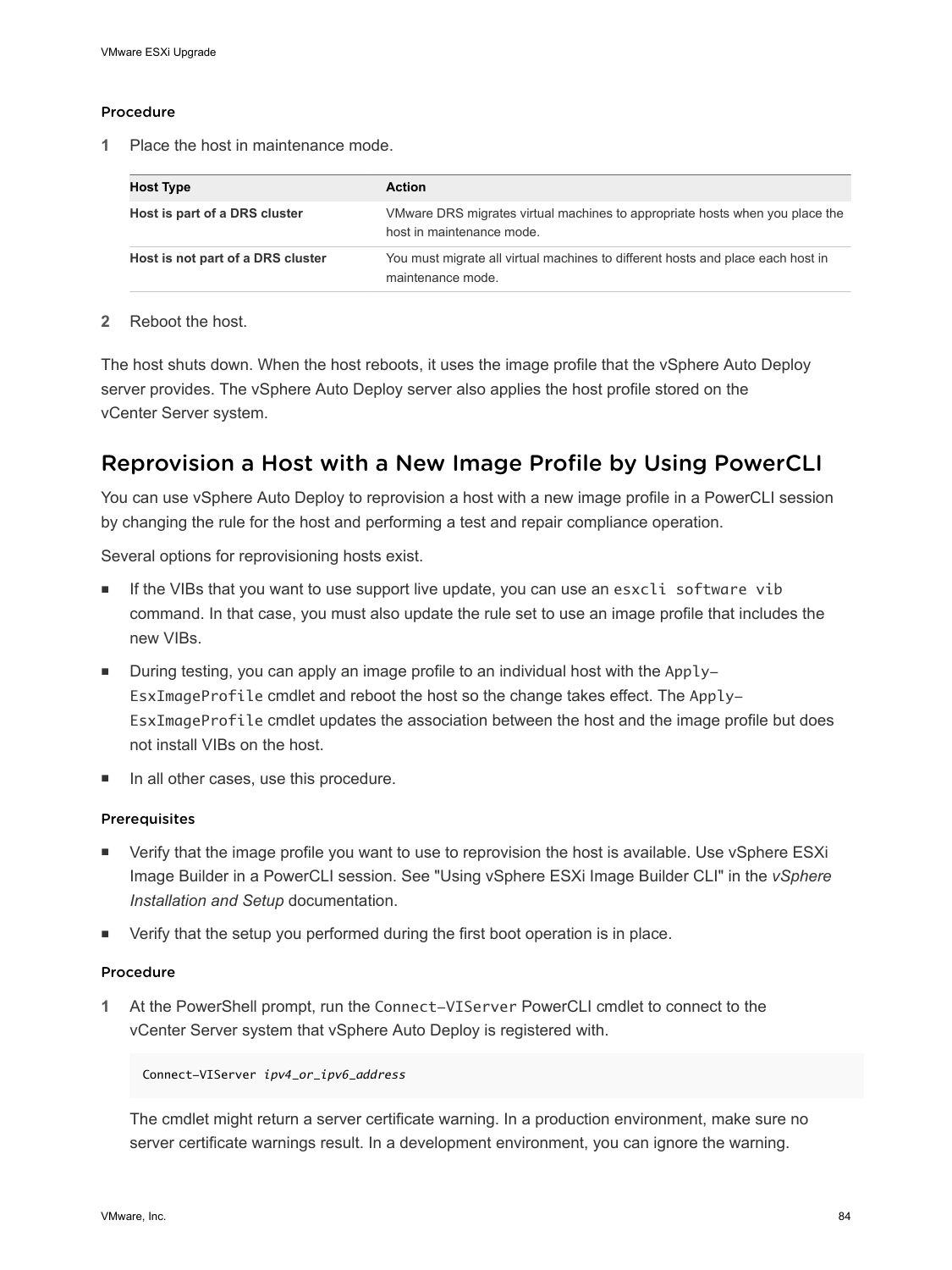#### Procedure

1 Place the host in maintenance mode.

| Host Type | Action |
| --- | --- |
| **Host is part of a DRS cluster** | VMware DRS migrates virtual machines to appropriate hosts when you place the host in maintenance mode. |
| **Host is not part of a DRS cluster** | You must migrate all virtual machines to different hosts and place each host in maintenance mode. |

2 Reboot the host.

The host shuts down. When the host reboots, it uses the image profile that the vSphere Auto Deploy server provides. The vSphere Auto Deploy server also applies the host profile stored on the vCenter Server system.

## Reprovision a Host with a New Image Profile by Using PowerCLI

You can use vSphere Auto Deploy to reprovision a host with a new image profile in a PowerCLI session by changing the rule for the host and performing a test and repair compliance operation.

Several options for reprovisioning hosts exist.

- If the VIBs that you want to use support live update, you can use an `esxcli software vib` command. In that case, you must also update the rule set to use an image profile that includes the new VIBs.
- During testing, you can apply an image profile to an individual host with the `Apply-EsxImageProfile` cmdlet and reboot the host so the change takes effect. The `Apply-EsxImageProfile` cmdlet updates the association between the host and the image profile but does not install VIBs on the host.
- In all other cases, use this procedure.

#### Prerequisites

- Verify that the image profile you want to use to reprovision the host is available. Use vSphere ESXi Image Builder in a PowerCLI session. See "Using vSphere ESXi Image Builder CLI" in the *vSphere Installation and Setup* documentation.
- Verify that the setup you performed during the first boot operation is in place.

#### Procedure

1 At the PowerShell prompt, run the `Connect-VIServer` PowerCLI cmdlet to connect to the vCenter Server system that vSphere Auto Deploy is registered with.

```
Connect-VIServer ipv4_or_ipv6_address
```

The cmdlet might return a server certificate warning. In a production environment, make sure no server certificate warnings result. In a development environment, you can ignore the warning.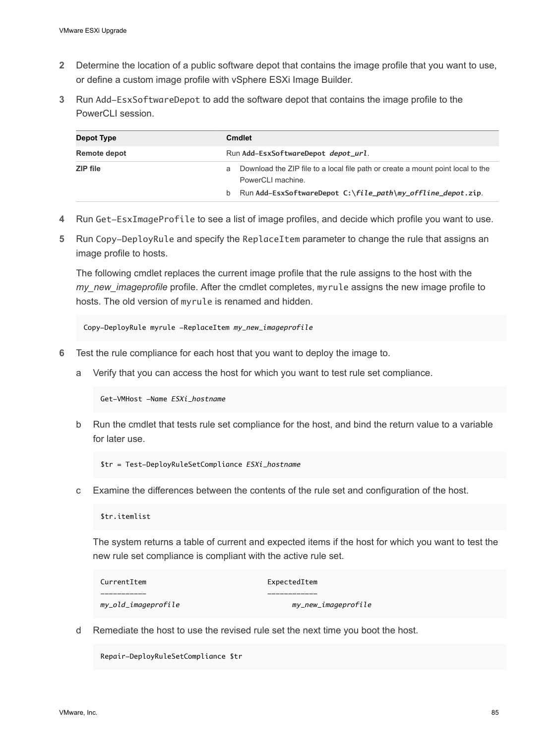2. Determine the location of a public software depot that contains the image profile that you want to use, or define a custom image profile with vSphere ESXi Image Builder.
3. Run `Add-EsxSoftwareDepot` to add the software depot that contains the image profile to the PowerCLI session.

| Depot Type | Cmdlet |
| --- | --- |
| **Remote depot** | Run **Add-EsxSoftwareDepot *depot_url***. |
| **ZIP file** | a Download the ZIP file to a local file path or create a mount point local to the PowerCLI machine.<br>b Run **Add-EsxSoftwareDepot C:\\*file_path*\\*my_offline_depot*.zip**. |

4. Run `Get-EsxImageProfile` to see a list of image profiles, and decide which profile you want to use.
5. Run `Copy-DeployRule` and specify the `ReplaceItem` parameter to change the rule that assigns an image profile to hosts.

   The following cmdlet replaces the current image profile that the rule assigns to the host with the *my_new_imageprofile* profile. After the cmdlet completes, `myrule` assigns the new image profile to hosts. The old version of `myrule` is renamed and hidden.

   ```
   Copy-DeployRule myrule -ReplaceItem my_new_imageprofile
   ```

6. Test the rule compliance for each host that you want to deploy the image to.

   a. Verify that you can access the host for which you want to test rule set compliance.

   ```
   Get-VMHost -Name ESXi_hostname
   ```

   b. Run the cmdlet that tests rule set compliance for the host, and bind the return value to a variable for later use.

   ```
   $tr = Test-DeployRuleSetCompliance ESXi_hostname
   ```

   c. Examine the differences between the contents of the rule set and configuration of the host.

   ```
   $tr.itemlist
   ```

   The system returns a table of current and expected items if the host for which you want to test the new rule set compliance is compliant with the active rule set.

   ```
   CurrentItem                           ExpectedItem
   -----------                           ------------
   my_old_imageprofile                        my_new_imageprofile
   ```

   d. Remediate the host to use the revised rule set the next time you boot the host.

   ```
   Repair-DeployRuleSetCompliance $tr
   ```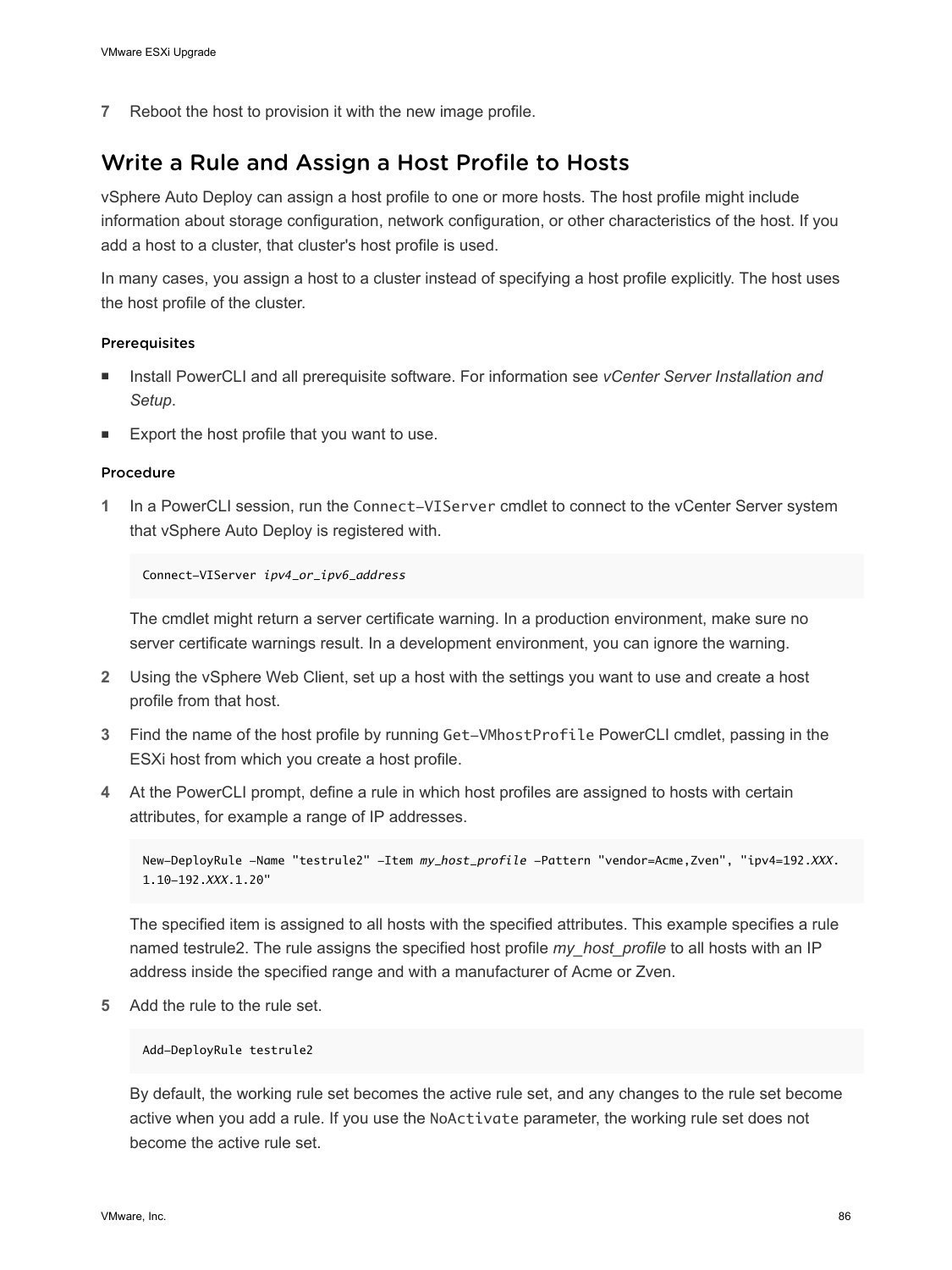7 Reboot the host to provision it with the new image profile.

## Write a Rule and Assign a Host Profile to Hosts

vSphere Auto Deploy can assign a host profile to one or more hosts. The host profile might include information about storage configuration, network configuration, or other characteristics of the host. If you add a host to a cluster, that cluster's host profile is used.

In many cases, you assign a host to a cluster instead of specifying a host profile explicitly. The host uses the host profile of the cluster.

### Prerequisites

- Install PowerCLI and all prerequisite software. For information see *vCenter Server Installation and Setup*.
- Export the host profile that you want to use.

### Procedure

1 In a PowerCLI session, run the `Connect-VIServer` cmdlet to connect to the vCenter Server system that vSphere Auto Deploy is registered with.

```
Connect-VIServer ipv4_or_ipv6_address
```

The cmdlet might return a server certificate warning. In a production environment, make sure no server certificate warnings result. In a development environment, you can ignore the warning.

2 Using the vSphere Web Client, set up a host with the settings you want to use and create a host profile from that host.

3 Find the name of the host profile by running `Get-VMhostProfile` PowerCLI cmdlet, passing in the ESXi host from which you create a host profile.

4 At the PowerCLI prompt, define a rule in which host profiles are assigned to hosts with certain attributes, for example a range of IP addresses.

```
New-DeployRule -Name "testrule2" -Item my_host_profile -Pattern "vendor=Acme,Zven", "ipv4=192.XXX.
1.10-192.XXX.1.20"
```

The specified item is assigned to all hosts with the specified attributes. This example specifies a rule named testrule2. The rule assigns the specified host profile *my_host_profile* to all hosts with an IP address inside the specified range and with a manufacturer of Acme or Zven.

5 Add the rule to the rule set.

```
Add-DeployRule testrule2
```

By default, the working rule set becomes the active rule set, and any changes to the rule set become active when you add a rule. If you use the `NoActivate` parameter, the working rule set does not become the active rule set.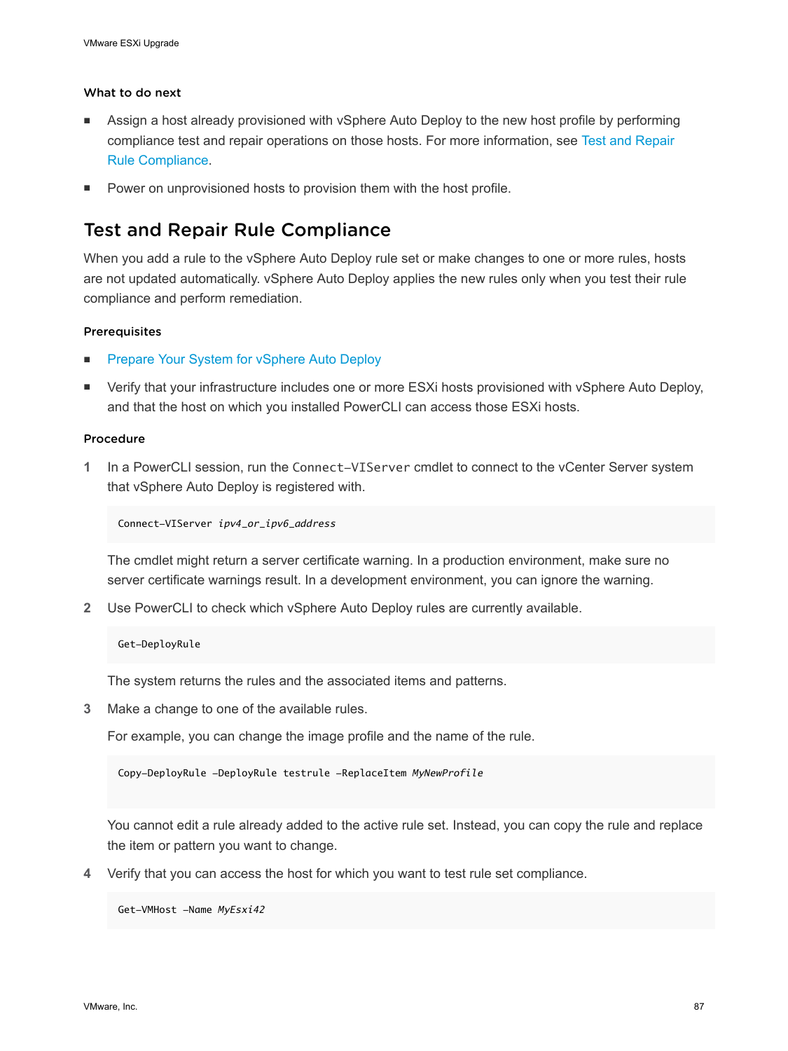#### What to do next

- Assign a host already provisioned with vSphere Auto Deploy to the new host profile by performing compliance test and repair operations on those hosts. For more information, see Test and Repair Rule Compliance.
- Power on unprovisioned hosts to provision them with the host profile.

## Test and Repair Rule Compliance

When you add a rule to the vSphere Auto Deploy rule set or make changes to one or more rules, hosts are not updated automatically. vSphere Auto Deploy applies the new rules only when you test their rule compliance and perform remediation.

#### Prerequisites

- Prepare Your System for vSphere Auto Deploy
- Verify that your infrastructure includes one or more ESXi hosts provisioned with vSphere Auto Deploy, and that the host on which you installed PowerCLI can access those ESXi hosts.

#### Procedure

1 In a PowerCLI session, run the `Connect-VIServer` cmdlet to connect to the vCenter Server system that vSphere Auto Deploy is registered with.

```
Connect-VIServer ipv4_or_ipv6_address
```

The cmdlet might return a server certificate warning. In a production environment, make sure no server certificate warnings result. In a development environment, you can ignore the warning.

2 Use PowerCLI to check which vSphere Auto Deploy rules are currently available.

```
Get-DeployRule
```

The system returns the rules and the associated items and patterns.

3 Make a change to one of the available rules.

For example, you can change the image profile and the name of the rule.

```
Copy-DeployRule -DeployRule testrule -ReplaceItem MyNewProfile
```

You cannot edit a rule already added to the active rule set. Instead, you can copy the rule and replace the item or pattern you want to change.

4 Verify that you can access the host for which you want to test rule set compliance.

```
Get-VMHost -Name MyEsxi42
```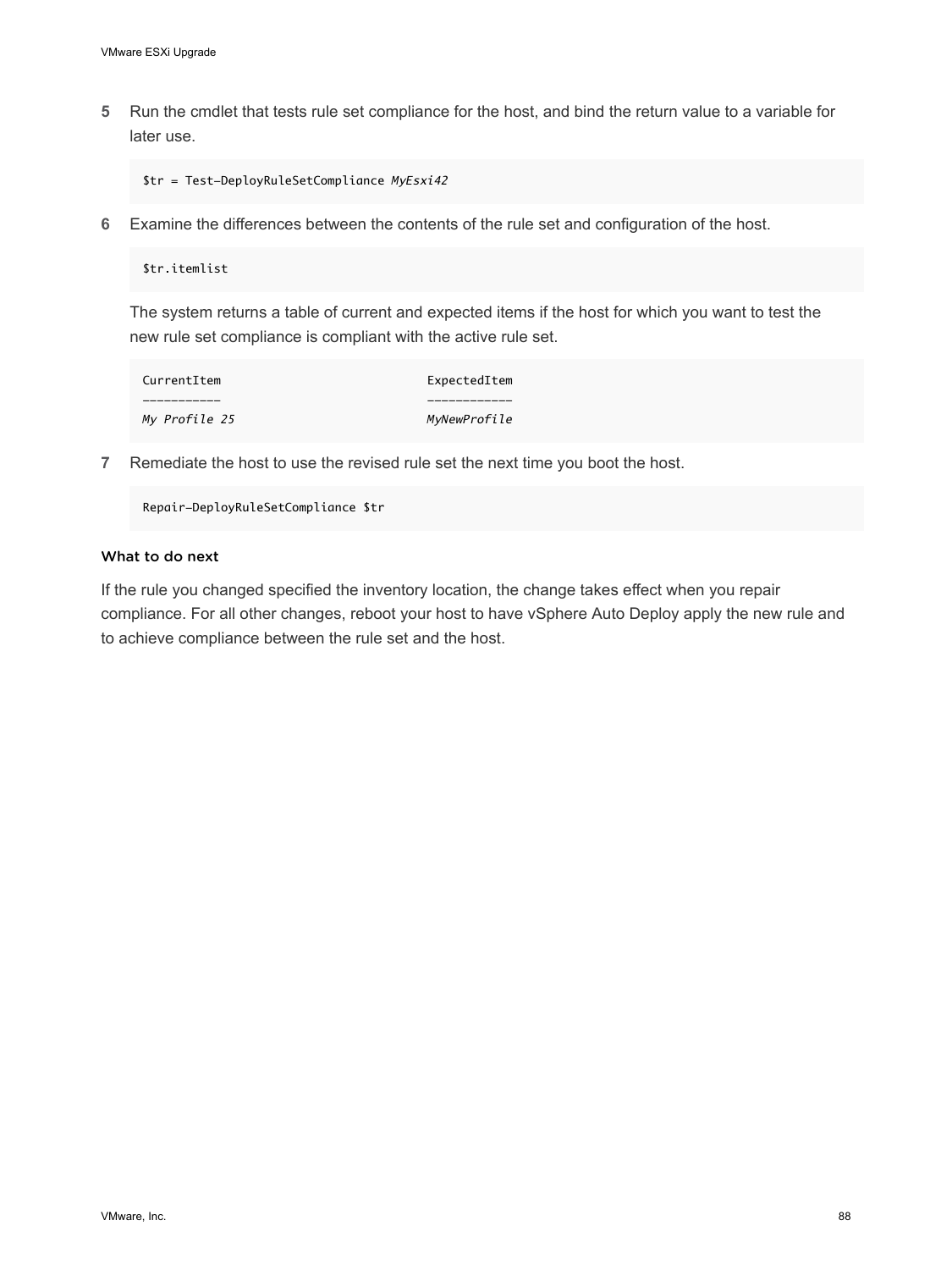5. Run the cmdlet that tests rule set compliance for the host, and bind the return value to a variable for later use.

   ```
   $tr = Test-DeployRuleSetCompliance MyEsxi42
   ```

6. Examine the differences between the contents of the rule set and configuration of the host.

   ```
   $tr.itemlist
   ```

   The system returns a table of current and expected items if the host for which you want to test the new rule set compliance is compliant with the active rule set.

   ```
   CurrentItem                             ExpectedItem
   -----------                             ------------
   My Profile 25                           MyNewProfile
   ```

7. Remediate the host to use the revised rule set the next time you boot the host.

   ```
   Repair-DeployRuleSetCompliance $tr
   ```

#### What to do next

If the rule you changed specified the inventory location, the change takes effect when you repair compliance. For all other changes, reboot your host to have vSphere Auto Deploy apply the new rule and to achieve compliance between the rule set and the host.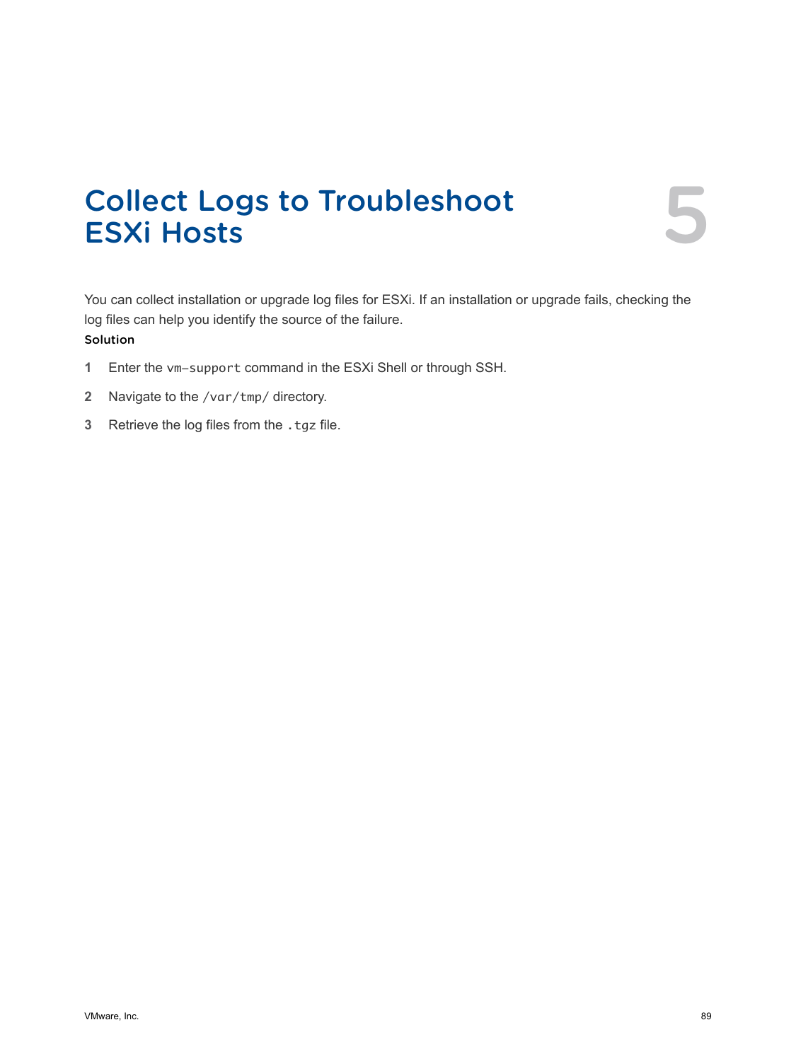# Collect Logs to Troubleshoot ESXi Hosts

5

You can collect installation or upgrade log files for ESXi. If an installation or upgrade fails, checking the log files can help you identify the source of the failure.

**Solution**

1. Enter the `vm-support` command in the ESXi Shell or through SSH.
2. Navigate to the `/var/tmp/` directory.
3. Retrieve the log files from the `.tgz` file.